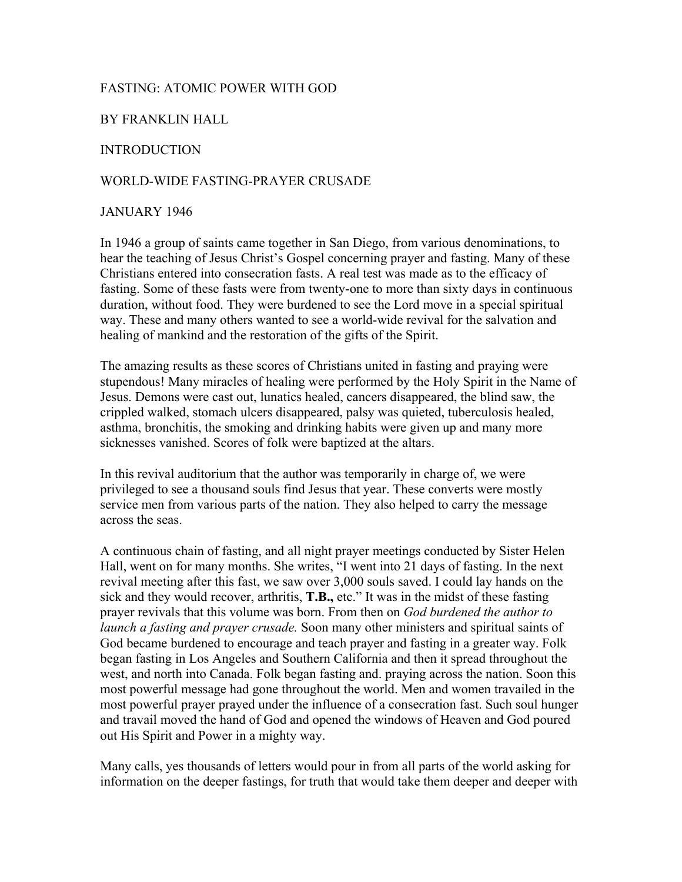# FASTING: ATOMIC POWER WITH GOD

BY FRANKLIN HALL

## INTRODUCTION

### WORLD-WIDE FASTING-PRAYER CRUSADE

JANUARY 1946

In 1946 a group of saints came together in San Diego, from various denominations, to hear the teaching of Jesus Christ's Gospel concerning prayer and fasting. Many of these Christians entered into consecration fasts. A real test was made as to the efficacy of fasting. Some of these fasts were from twenty-one to more than sixty days in continuous duration, without food. They were burdened to see the Lord move in a special spiritual way. These and many others wanted to see a world-wide revival for the salvation and healing of mankind and the restoration of the gifts of the Spirit.

The amazing results as these scores of Christians united in fasting and praying were stupendous! Many miracles of healing were performed by the Holy Spirit in the Name of Jesus. Demons were cast out, lunatics healed, cancers disappeared, the blind saw, the crippled walked, stomach ulcers disappeared, palsy was quieted, tuberculosis healed, asthma, bronchitis, the smoking and drinking habits were given up and many more sicknesses vanished. Scores of folk were baptized at the altars.

In this revival auditorium that the author was temporarily in charge of, we were privileged to see a thousand souls find Jesus that year. These converts were mostly service men from various parts of the nation. They also helped to carry the message across the seas.

A continuous chain of fasting, and all night prayer meetings conducted by Sister Helen Hall, went on for many months. She writes, "I went into 21 days of fasting. In the next revival meeting after this fast, we saw over 3,000 souls saved. I could lay hands on the sick and they would recover, arthritis, **T.B.,** etc." It was in the midst of these fasting prayer revivals that this volume was born. From then on *God burdened the author to launch a fasting and prayer crusade.* Soon many other ministers and spiritual saints of God became burdened to encourage and teach prayer and fasting in a greater way. Folk began fasting in Los Angeles and Southern California and then it spread throughout the west, and north into Canada. Folk began fasting and. praying across the nation. Soon this most powerful message had gone throughout the world. Men and women travailed in the most powerful prayer prayed under the influence of a consecration fast. Such soul hunger and travail moved the hand of God and opened the windows of Heaven and God poured out His Spirit and Power in a mighty way.

Many calls, yes thousands of letters would pour in from all parts of the world asking for information on the deeper fastings, for truth that would take them deeper and deeper with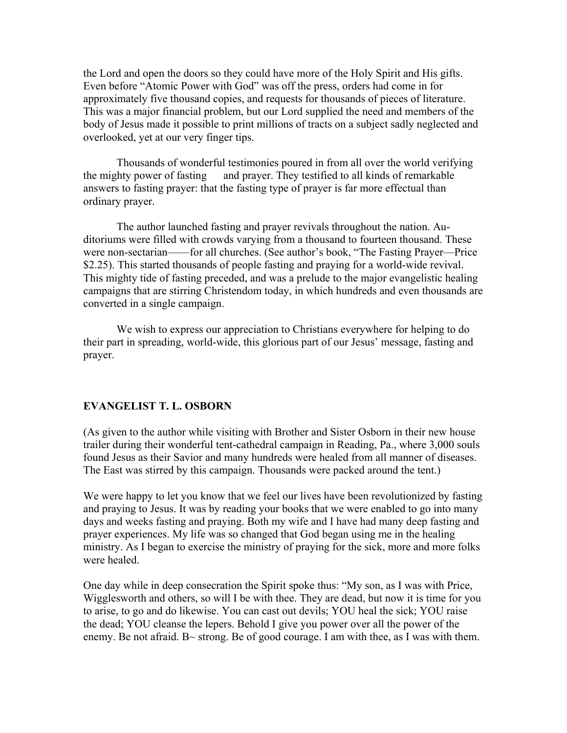the Lord and open the doors so they could have more of the Holy Spirit and His gifts. Even before "Atomic Power with God" was off the press, orders had come in for approximately five thousand copies, and requests for thousands of pieces of literature. This was a major financial problem, but our Lord supplied the need and members of the body of Jesus made it possible to print millions of tracts on a subject sadly neglected and overlooked, yet at our very finger tips.

Thousands of wonderful testimonies poured in from all over the world verifying the mighty power of fasting and prayer. They testified to all kinds of remarkable answers to fasting prayer: that the fasting type of prayer is far more effectual than ordinary prayer.

The author launched fasting and prayer revivals throughout the nation. Auditoriums were filled with crowds varying from a thousand to fourteen thousand. These were non-sectarian——for all churches. (See author's book, "The Fasting Prayer—Price $2.25). This started thousands of people fasting and praying for a world-wide revival. This mighty tide of fasting preceded, and was a prelude to the major evangelistic healing campaigns that are stirring Christendom today, in which hundreds and even thousands are converted in a single campaign.

We wish to express our appreciation to Christians everywhere for helping to do their part in spreading, world-wide, this glorious part of our Jesus' message, fasting and prayer.

**EVANGELIST T. L. OSBORN**

(As given to the author while visiting with Brother and Sister Osborn in their new house trailer during their wonderful tent-cathedral campaign in Reading, Pa., where 3,000 souls found Jesus as their Savior and many hundreds were healed from all manner of diseases. The East was stirred by this campaign. Thousands were packed around the tent.)

We were happy to let you know that we feel our lives have been revolutionized by fasting and praying to Jesus. It was by reading your books that we were enabled to go into many days and weeks fasting and praying. Both my wife and I have had many deep fasting and prayer experiences. My life was so changed that God began using me in the healing ministry. As I began to exercise the ministry of praying for the sick, more and more folks were healed.

One day while in deep consecration the Spirit spoke thus: "My son, as I was with Price, Wigglesworth and others, so will I be with thee. They are dead, but now it is time for you to arise, to go and do likewise. You can cast out devils; YOU heal the sick; YOU raise the dead; YOU cleanse the lepers. Behold I give you power over all the power of the enemy. Be not afraid. B~ strong. Be of good courage. I am with thee, as I was with them.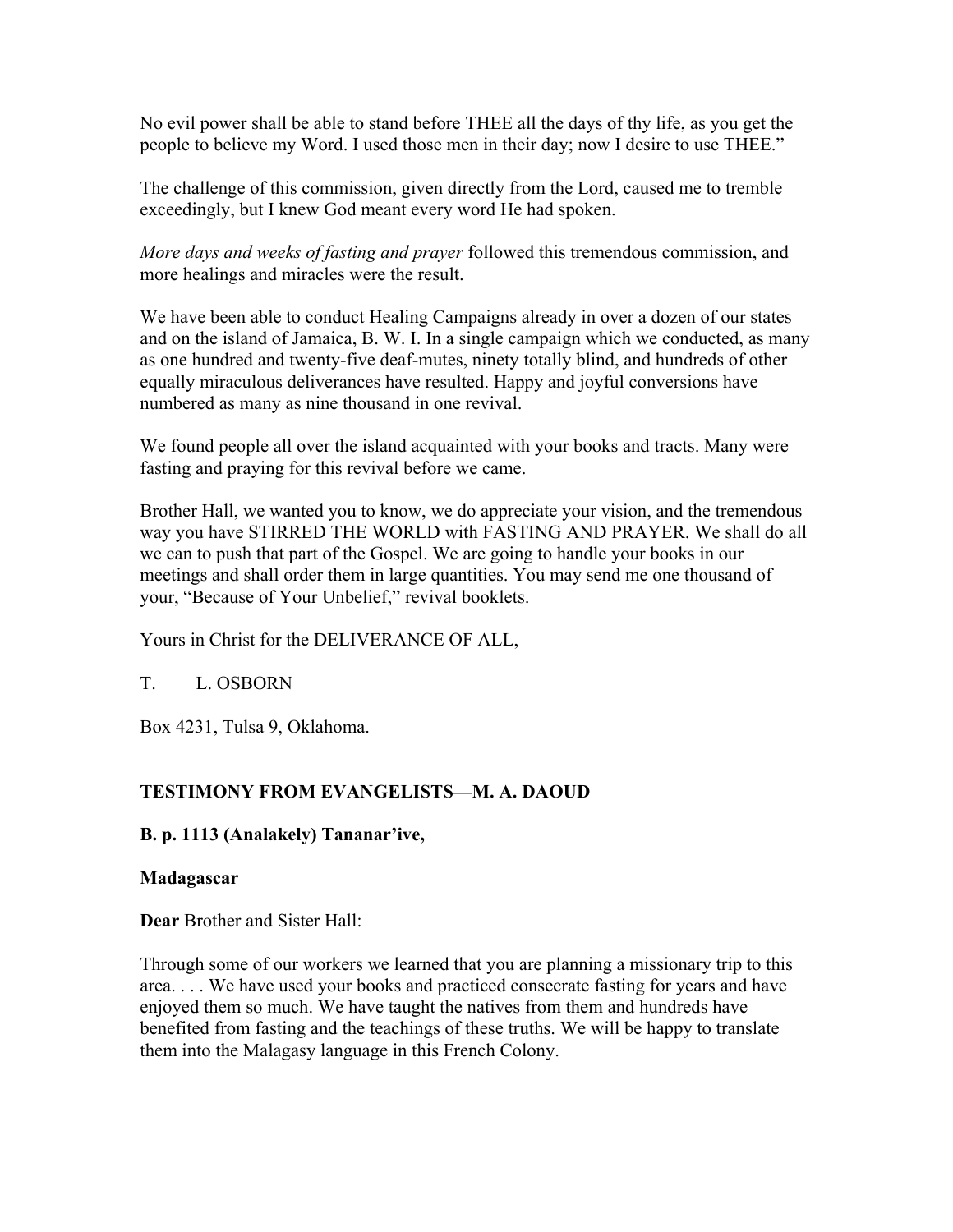No evil power shall be able to stand before THEE all the days of thy life, as you get the people to believe my Word. I used those men in their day; now I desire to use THEE."

The challenge of this commission, given directly from the Lord, caused me to tremble exceedingly, but I knew God meant every word He had spoken.

*More days and weeks of fasting and prayer* followed this tremendous commission, and more healings and miracles were the result.

We have been able to conduct Healing Campaigns already in over a dozen of our states and on the island of Jamaica, B. W. I. In a single campaign which we conducted, as many as one hundred and twenty-five deaf-mutes, ninety totally blind, and hundreds of other equally miraculous deliverances have resulted. Happy and joyful conversions have numbered as many as nine thousand in one revival.

We found people all over the island acquainted with your books and tracts. Many were fasting and praying for this revival before we came.

Brother Hall, we wanted you to know, we do appreciate your vision, and the tremendous way you have STIRRED THE WORLD with FASTING AND PRAYER. We shall do all we can to push that part of the Gospel. We are going to handle your books in our meetings and shall order them in large quantities. You may send me one thousand of your, "Because of Your Unbelief," revival booklets.

Yours in Christ for the DELIVERANCE OF ALL,

T. L. OSBORN

Box 4231, Tulsa 9, Oklahoma.

**TESTIMONY FROM EVANGELISTS—M. A. DAOUD**

**B. p. 1113 (Analakely) Tananar'ive,**

**Madagascar**

**Dear** Brother and Sister Hall:

Through some of our workers we learned that you are planning a missionary trip to this area. . . . We have used your books and practiced consecrate fasting for years and have enjoyed them so much. We have taught the natives from them and hundreds have benefited from fasting and the teachings of these truths. We will be happy to translate them into the Malagasy language in this French Colony.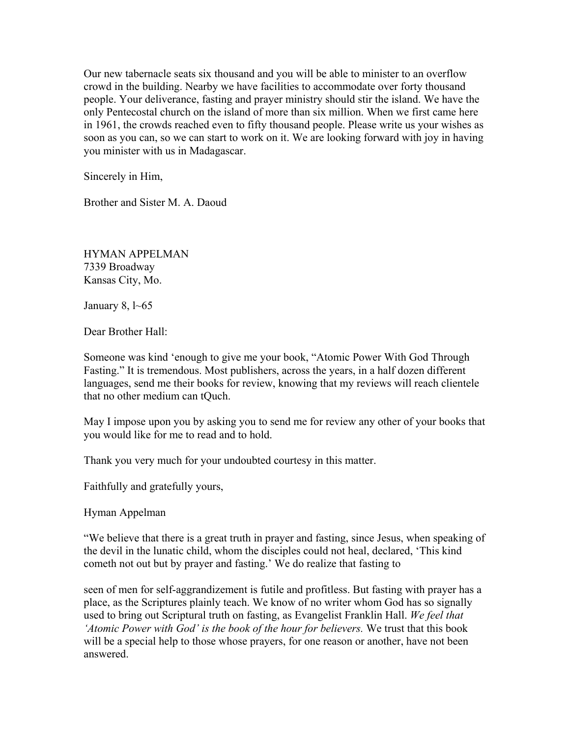Our new tabernacle seats six thousand and you will be able to minister to an overflow crowd in the building. Nearby we have facilities to accommodate over forty thousand people. Your deliverance, fasting and prayer ministry should stir the island. We have the only Pentecostal church on the island of more than six million. When we first came here in 1961, the crowds reached even to fifty thousand people. Please write us your wishes as soon as you can, so we can start to work on it. We are looking forward with joy in having you minister with us in Madagascar.

Sincerely in Him,

Brother and Sister M. A. Daoud

HYMAN APPELMAN
7339 Broadway
Kansas City, Mo.

January 8, l~65

Dear Brother Hall:

Someone was kind 'enough to give me your book, "Atomic Power With God Through Fasting." It is tremendous. Most publishers, across the years, in a half dozen different languages, send me their books for review, knowing that my reviews will reach clientele that no other medium can tQuch.

May I impose upon you by asking you to send me for review any other of your books that you would like for me to read and to hold.

Thank you very much for your undoubted courtesy in this matter.

Faithfully and gratefully yours,

Hyman Appelman

"We believe that there is a great truth in prayer and fasting, since Jesus, when speaking of the devil in the lunatic child, whom the disciples could not heal, declared, 'This kind cometh not out but by prayer and fasting.' We do realize that fasting to

seen of men for self-aggrandizement is futile and profitless. But fasting with prayer has a place, as the Scriptures plainly teach. We know of no writer whom God has so signally used to bring out Scriptural truth on fasting, as Evangelist Franklin Hall. *We feel that 'Atomic Power with God' is the book of the hour for believers.* We trust that this book will be a special help to those whose prayers, for one reason or another, have not been answered.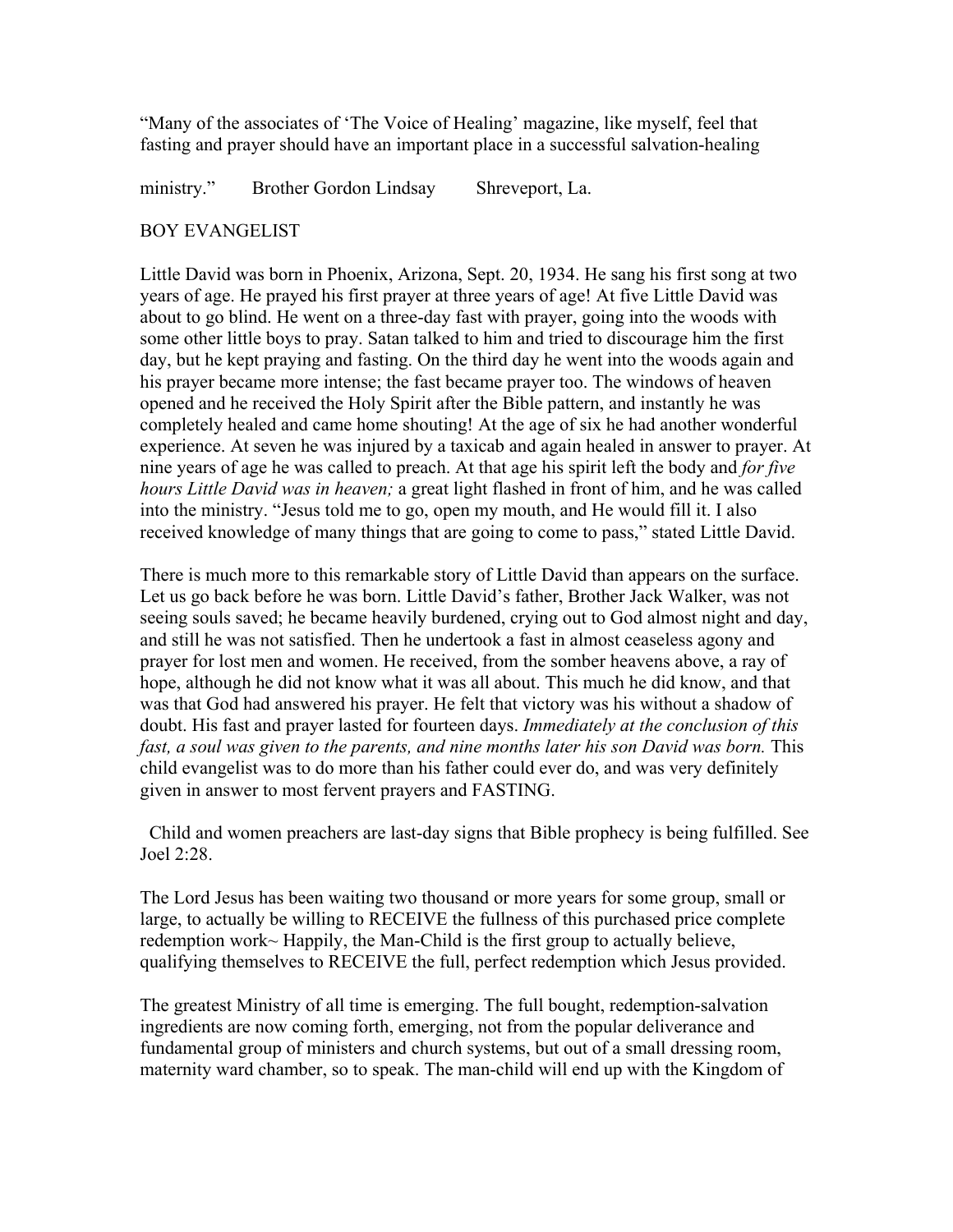"Many of the associates of 'The Voice of Healing' magazine, like myself, feel that fasting and prayer should have an important place in a successful salvation-healing ministry." Brother Gordon Lindsay Shreveport, La.

## BOY EVANGELIST

Little David was born in Phoenix, Arizona, Sept. 20, 1934. He sang his first song at two years of age. He prayed his first prayer at three years of age! At five Little David was about to go blind. He went on a three-day fast with prayer, going into the woods with some other little boys to pray. Satan talked to him and tried to discourage him the first day, but he kept praying and fasting. On the third day he went into the woods again and his prayer became more intense; the fast became prayer too. The windows of heaven opened and he received the Holy Spirit after the Bible pattern, and instantly he was completely healed and came home shouting! At the age of six he had another wonderful experience. At seven he was injured by a taxicab and again healed in answer to prayer. At nine years of age he was called to preach. At that age his spirit left the body and *for five hours Little David was in heaven;* a great light flashed in front of him, and he was called into the ministry. "Jesus told me to go, open my mouth, and He would fill it. I also received knowledge of many things that are going to come to pass," stated Little David.

There is much more to this remarkable story of Little David than appears on the surface. Let us go back before he was born. Little David's father, Brother Jack Walker, was not seeing souls saved; he became heavily burdened, crying out to God almost night and day, and still he was not satisfied. Then he undertook a fast in almost ceaseless agony and prayer for lost men and women. He received, from the somber heavens above, a ray of hope, although he did not know what it was all about. This much he did know, and that was that God had answered his prayer. He felt that victory was his without a shadow of doubt. His fast and prayer lasted for fourteen days. *Immediately at the conclusion of this fast, a soul was given to the parents, and nine months later his son David was born.* This child evangelist was to do more than his father could ever do, and was very definitely given in answer to most fervent prayers and FASTING.

Child and women preachers are last-day signs that Bible prophecy is being fulfilled. See Joel 2:28.

The Lord Jesus has been waiting two thousand or more years for some group, small or large, to actually be willing to RECEIVE the fullness of this purchased price complete redemption work~ Happily, the Man-Child is the first group to actually believe, qualifying themselves to RECEIVE the full, perfect redemption which Jesus provided.

The greatest Ministry of all time is emerging. The full bought, redemption-salvation ingredients are now coming forth, emerging, not from the popular deliverance and fundamental group of ministers and church systems, but out of a small dressing room, maternity ward chamber, so to speak. The man-child will end up with the Kingdom of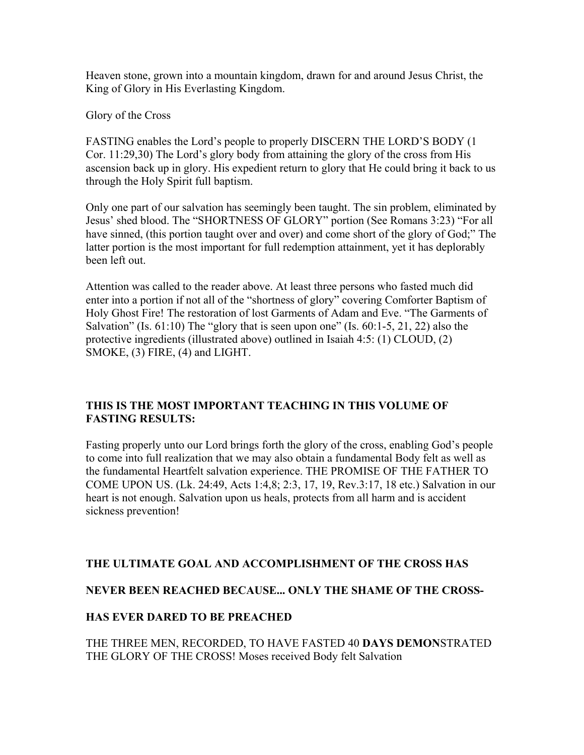Heaven stone, grown into a mountain kingdom, drawn for and around Jesus Christ, the King of Glory in His Everlasting Kingdom.

Glory of the Cross

FASTING enables the Lord's people to properly DISCERN THE LORD'S BODY (1 Cor. 11:29,30) The Lord's glory body from attaining the glory of the cross from His ascension back up in glory. His expedient return to glory that He could bring it back to us through the Holy Spirit full baptism.

Only one part of our salvation has seemingly been taught. The sin problem, eliminated by Jesus' shed blood. The "SHORTNESS OF GLORY" portion (See Romans 3:23) "For all have sinned, (this portion taught over and over) and come short of the glory of God;" The latter portion is the most important for full redemption attainment, yet it has deplorably been left out.

Attention was called to the reader above. At least three persons who fasted much did enter into a portion if not all of the "shortness of glory" covering Comforter Baptism of Holy Ghost Fire! The restoration of lost Garments of Adam and Eve. "The Garments of Salvation" (Is. 61:10) The "glory that is seen upon one" (Is. 60:1-5, 21, 22) also the protective ingredients (illustrated above) outlined in Isaiah 4:5: (1) CLOUD, (2) SMOKE, (3) FIRE, (4) and LIGHT.

**THIS IS THE MOST IMPORTANT TEACHING IN THIS VOLUME OF FASTING RESULTS:**

Fasting properly unto our Lord brings forth the glory of the cross, enabling God's people to come into full realization that we may also obtain a fundamental Body felt as well as the fundamental Heartfelt salvation experience. THE PROMISE OF THE FATHER TO COME UPON US. (Lk. 24:49, Acts 1:4,8; 2:3, 17, 19, Rev.3:17, 18 etc.) Salvation in our heart is not enough. Salvation upon us heals, protects from all harm and is accident sickness prevention!

**THE ULTIMATE GOAL AND ACCOMPLISHMENT OF THE CROSS HAS**

**NEVER BEEN REACHED BECAUSE... ONLY THE SHAME OF THE CROSS-**

**HAS EVER DARED TO BE PREACHED**

THE THREE MEN, RECORDED, TO HAVE FASTED 40 **DAYS DEMON**STRATED THE GLORY OF THE CROSS! Moses received Body felt Salvation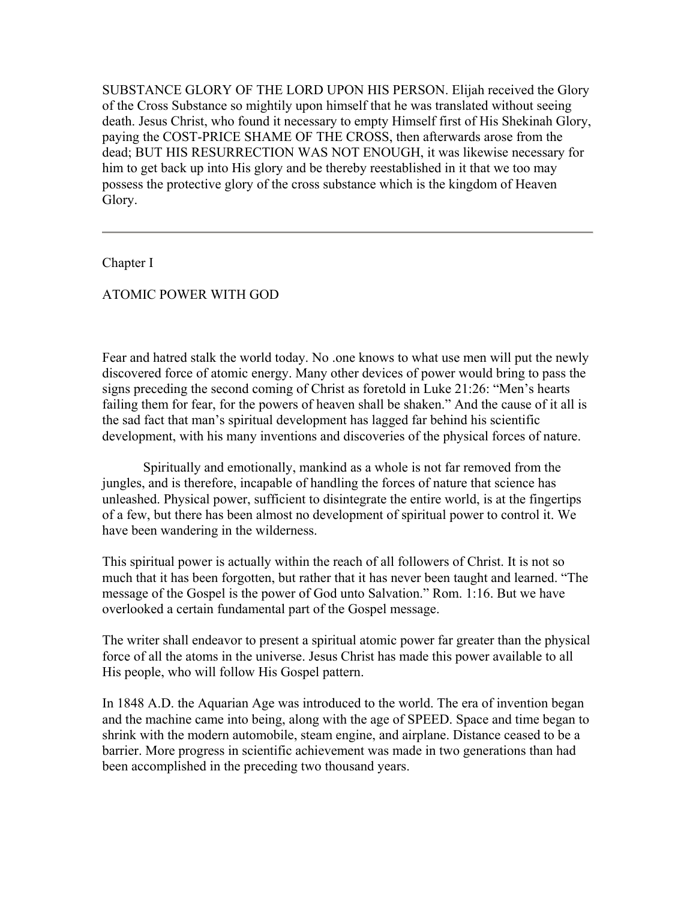SUBSTANCE GLORY OF THE LORD UPON HIS PERSON. Elijah received the Glory of the Cross Substance so mightily upon himself that he was translated without seeing death. Jesus Christ, who found it necessary to empty Himself first of His Shekinah Glory, paying the COST-PRICE SHAME OF THE CROSS, then afterwards arose from the dead; BUT HIS RESURRECTION WAS NOT ENOUGH, it was likewise necessary for him to get back up into His glory and be thereby reestablished in it that we too may possess the protective glory of the cross substance which is the kingdom of Heaven Glory.

---

## Chapter I

## ATOMIC POWER WITH GOD

Fear and hatred stalk the world today. No .one knows to what use men will put the newly discovered force of atomic energy. Many other devices of power would bring to pass the signs preceding the second coming of Christ as foretold in Luke 21:26: “Men’s hearts failing them for fear, for the powers of heaven shall be shaken.” And the cause of it all is the sad fact that man’s spiritual development has lagged far behind his scientific development, with his many inventions and discoveries of the physical forces of nature.

Spiritually and emotionally, mankind as a whole is not far removed from the jungles, and is therefore, incapable of handling the forces of nature that science has unleashed. Physical power, sufficient to disintegrate the entire world, is at the fingertips of a few, but there has been almost no development of spiritual power to control it. We have been wandering in the wilderness.

This spiritual power is actually within the reach of all followers of Christ. It is not so much that it has been forgotten, but rather that it has never been taught and learned. “The message of the Gospel is the power of God unto Salvation.” Rom. 1:16. But we have overlooked a certain fundamental part of the Gospel message.

The writer shall endeavor to present a spiritual atomic power far greater than the physical force of all the atoms in the universe. Jesus Christ has made this power available to all His people, who will follow His Gospel pattern.

In 1848 A.D. the Aquarian Age was introduced to the world. The era of invention began and the machine came into being, along with the age of SPEED. Space and time began to shrink with the modern automobile, steam engine, and airplane. Distance ceased to be a barrier. More progress in scientific achievement was made in two generations than had been accomplished in the preceding two thousand years.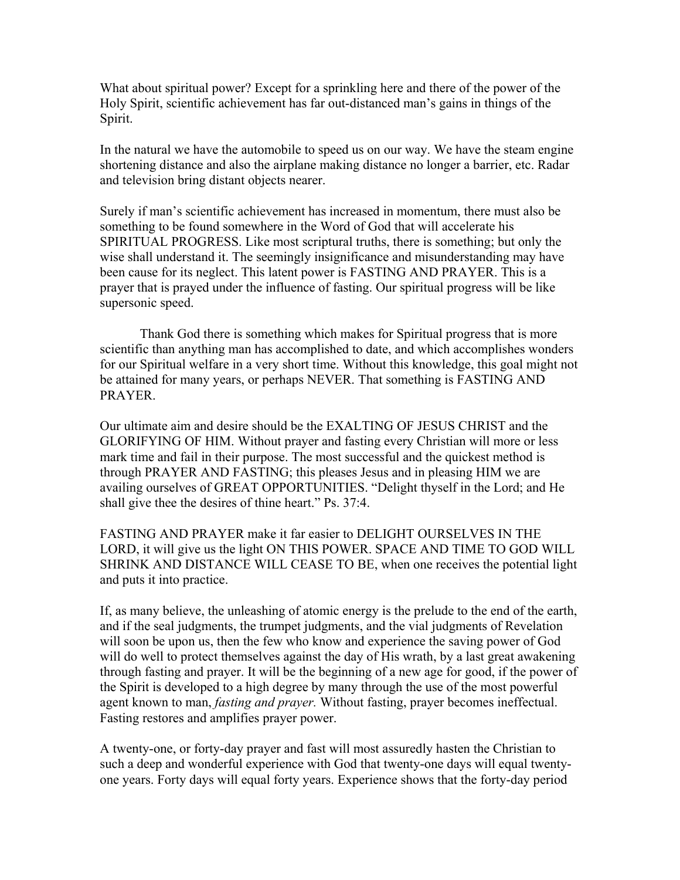What about spiritual power? Except for a sprinkling here and there of the power of the Holy Spirit, scientific achievement has far out-distanced man's gains in things of the Spirit.

In the natural we have the automobile to speed us on our way. We have the steam engine shortening distance and also the airplane making distance no longer a barrier, etc. Radar and television bring distant objects nearer.

Surely if man's scientific achievement has increased in momentum, there must also be something to be found somewhere in the Word of God that will accelerate his SPIRITUAL PROGRESS. Like most scriptural truths, there is something; but only the wise shall understand it. The seemingly insignificance and misunderstanding may have been cause for its neglect. This latent power is FASTING AND PRAYER. This is a prayer that is prayed under the influence of fasting. Our spiritual progress will be like supersonic speed.

Thank God there is something which makes for Spiritual progress that is more scientific than anything man has accomplished to date, and which accomplishes wonders for our Spiritual welfare in a very short time. Without this knowledge, this goal might not be attained for many years, or perhaps NEVER. That something is FASTING AND PRAYER.

Our ultimate aim and desire should be the EXALTING OF JESUS CHRIST and the GLORIFYING OF HIM. Without prayer and fasting every Christian will more or less mark time and fail in their purpose. The most successful and the quickest method is through PRAYER AND FASTING; this pleases Jesus and in pleasing HIM we are availing ourselves of GREAT OPPORTUNITIES. "Delight thyself in the Lord; and He shall give thee the desires of thine heart." Ps. 37:4.

FASTING AND PRAYER make it far easier to DELIGHT OURSELVES IN THE LORD, it will give us the light ON THIS POWER. SPACE AND TIME TO GOD WILL SHRINK AND DISTANCE WILL CEASE TO BE, when one receives the potential light and puts it into practice.

If, as many believe, the unleashing of atomic energy is the prelude to the end of the earth, and if the seal judgments, the trumpet judgments, and the vial judgments of Revelation will soon be upon us, then the few who know and experience the saving power of God will do well to protect themselves against the day of His wrath, by a last great awakening through fasting and prayer. It will be the beginning of a new age for good, if the power of the Spirit is developed to a high degree by many through the use of the most powerful agent known to man, *fasting and prayer.* Without fasting, prayer becomes ineffectual. Fasting restores and amplifies prayer power.

A twenty-one, or forty-day prayer and fast will most assuredly hasten the Christian to such a deep and wonderful experience with God that twenty-one days will equal twenty-one years. Forty days will equal forty years. Experience shows that the forty-day period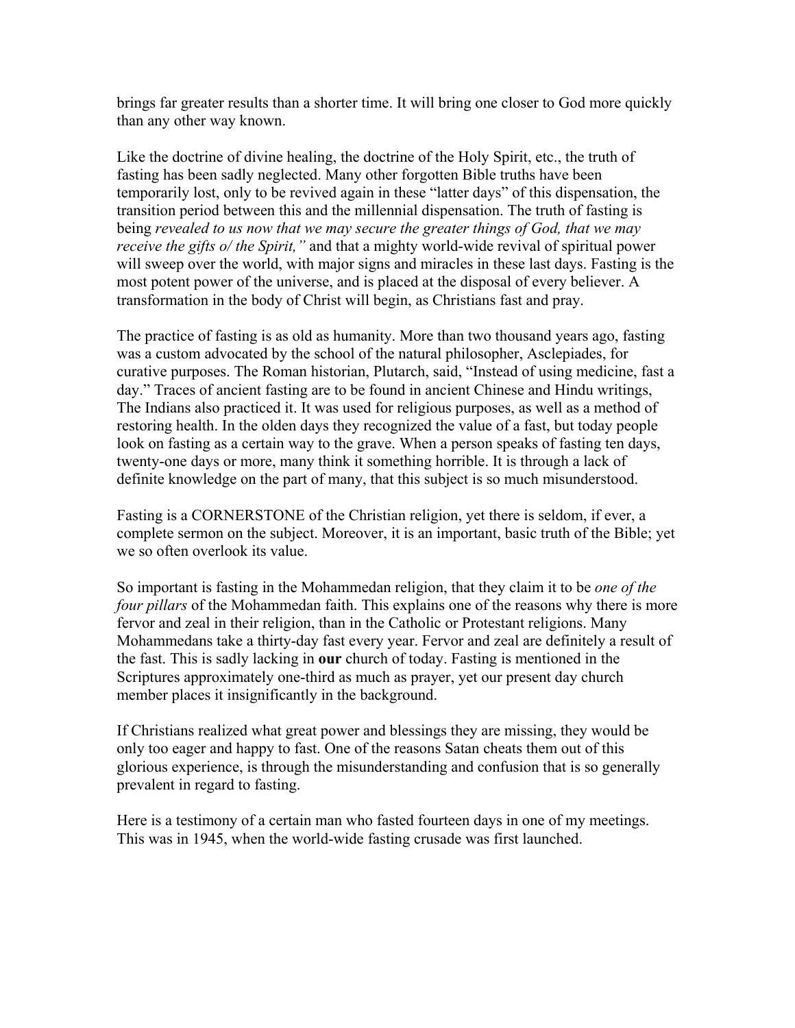brings far greater results than a shorter time. It will bring one closer to God more quickly than any other way known.

Like the doctrine of divine healing, the doctrine of the Holy Spirit, etc., the truth of fasting has been sadly neglected. Many other forgotten Bible truths have been temporarily lost, only to be revived again in these "latter days" of this dispensation, the transition period between this and the millennial dispensation. The truth of fasting is being *revealed to us now that we may secure the greater things of God, that we may receive the gifts o/ the Spirit,"* and that a mighty world-wide revival of spiritual power will sweep over the world, with major signs and miracles in these last days. Fasting is the most potent power of the universe, and is placed at the disposal of every believer. A transformation in the body of Christ will begin, as Christians fast and pray.

The practice of fasting is as old as humanity. More than two thousand years ago, fasting was a custom advocated by the school of the natural philosopher, Asclepiades, for curative purposes. The Roman historian, Plutarch, said, "Instead of using medicine, fast a day." Traces of ancient fasting are to be found in ancient Chinese and Hindu writings, The Indians also practiced it. It was used for religious purposes, as well as a method of restoring health. In the olden days they recognized the value of a fast, but today people look on fasting as a certain way to the grave. When a person speaks of fasting ten days, twenty-one days or more, many think it something horrible. It is through a lack of definite knowledge on the part of many, that this subject is so much misunderstood.

Fasting is a CORNERSTONE of the Christian religion, yet there is seldom, if ever, a complete sermon on the subject. Moreover, it is an important, basic truth of the Bible; yet we so often overlook its value.

So important is fasting in the Mohammedan religion, that they claim it to be *one of the four pillars* of the Mohammedan faith. This explains one of the reasons why there is more fervor and zeal in their religion, than in the Catholic or Protestant religions. Many Mohammedans take a thirty-day fast every year. Fervor and zeal are definitely a result of the fast. This is sadly lacking in **our** church of today. Fasting is mentioned in the Scriptures approximately one-third as much as prayer, yet our present day church member places it insignificantly in the background.

If Christians realized what great power and blessings they are missing, they would be only too eager and happy to fast. One of the reasons Satan cheats them out of this glorious experience, is through the misunderstanding and confusion that is so generally prevalent in regard to fasting.

Here is a testimony of a certain man who fasted fourteen days in one of my meetings. This was in 1945, when the world-wide fasting crusade was first launched.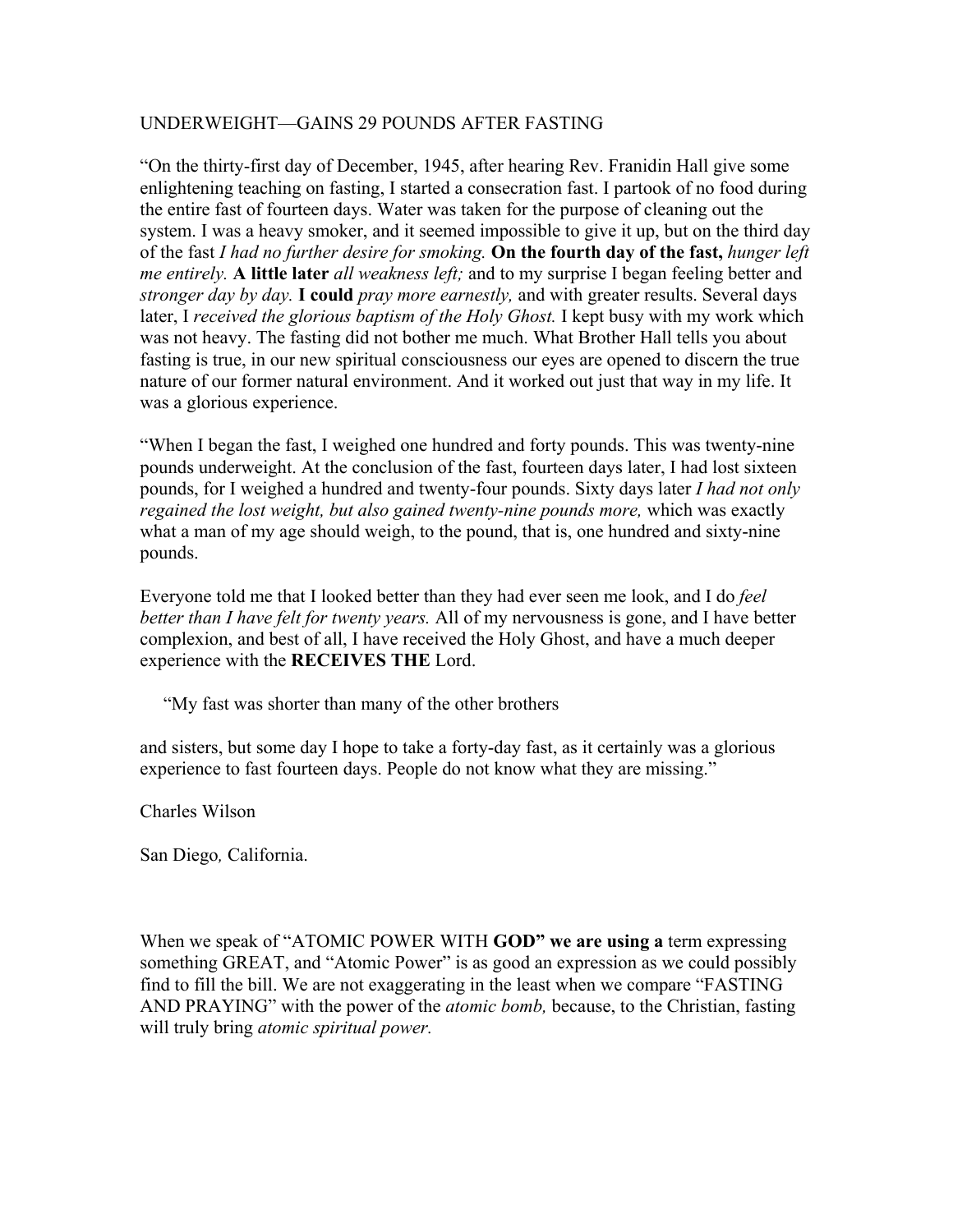UNDERWEIGHT—GAINS 29 POUNDS AFTER FASTING

“On the thirty-first day of December, 1945, after hearing Rev. Franidin Hall give some enlightening teaching on fasting, I started a consecration fast. I partook of no food during the entire fast of fourteen days. Water was taken for the purpose of cleaning out the system. I was a heavy smoker, and it seemed impossible to give it up, but on the third day of the fast *I had no further desire for smoking.* **On the fourth day of the fast,** *hunger left me entirely.* **A little later** *all weakness left;* and to my surprise I began feeling better and *stronger day by day.* **I could** *pray more earnestly,* and with greater results. Several days later, I *received the glorious baptism of the Holy Ghost.* I kept busy with my work which was not heavy. The fasting did not bother me much. What Brother Hall tells you about fasting is true, in our new spiritual consciousness our eyes are opened to discern the true nature of our former natural environment. And it worked out just that way in my life. It was a glorious experience.

“When I began the fast, I weighed one hundred and forty pounds. This was twenty-nine pounds underweight. At the conclusion of the fast, fourteen days later, I had lost sixteen pounds, for I weighed a hundred and twenty-four pounds. Sixty days later *I had not only regained the lost weight, but also gained twenty-nine pounds more,* which was exactly what a man of my age should weigh, to the pound, that is, one hundred and sixty-nine pounds.

Everyone told me that I looked better than they had ever seen me look, and I do *feel better than I have felt for twenty years.* All of my nervousness is gone, and I have better complexion, and best of all, I have received the Holy Ghost, and have a much deeper experience with the **RECEIVES THE** Lord.

“My fast was shorter than many of the other brothers

and sisters, but some day I hope to take a forty-day fast, as it certainly was a glorious experience to fast fourteen days. People do not know what they are missing.”

Charles Wilson

San Diego*,* California.

When we speak of “ATOMIC POWER WITH **GOD” we are using a** term expressing something GREAT, and “Atomic Power” is as good an expression as we could possibly find to fill the bill. We are not exaggerating in the least when we compare “FASTING AND PRAYING” with the power of the *atomic bomb,* because, to the Christian, fasting will truly bring *atomic spiritual power.*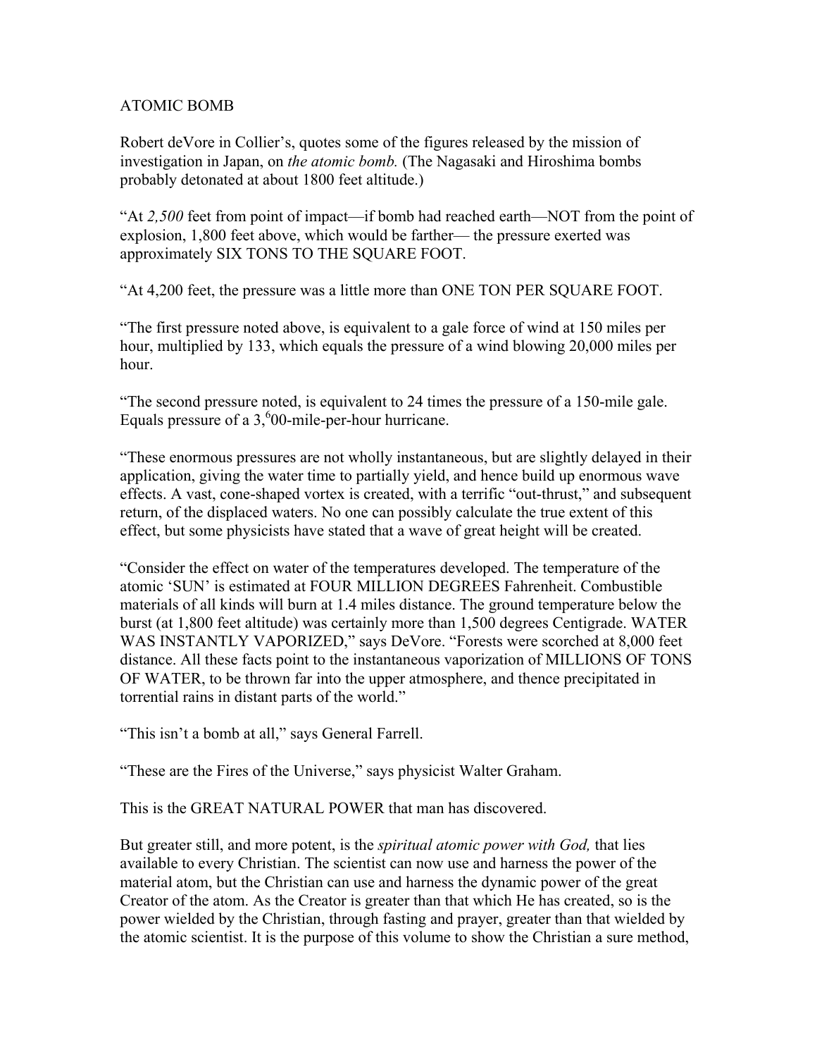ATOMIC BOMB

Robert deVore in Collier's, quotes some of the figures released by the mission of investigation in Japan, on *the atomic bomb.* (The Nagasaki and Hiroshima bombs probably detonated at about 1800 feet altitude.)

"At *2,500* feet from point of impact—if bomb had reached earth—NOT from the point of explosion, 1,800 feet above, which would be farther— the pressure exerted was approximately SIX TONS TO THE SQUARE FOOT.

"At 4,200 feet, the pressure was a little more than ONE TON PER SQUARE FOOT.

"The first pressure noted above, is equivalent to a gale force of wind at 150 miles per hour, multiplied by 133, which equals the pressure of a wind blowing 20,000 miles per hour.

"The second pressure noted, is equivalent to 24 times the pressure of a 150-mile gale. Equals pressure of a 3,[6]00-mile-per-hour hurricane.

"These enormous pressures are not wholly instantaneous, but are slightly delayed in their application, giving the water time to partially yield, and hence build up enormous wave effects. A vast, cone-shaped vortex is created, with a terrific "out-thrust," and subsequent return, of the displaced waters. No one can possibly calculate the true extent of this effect, but some physicists have stated that a wave of great height will be created.

"Consider the effect on water of the temperatures developed. The temperature of the atomic 'SUN' is estimated at FOUR MILLION DEGREES Fahrenheit. Combustible materials of all kinds will burn at 1.4 miles distance. The ground temperature below the burst (at 1,800 feet altitude) was certainly more than 1,500 degrees Centigrade. WATER WAS INSTANTLY VAPORIZED," says DeVore. "Forests were scorched at 8,000 feet distance. All these facts point to the instantaneous vaporization of MILLIONS OF TONS OF WATER, to be thrown far into the upper atmosphere, and thence precipitated in torrential rains in distant parts of the world."

"This isn't a bomb at all," says General Farrell.

"These are the Fires of the Universe," says physicist Walter Graham.

This is the GREAT NATURAL POWER that man has discovered.

But greater still, and more potent, is the *spiritual atomic power with God,* that lies available to every Christian. The scientist can now use and harness the power of the material atom, but the Christian can use and harness the dynamic power of the great Creator of the atom. As the Creator is greater than that which He has created, so is the power wielded by the Christian, through fasting and prayer, greater than that wielded by the atomic scientist. It is the purpose of this volume to show the Christian a sure method,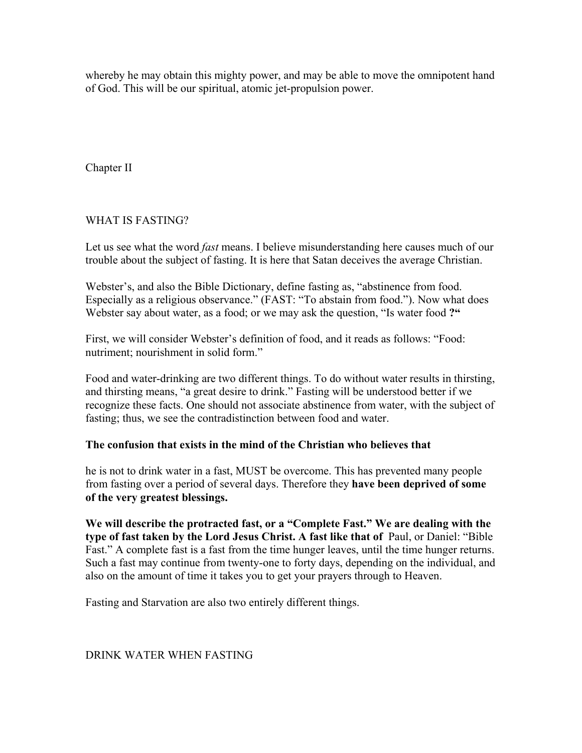whereby he may obtain this mighty power, and may be able to move the omnipotent hand of God. This will be our spiritual, atomic jet-propulsion power.

## Chapter II

## WHAT IS FASTING?

Let us see what the word *fast* means. I believe misunderstanding here causes much of our trouble about the subject of fasting. It is here that Satan deceives the average Christian.

Webster's, and also the Bible Dictionary, define fasting as, "abstinence from food. Especially as a religious observance." (FAST: "To abstain from food."). Now what does Webster say about water, as a food; or we may ask the question, "Is water food **?"**

First, we will consider Webster's definition of food, and it reads as follows: "Food: nutriment; nourishment in solid form."

Food and water-drinking are two different things. To do without water results in thirsting, and thirsting means, "a great desire to drink." Fasting will be understood better if we recognize these facts. One should not associate abstinence from water, with the subject of fasting; thus, we see the contradistinction between food and water.

**The confusion that exists in the mind of the Christian who believes that**

he is not to drink water in a fast, MUST be overcome. This has prevented many people from fasting over a period of several days. Therefore they **have been deprived of some of the very greatest blessings.**

**We will describe the protracted fast, or a "Complete Fast." We are dealing with the type of fast taken by the Lord Jesus Christ. A fast like that of** Paul, or Daniel: "Bible Fast." A complete fast is a fast from the time hunger leaves, until the time hunger returns. Such a fast may continue from twenty-one to forty days, depending on the individual, and also on the amount of time it takes you to get your prayers through to Heaven.

Fasting and Starvation are also two entirely different things.

## DRINK WATER WHEN FASTING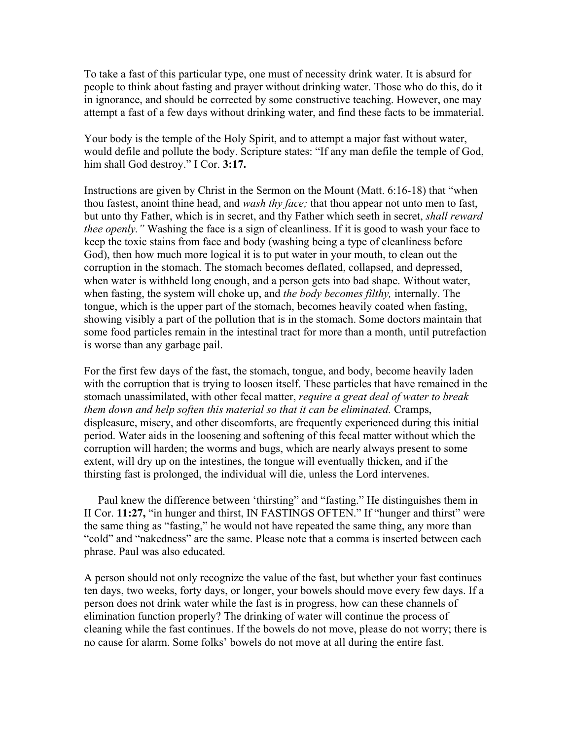To take a fast of this particular type, one must of necessity drink water. It is absurd for people to think about fasting and prayer without drinking water. Those who do this, do it in ignorance, and should be corrected by some constructive teaching. However, one may attempt a fast of a few days without drinking water, and find these facts to be immaterial.

Your body is the temple of the Holy Spirit, and to attempt a major fast without water, would defile and pollute the body. Scripture states: "If any man defile the temple of God, him shall God destroy." I Cor. **3:17.**

Instructions are given by Christ in the Sermon on the Mount (Matt. 6:16-18) that "when thou fastest, anoint thine head, and *wash thy face;* that thou appear not unto men to fast, but unto thy Father, which is in secret, and thy Father which seeth in secret, *shall reward thee openly."* Washing the face is a sign of cleanliness. If it is good to wash your face to keep the toxic stains from face and body (washing being a type of cleanliness before God), then how much more logical it is to put water in your mouth, to clean out the corruption in the stomach. The stomach becomes deflated, collapsed, and depressed, when water is withheld long enough, and a person gets into bad shape. Without water, when fasting, the system will choke up, and *the body becomes filthy,* internally. The tongue, which is the upper part of the stomach, becomes heavily coated when fasting, showing visibly a part of the pollution that is in the stomach. Some doctors maintain that some food particles remain in the intestinal tract for more than a month, until putrefaction is worse than any garbage pail.

For the first few days of the fast, the stomach, tongue, and body, become heavily laden with the corruption that is trying to loosen itself. These particles that have remained in the stomach unassimilated, with other fecal matter, *require a great deal of water to break them down and help soften this material so that it can be eliminated.* Cramps, displeasure, misery, and other discomforts, are frequently experienced during this initial period. Water aids in the loosening and softening of this fecal matter without which the corruption will harden; the worms and bugs, which are nearly always present to some extent, will dry up on the intestines, the tongue will eventually thicken, and if the thirsting fast is prolonged, the individual will die, unless the Lord intervenes.

Paul knew the difference between 'thirsting" and "fasting." He distinguishes them in II Cor. **11:27,** "in hunger and thirst, IN FASTINGS OFTEN." If "hunger and thirst" were the same thing as "fasting," he would not have repeated the same thing, any more than "cold" and "nakedness" are the same. Please note that a comma is inserted between each phrase. Paul was also educated.

A person should not only recognize the value of the fast, but whether your fast continues ten days, two weeks, forty days, or longer, your bowels should move every few days. If a person does not drink water while the fast is in progress, how can these channels of elimination function properly? The drinking of water will continue the process of cleaning while the fast continues. If the bowels do not move, please do not worry; there is no cause for alarm. Some folks' bowels do not move at all during the entire fast.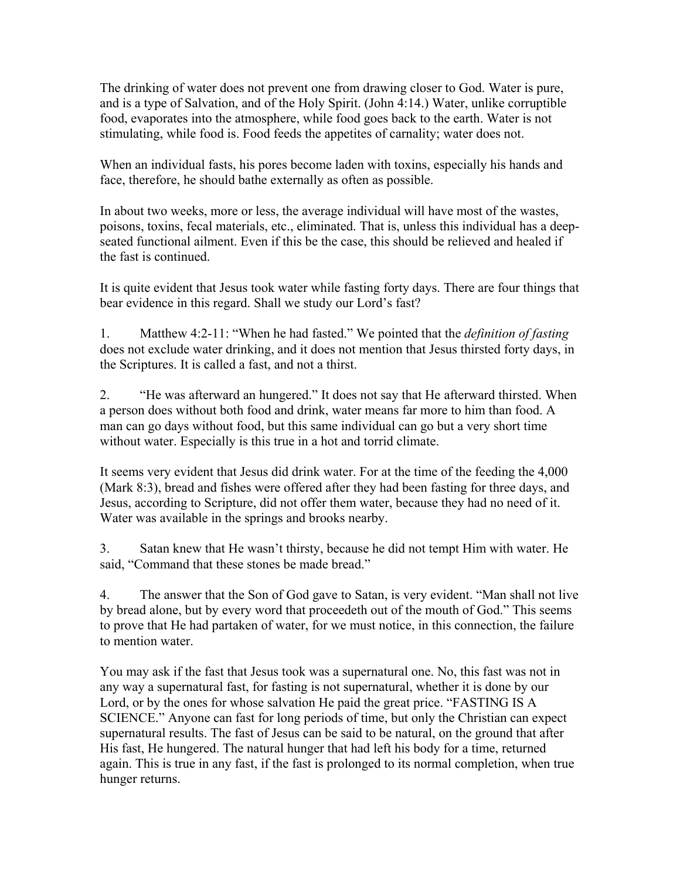The drinking of water does not prevent one from drawing closer to God. Water is pure, and is a type of Salvation, and of the Holy Spirit. (John 4:14.) Water, unlike corruptible food, evaporates into the atmosphere, while food goes back to the earth. Water is not stimulating, while food is. Food feeds the appetites of carnality; water does not.

When an individual fasts, his pores become laden with toxins, especially his hands and face, therefore, he should bathe externally as often as possible.

In about two weeks, more or less, the average individual will have most of the wastes, poisons, toxins, fecal materials, etc., eliminated. That is, unless this individual has a deep-seated functional ailment. Even if this be the case, this should be relieved and healed if the fast is continued.

It is quite evident that Jesus took water while fasting forty days. There are four things that bear evidence in this regard. Shall we study our Lord's fast?

1. Matthew 4:2-11: "When he had fasted." We pointed that the *definition of fasting* does not exclude water drinking, and it does not mention that Jesus thirsted forty days, in the Scriptures. It is called a fast, and not a thirst.

2. "He was afterward an hungered." It does not say that He afterward thirsted. When a person does without both food and drink, water means far more to him than food. A man can go days without food, but this same individual can go but a very short time without water. Especially is this true in a hot and torrid climate.

It seems very evident that Jesus did drink water. For at the time of the feeding the 4,000 (Mark 8:3), bread and fishes were offered after they had been fasting for three days, and Jesus, according to Scripture, did not offer them water, because they had no need of it. Water was available in the springs and brooks nearby.

3. Satan knew that He wasn't thirsty, because he did not tempt Him with water. He said, "Command that these stones be made bread."

4. The answer that the Son of God gave to Satan, is very evident. "Man shall not live by bread alone, but by every word that proceedeth out of the mouth of God." This seems to prove that He had partaken of water, for we must notice, in this connection, the failure to mention water.

You may ask if the fast that Jesus took was a supernatural one. No, this fast was not in any way a supernatural fast, for fasting is not supernatural, whether it is done by our Lord, or by the ones for whose salvation He paid the great price. "FASTING IS A SCIENCE." Anyone can fast for long periods of time, but only the Christian can expect supernatural results. The fast of Jesus can be said to be natural, on the ground that after His fast, He hungered. The natural hunger that had left his body for a time, returned again. This is true in any fast, if the fast is prolonged to its normal completion, when true hunger returns.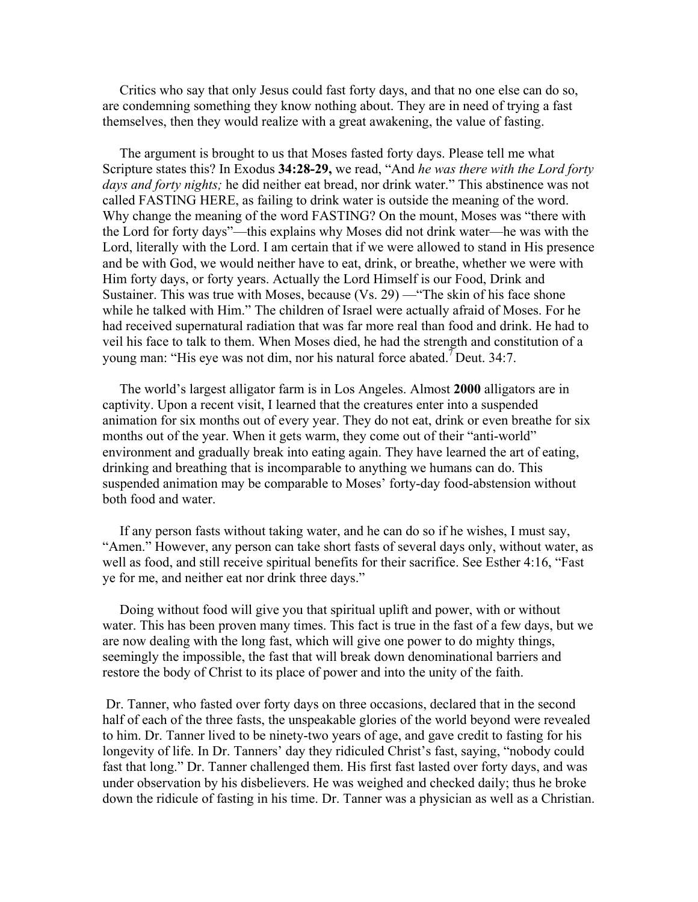Critics who say that only Jesus could fast forty days, and that no one else can do so, are condemning something they know nothing about. They are in need of trying a fast themselves, then they would realize with a great awakening, the value of fasting.

The argument is brought to us that Moses fasted forty days. Please tell me what Scripture states this? In Exodus **34:28-29,** we read, "And *he was there with the Lord forty days and forty nights;* he did neither eat bread, nor drink water." This abstinence was not called FASTING HERE, as failing to drink water is outside the meaning of the word. Why change the meaning of the word FASTING? On the mount, Moses was "there with the Lord for forty days"—this explains why Moses did not drink water—he was with the Lord, literally with the Lord. I am certain that if we were allowed to stand in His presence and be with God, we would neither have to eat, drink, or breathe, whether we were with Him forty days, or forty years. Actually the Lord Himself is our Food, Drink and Sustainer. This was true with Moses, because (Vs. 29) —"The skin of his face shone while he talked with Him." The children of Israel were actually afraid of Moses. For he had received supernatural radiation that was far more real than food and drink. He had to veil his face to talk to them. When Moses died, he had the strength and constitution of a young man: "His eye was not dim, nor his natural force abated.[7] Deut. 34:7.

The world's largest alligator farm is in Los Angeles. Almost **2000** alligators are in captivity. Upon a recent visit, I learned that the creatures enter into a suspended animation for six months out of every year. They do not eat, drink or even breathe for six months out of the year. When it gets warm, they come out of their "anti-world" environment and gradually break into eating again. They have learned the art of eating, drinking and breathing that is incomparable to anything we humans can do. This suspended animation may be comparable to Moses' forty-day food-abstension without both food and water.

If any person fasts without taking water, and he can do so if he wishes, I must say, "Amen." However, any person can take short fasts of several days only, without water, as well as food, and still receive spiritual benefits for their sacrifice. See Esther 4:16, "Fast ye for me, and neither eat nor drink three days."

Doing without food will give you that spiritual uplift and power, with or without water. This has been proven many times. This fact is true in the fast of a few days, but we are now dealing with the long fast, which will give one power to do mighty things, seemingly the impossible, the fast that will break down denominational barriers and restore the body of Christ to its place of power and into the unity of the faith.

Dr. Tanner, who fasted over forty days on three occasions, declared that in the second half of each of the three fasts, the unspeakable glories of the world beyond were revealed to him. Dr. Tanner lived to be ninety-two years of age, and gave credit to fasting for his longevity of life. In Dr. Tanners' day they ridiculed Christ's fast, saying, "nobody could fast that long." Dr. Tanner challenged them. His first fast lasted over forty days, and was under observation by his disbelievers. He was weighed and checked daily; thus he broke down the ridicule of fasting in his time. Dr. Tanner was a physician as well as a Christian.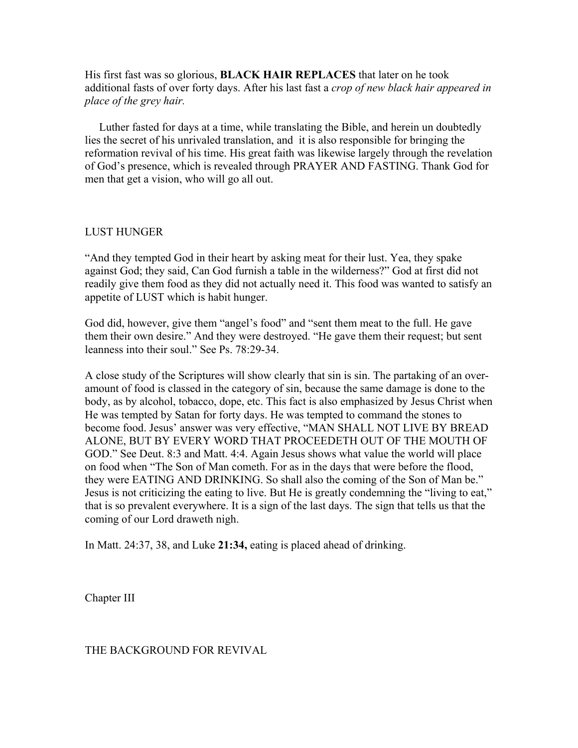His first fast was so glorious, **BLACK HAIR REPLACES** that later on he took additional fasts of over forty days. After his last fast a *crop of new black hair appeared in place of the grey hair.*

Luther fasted for days at a time, while translating the Bible, and herein un doubtedly lies the secret of his unrivaled translation, and it is also responsible for bringing the reformation revival of his time. His great faith was likewise largely through the revelation of God's presence, which is revealed through PRAYER AND FASTING. Thank God for men that get a vision, who will go all out.

## LUST HUNGER

"And they tempted God in their heart by asking meat for their lust. Yea, they spake against God; they said, Can God furnish a table in the wilderness?" God at first did not readily give them food as they did not actually need it. This food was wanted to satisfy an appetite of LUST which is habit hunger.

God did, however, give them "angel's food" and "sent them meat to the full. He gave them their own desire." And they were destroyed. "He gave them their request; but sent leanness into their soul." See Ps. 78:29-34.

A close study of the Scriptures will show clearly that sin is sin. The partaking of an over-amount of food is classed in the category of sin, because the same damage is done to the body, as by alcohol, tobacco, dope, etc. This fact is also emphasized by Jesus Christ when He was tempted by Satan for forty days. He was tempted to command the stones to become food. Jesus' answer was very effective, "MAN SHALL NOT LIVE BY BREAD ALONE, BUT BY EVERY WORD THAT PROCEEDETH OUT OF THE MOUTH OF GOD." See Deut. 8:3 and Matt. 4:4. Again Jesus shows what value the world will place on food when "The Son of Man cometh. For as in the days that were before the flood, they were EATING AND DRINKING. So shall also the coming of the Son of Man be." Jesus is not criticizing the eating to live. But He is greatly condemning the "living to eat," that is so prevalent everywhere. It is a sign of the last days. The sign that tells us that the coming of our Lord draweth nigh.

In Matt. 24:37, 38, and Luke **21:34,** eating is placed ahead of drinking.

# Chapter III

## THE BACKGROUND FOR REVIVAL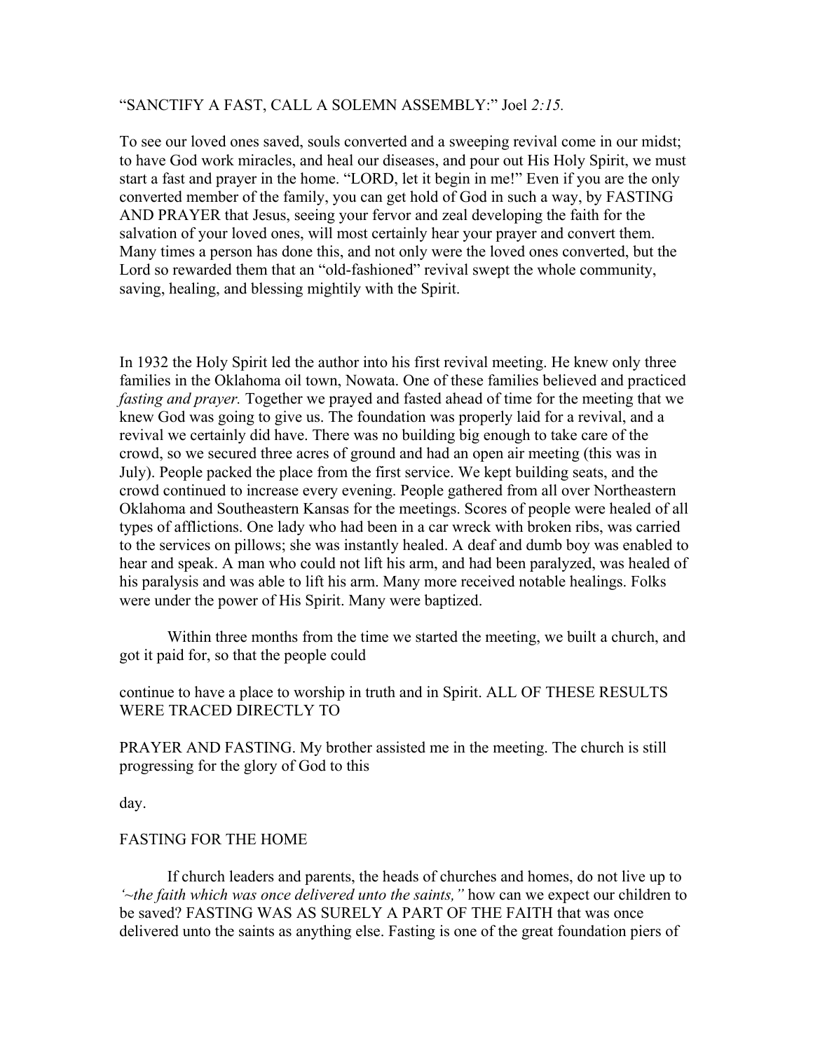"SANCTIFY A FAST, CALL A SOLEMN ASSEMBLY:" Joel *2:15.*

To see our loved ones saved, souls converted and a sweeping revival come in our midst; to have God work miracles, and heal our diseases, and pour out His Holy Spirit, we must start a fast and prayer in the home. "LORD, let it begin in me!" Even if you are the only converted member of the family, you can get hold of God in such a way, by FASTING AND PRAYER that Jesus, seeing your fervor and zeal developing the faith for the salvation of your loved ones, will most certainly hear your prayer and convert them. Many times a person has done this, and not only were the loved ones converted, but the Lord so rewarded them that an "old-fashioned" revival swept the whole community, saving, healing, and blessing mightily with the Spirit.

In 1932 the Holy Spirit led the author into his first revival meeting. He knew only three families in the Oklahoma oil town, Nowata. One of these families believed and practiced *fasting and prayer.* Together we prayed and fasted ahead of time for the meeting that we knew God was going to give us. The foundation was properly laid for a revival, and a revival we certainly did have. There was no building big enough to take care of the crowd, so we secured three acres of ground and had an open air meeting (this was in July). People packed the place from the first service. We kept building seats, and the crowd continued to increase every evening. People gathered from all over Northeastern Oklahoma and Southeastern Kansas for the meetings. Scores of people were healed of all types of afflictions. One lady who had been in a car wreck with broken ribs, was carried to the services on pillows; she was instantly healed. A deaf and dumb boy was enabled to hear and speak. A man who could not lift his arm, and had been paralyzed, was healed of his paralysis and was able to lift his arm. Many more received notable healings. Folks were under the power of His Spirit. Many were baptized.

Within three months from the time we started the meeting, we built a church, and got it paid for, so that the people could continue to have a place to worship in truth and in Spirit. ALL OF THESE RESULTS WERE TRACED DIRECTLY TO PRAYER AND FASTING. My brother assisted me in the meeting. The church is still progressing for the glory of God to this day.

## FASTING FOR THE HOME

If church leaders and parents, the heads of churches and homes, do not live up to *'~the faith which was once delivered unto the saints,"* how can we expect our children to be saved? FASTING WAS AS SURELY A PART OF THE FAITH that was once delivered unto the saints as anything else. Fasting is one of the great foundation piers of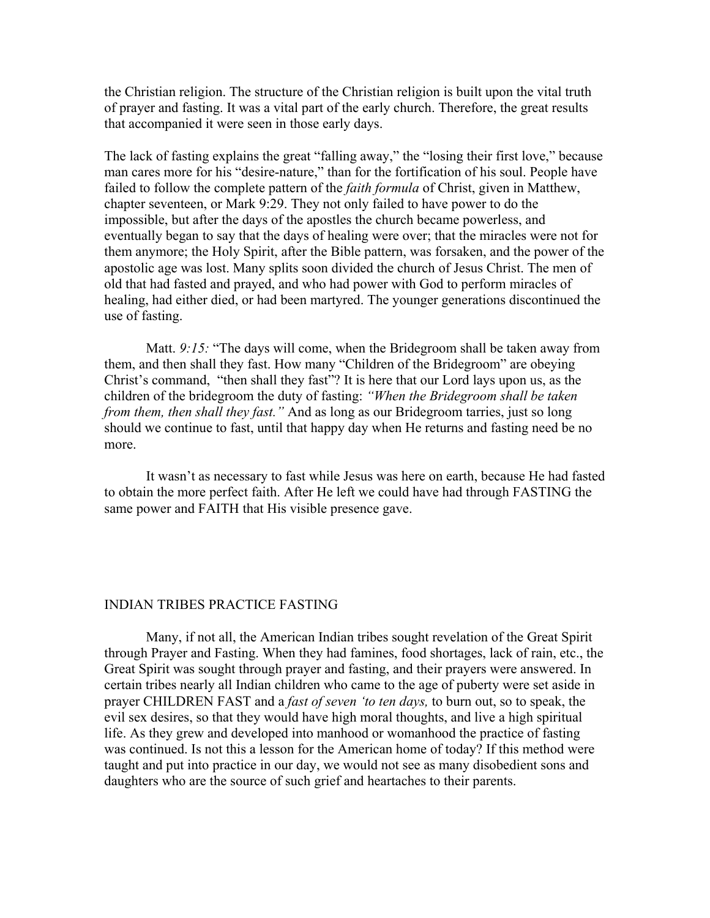the Christian religion. The structure of the Christian religion is built upon the vital truth of prayer and fasting. It was a vital part of the early church. Therefore, the great results that accompanied it were seen in those early days.

The lack of fasting explains the great "falling away," the "losing their first love," because man cares more for his "desire-nature," than for the fortification of his soul. People have failed to follow the complete pattern of the *faith formula* of Christ, given in Matthew, chapter seventeen, or Mark 9:29. They not only failed to have power to do the impossible, but after the days of the apostles the church became powerless, and eventually began to say that the days of healing were over; that the miracles were not for them anymore; the Holy Spirit, after the Bible pattern, was forsaken, and the power of the apostolic age was lost. Many splits soon divided the church of Jesus Christ. The men of old that had fasted and prayed, and who had power with God to perform miracles of healing, had either died, or had been martyred. The younger generations discontinued the use of fasting.

Matt. *9:15:* "The days will come, when the Bridegroom shall be taken away from them, and then shall they fast. How many "Children of the Bridegroom" are obeying Christ's command, "then shall they fast"? It is here that our Lord lays upon us, as the children of the bridegroom the duty of fasting: *"When the Bridegroom shall be taken from them, then shall they fast."* And as long as our Bridegroom tarries, just so long should we continue to fast, until that happy day when He returns and fasting need be no more.

It wasn't as necessary to fast while Jesus was here on earth, because He had fasted to obtain the more perfect faith. After He left we could have had through FASTING the same power and FAITH that His visible presence gave.

## INDIAN TRIBES PRACTICE FASTING

Many, if not all, the American Indian tribes sought revelation of the Great Spirit through Prayer and Fasting. When they had famines, food shortages, lack of rain, etc., the Great Spirit was sought through prayer and fasting, and their prayers were answered. In certain tribes nearly all Indian children who came to the age of puberty were set aside in prayer CHILDREN FAST and a *fast of seven 'to ten days,* to burn out, so to speak, the evil sex desires, so that they would have high moral thoughts, and live a high spiritual life. As they grew and developed into manhood or womanhood the practice of fasting was continued. Is not this a lesson for the American home of today? If this method were taught and put into practice in our day, we would not see as many disobedient sons and daughters who are the source of such grief and heartaches to their parents.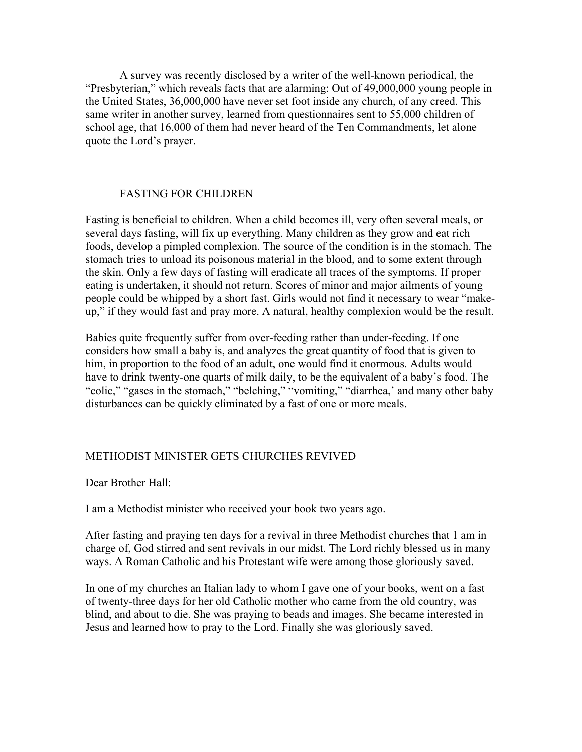A survey was recently disclosed by a writer of the well-known periodical, the "Presbyterian," which reveals facts that are alarming: Out of 49,000,000 young people in the United States, 36,000,000 have never set foot inside any church, of any creed. This same writer in another survey, learned from questionnaires sent to 55,000 children of school age, that 16,000 of them had never heard of the Ten Commandments, let alone quote the Lord's prayer.

## FASTING FOR CHILDREN

Fasting is beneficial to children. When a child becomes ill, very often several meals, or several days fasting, will fix up everything. Many children as they grow and eat rich foods, develop a pimpled complexion. The source of the condition is in the stomach. The stomach tries to unload its poisonous material in the blood, and to some extent through the skin. Only a few days of fasting will eradicate all traces of the symptoms. If proper eating is undertaken, it should not return. Scores of minor and major ailments of young people could be whipped by a short fast. Girls would not find it necessary to wear "make-up," if they would fast and pray more. A natural, healthy complexion would be the result.

Babies quite frequently suffer from over-feeding rather than under-feeding. If one considers how small a baby is, and analyzes the great quantity of food that is given to him, in proportion to the food of an adult, one would find it enormous. Adults would have to drink twenty-one quarts of milk daily, to be the equivalent of a baby's food. The "colic," "gases in the stomach," "belching," "vomiting," "diarrhea,' and many other baby disturbances can be quickly eliminated by a fast of one or more meals.

## METHODIST MINISTER GETS CHURCHES REVIVED

Dear Brother Hall:

I am a Methodist minister who received your book two years ago.

After fasting and praying ten days for a revival in three Methodist churches that 1 am in charge of, God stirred and sent revivals in our midst. The Lord richly blessed us in many ways. A Roman Catholic and his Protestant wife were among those gloriously saved.

In one of my churches an Italian lady to whom I gave one of your books, went on a fast of twenty-three days for her old Catholic mother who came from the old country, was blind, and about to die. She was praying to beads and images. She became interested in Jesus and learned how to pray to the Lord. Finally she was gloriously saved.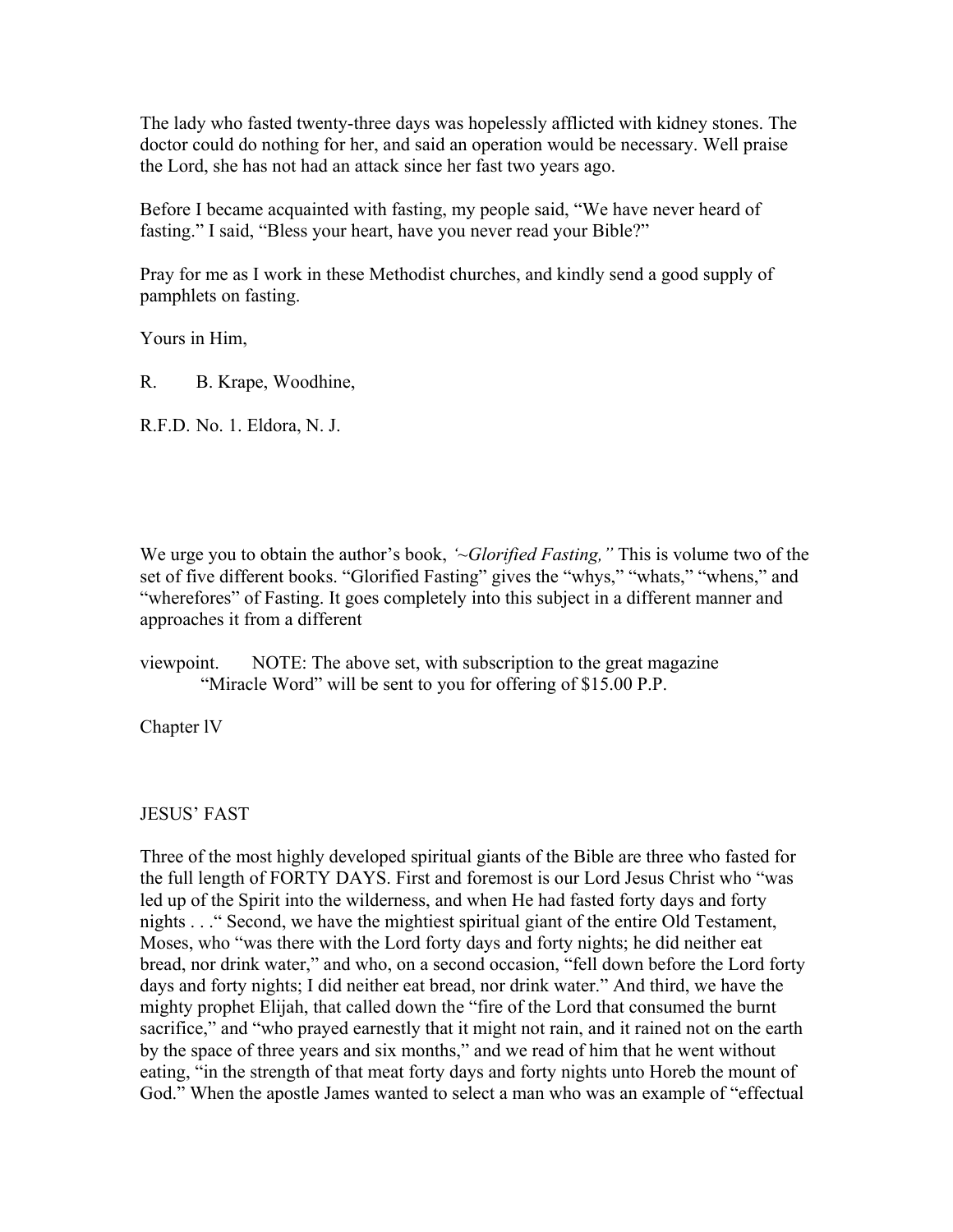The lady who fasted twenty-three days was hopelessly afflicted with kidney stones. The doctor could do nothing for her, and said an operation would be necessary. Well praise the Lord, she has not had an attack since her fast two years ago.

Before I became acquainted with fasting, my people said, "We have never heard of fasting." I said, "Bless your heart, have you never read your Bible?"

Pray for me as I work in these Methodist churches, and kindly send a good supply of pamphlets on fasting.

Yours in Him,

R. B. Krape, Woodhine,

R.F.D. No. 1. Eldora, N. J.

We urge you to obtain the author's book, *'~Glorified Fasting,"* This is volume two of the set of five different books. "Glorified Fasting" gives the "whys," "whats," "whens," and "wherefores" of Fasting. It goes completely into this subject in a different manner and approaches it from a different viewpoint. NOTE: The above set, with subscription to the great magazine "Miracle Word" will be sent to you for offering of $15.00 P.P.

Chapter lV

## JESUS' FAST

Three of the most highly developed spiritual giants of the Bible are three who fasted for the full length of FORTY DAYS. First and foremost is our Lord Jesus Christ who "was led up of the Spirit into the wilderness, and when He had fasted forty days and forty nights . . ." Second, we have the mightiest spiritual giant of the entire Old Testament, Moses, who "was there with the Lord forty days and forty nights; he did neither eat bread, nor drink water," and who, on a second occasion, "fell down before the Lord forty days and forty nights; I did neither eat bread, nor drink water." And third, we have the mighty prophet Elijah, that called down the "fire of the Lord that consumed the burnt sacrifice," and "who prayed earnestly that it might not rain, and it rained not on the earth by the space of three years and six months," and we read of him that he went without eating, "in the strength of that meat forty days and forty nights unto Horeb the mount of God." When the apostle James wanted to select a man who was an example of "effectual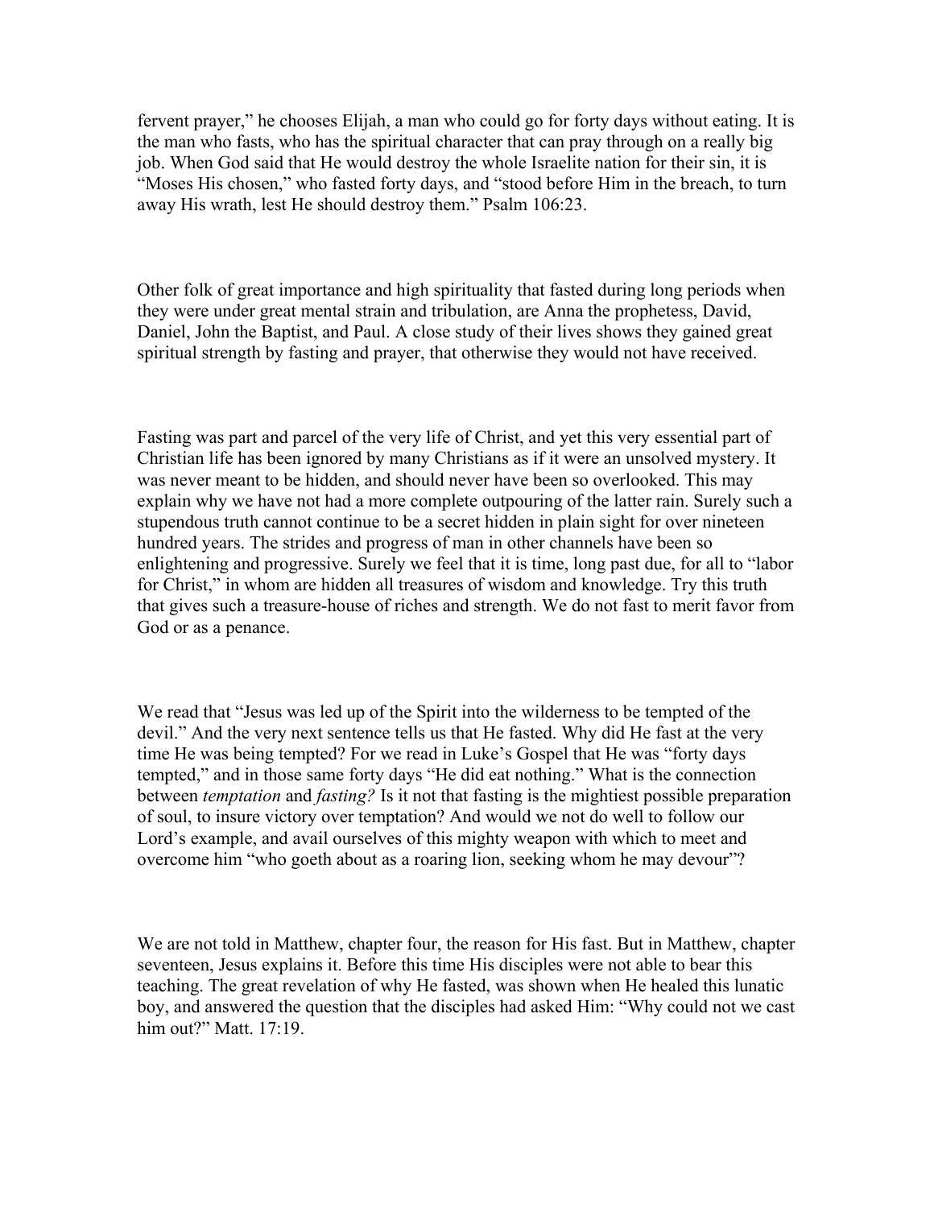fervent prayer," he chooses Elijah, a man who could go for forty days without eating. It is the man who fasts, who has the spiritual character that can pray through on a really big job. When God said that He would destroy the whole Israelite nation for their sin, it is "Moses His chosen," who fasted forty days, and "stood before Him in the breach, to turn away His wrath, lest He should destroy them." Psalm 106:23.

Other folk of great importance and high spirituality that fasted during long periods when they were under great mental strain and tribulation, are Anna the prophetess, David, Daniel, John the Baptist, and Paul. A close study of their lives shows they gained great spiritual strength by fasting and prayer, that otherwise they would not have received.

Fasting was part and parcel of the very life of Christ, and yet this very essential part of Christian life has been ignored by many Christians as if it were an unsolved mystery. It was never meant to be hidden, and should never have been so overlooked. This may explain why we have not had a more complete outpouring of the latter rain. Surely such a stupendous truth cannot continue to be a secret hidden in plain sight for over nineteen hundred years. The strides and progress of man in other channels have been so enlightening and progressive. Surely we feel that it is time, long past due, for all to "labor for Christ," in whom are hidden all treasures of wisdom and knowledge. Try this truth that gives such a treasure-house of riches and strength. We do not fast to merit favor from God or as a penance.

We read that "Jesus was led up of the Spirit into the wilderness to be tempted of the devil." And the very next sentence tells us that He fasted. Why did He fast at the very time He was being tempted? For we read in Luke's Gospel that He was "forty days tempted," and in those same forty days "He did eat nothing." What is the connection between *temptation* and *fasting?* Is it not that fasting is the mightiest possible preparation of soul, to insure victory over temptation? And would we not do well to follow our Lord's example, and avail ourselves of this mighty weapon with which to meet and overcome him "who goeth about as a roaring lion, seeking whom he may devour"?

We are not told in Matthew, chapter four, the reason for His fast. But in Matthew, chapter seventeen, Jesus explains it. Before this time His disciples were not able to bear this teaching. The great revelation of why He fasted, was shown when He healed this lunatic boy, and answered the question that the disciples had asked Him: "Why could not we cast him out?" Matt. 17:19.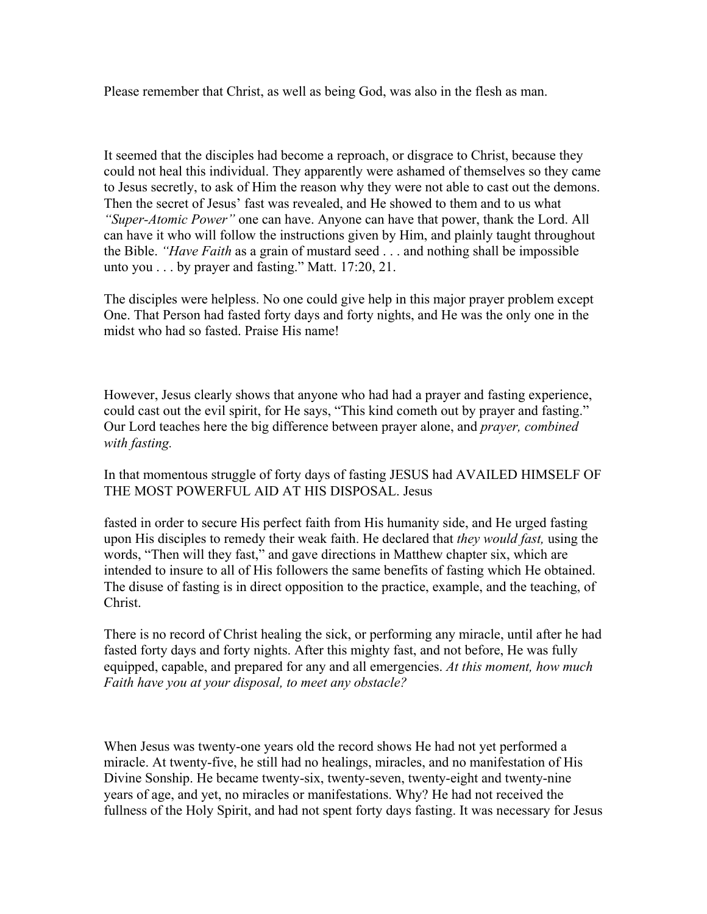Please remember that Christ, as well as being God, was also in the flesh as man.

It seemed that the disciples had become a reproach, or disgrace to Christ, because they could not heal this individual. They apparently were ashamed of themselves so they came to Jesus secretly, to ask of Him the reason why they were not able to cast out the demons. Then the secret of Jesus' fast was revealed, and He showed to them and to us what *"Super-Atomic Power"* one can have. Anyone can have that power, thank the Lord. All can have it who will follow the instructions given by Him, and plainly taught throughout the Bible. *"Have Faith* as a grain of mustard seed . . . and nothing shall be impossible unto you . . . by prayer and fasting." Matt. 17:20, 21.

The disciples were helpless. No one could give help in this major prayer problem except One. That Person had fasted forty days and forty nights, and He was the only one in the midst who had so fasted. Praise His name!

However, Jesus clearly shows that anyone who had had a prayer and fasting experience, could cast out the evil spirit, for He says, "This kind cometh out by prayer and fasting." Our Lord teaches here the big difference between prayer alone, and *prayer, combined with fasting.*

In that momentous struggle of forty days of fasting JESUS had AVAILED HIMSELF OF THE MOST POWERFUL AID AT HIS DISPOSAL. Jesus

fasted in order to secure His perfect faith from His humanity side, and He urged fasting upon His disciples to remedy their weak faith. He declared that *they would fast,* using the words, "Then will they fast," and gave directions in Matthew chapter six, which are intended to insure to all of His followers the same benefits of fasting which He obtained. The disuse of fasting is in direct opposition to the practice, example, and the teaching, of Christ.

There is no record of Christ healing the sick, or performing any miracle, until after he had fasted forty days and forty nights. After this mighty fast, and not before, He was fully equipped, capable, and prepared for any and all emergencies. *At this moment, how much Faith have you at your disposal, to meet any obstacle?*

When Jesus was twenty-one years old the record shows He had not yet performed a miracle. At twenty-five, he still had no healings, miracles, and no manifestation of His Divine Sonship. He became twenty-six, twenty-seven, twenty-eight and twenty-nine years of age, and yet, no miracles or manifestations. Why? He had not received the fullness of the Holy Spirit, and had not spent forty days fasting. It was necessary for Jesus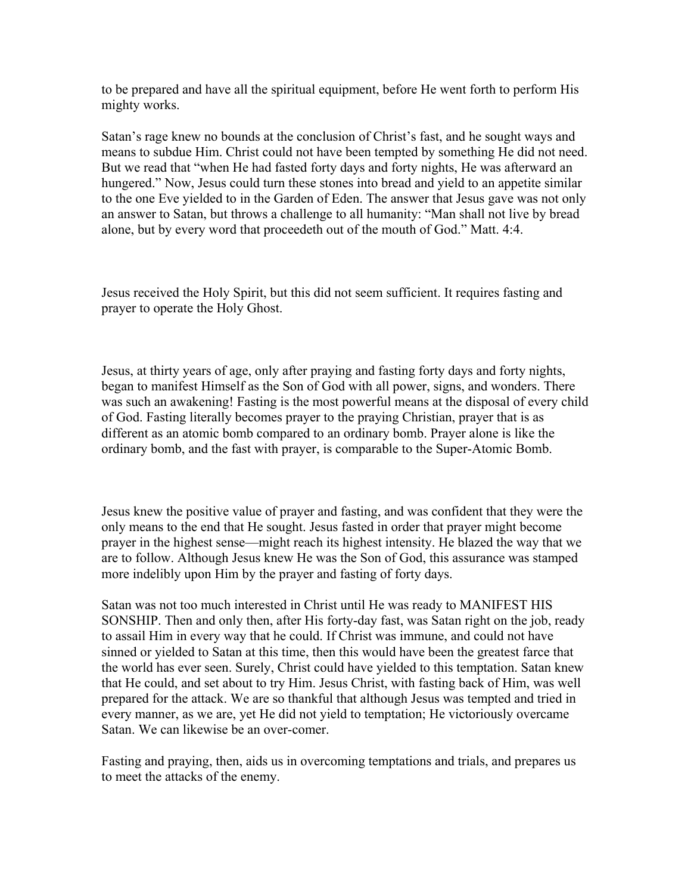to be prepared and have all the spiritual equipment, before He went forth to perform His mighty works.

Satan's rage knew no bounds at the conclusion of Christ's fast, and he sought ways and means to subdue Him. Christ could not have been tempted by something He did not need. But we read that "when He had fasted forty days and forty nights, He was afterward an hungered." Now, Jesus could turn these stones into bread and yield to an appetite similar to the one Eve yielded to in the Garden of Eden. The answer that Jesus gave was not only an answer to Satan, but throws a challenge to all humanity: "Man shall not live by bread alone, but by every word that proceedeth out of the mouth of God." Matt. 4:4.

Jesus received the Holy Spirit, but this did not seem sufficient. It requires fasting and prayer to operate the Holy Ghost.

Jesus, at thirty years of age, only after praying and fasting forty days and forty nights, began to manifest Himself as the Son of God with all power, signs, and wonders. There was such an awakening! Fasting is the most powerful means at the disposal of every child of God. Fasting literally becomes prayer to the praying Christian, prayer that is as different as an atomic bomb compared to an ordinary bomb. Prayer alone is like the ordinary bomb, and the fast with prayer, is comparable to the Super-Atomic Bomb.

Jesus knew the positive value of prayer and fasting, and was confident that they were the only means to the end that He sought. Jesus fasted in order that prayer might become prayer in the highest sense—might reach its highest intensity. He blazed the way that we are to follow. Although Jesus knew He was the Son of God, this assurance was stamped more indelibly upon Him by the prayer and fasting of forty days.

Satan was not too much interested in Christ until He was ready to MANIFEST HIS SONSHIP. Then and only then, after His forty-day fast, was Satan right on the job, ready to assail Him in every way that he could. If Christ was immune, and could not have sinned or yielded to Satan at this time, then this would have been the greatest farce that the world has ever seen. Surely, Christ could have yielded to this temptation. Satan knew that He could, and set about to try Him. Jesus Christ, with fasting back of Him, was well prepared for the attack. We are so thankful that although Jesus was tempted and tried in every manner, as we are, yet He did not yield to temptation; He victoriously overcame Satan. We can likewise be an over-comer.

Fasting and praying, then, aids us in overcoming temptations and trials, and prepares us to meet the attacks of the enemy.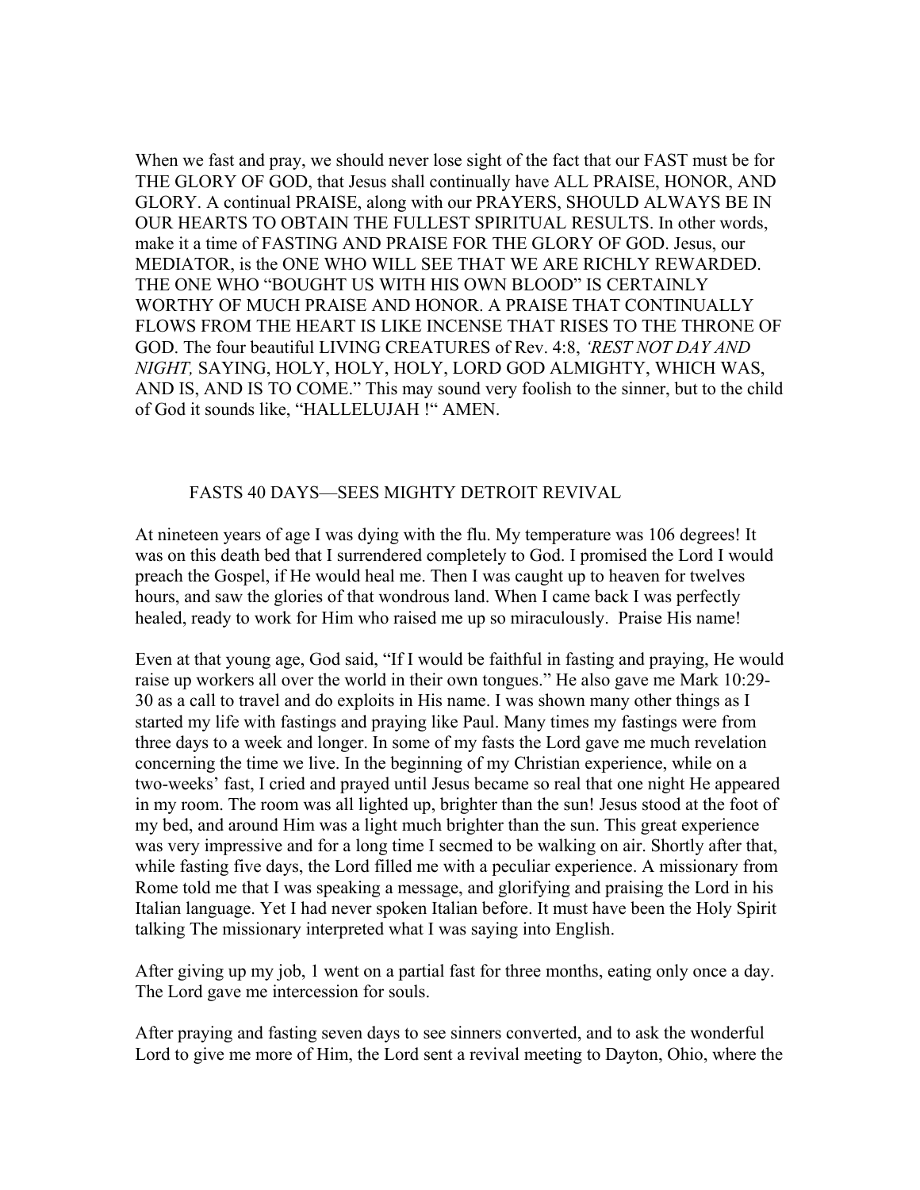When we fast and pray, we should never lose sight of the fact that our FAST must be for THE GLORY OF GOD, that Jesus shall continually have ALL PRAISE, HONOR, AND GLORY. A continual PRAISE, along with our PRAYERS, SHOULD ALWAYS BE IN OUR HEARTS TO OBTAIN THE FULLEST SPIRITUAL RESULTS. In other words, make it a time of FASTING AND PRAISE FOR THE GLORY OF GOD. Jesus, our MEDIATOR, is the ONE WHO WILL SEE THAT WE ARE RICHLY REWARDED. THE ONE WHO "BOUGHT US WITH HIS OWN BLOOD" IS CERTAINLY WORTHY OF MUCH PRAISE AND HONOR. A PRAISE THAT CONTINUALLY FLOWS FROM THE HEART IS LIKE INCENSE THAT RISES TO THE THRONE OF GOD. The four beautiful LIVING CREATURES of Rev. 4:8, *'REST NOT DAY AND NIGHT,* SAYING, HOLY, HOLY, HOLY, LORD GOD ALMIGHTY, WHICH WAS, AND IS, AND IS TO COME." This may sound very foolish to the sinner, but to the child of God it sounds like, "HALLELUJAH !" AMEN.

## FASTS 40 DAYS—SEES MIGHTY DETROIT REVIVAL

At nineteen years of age I was dying with the flu. My temperature was 106 degrees! It was on this death bed that I surrendered completely to God. I promised the Lord I would preach the Gospel, if He would heal me. Then I was caught up to heaven for twelves hours, and saw the glories of that wondrous land. When I came back I was perfectly healed, ready to work for Him who raised me up so miraculously. Praise His name!

Even at that young age, God said, "If I would be faithful in fasting and praying, He would raise up workers all over the world in their own tongues." He also gave me Mark 10:29-30 as a call to travel and do exploits in His name. I was shown many other things as I started my life with fastings and praying like Paul. Many times my fastings were from three days to a week and longer. In some of my fasts the Lord gave me much revelation concerning the time we live. In the beginning of my Christian experience, while on a two-weeks' fast, I cried and prayed until Jesus became so real that one night He appeared in my room. The room was all lighted up, brighter than the sun! Jesus stood at the foot of my bed, and around Him was a light much brighter than the sun. This great experience was very impressive and for a long time I secmed to be walking on air. Shortly after that, while fasting five days, the Lord filled me with a peculiar experience. A missionary from Rome told me that I was speaking a message, and glorifying and praising the Lord in his Italian language. Yet I had never spoken Italian before. It must have been the Holy Spirit talking The missionary interpreted what I was saying into English.

After giving up my job, 1 went on a partial fast for three months, eating only once a day. The Lord gave me intercession for souls.

After praying and fasting seven days to see sinners converted, and to ask the wonderful Lord to give me more of Him, the Lord sent a revival meeting to Dayton, Ohio, where the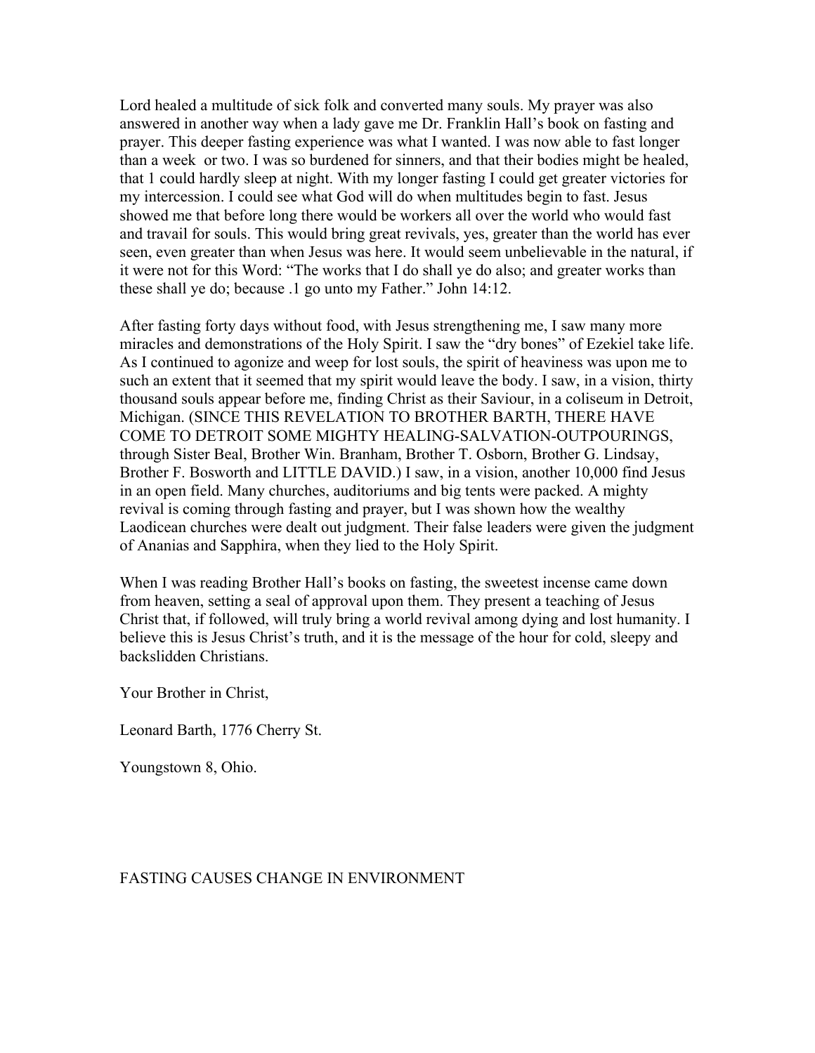Lord healed a multitude of sick folk and converted many souls. My prayer was also answered in another way when a lady gave me Dr. Franklin Hall's book on fasting and prayer. This deeper fasting experience was what I wanted. I was now able to fast longer than a week or two. I was so burdened for sinners, and that their bodies might be healed, that 1 could hardly sleep at night. With my longer fasting I could get greater victories for my intercession. I could see what God will do when multitudes begin to fast. Jesus showed me that before long there would be workers all over the world who would fast and travail for souls. This would bring great revivals, yes, greater than the world has ever seen, even greater than when Jesus was here. It would seem unbelievable in the natural, if it were not for this Word: "The works that I do shall ye do also; and greater works than these shall ye do; because .1 go unto my Father." John 14:12.

After fasting forty days without food, with Jesus strengthening me, I saw many more miracles and demonstrations of the Holy Spirit. I saw the "dry bones" of Ezekiel take life. As I continued to agonize and weep for lost souls, the spirit of heaviness was upon me to such an extent that it seemed that my spirit would leave the body. I saw, in a vision, thirty thousand souls appear before me, finding Christ as their Saviour, in a coliseum in Detroit, Michigan. (SINCE THIS REVELATION TO BROTHER BARTH, THERE HAVE COME TO DETROIT SOME MIGHTY HEALING-SALVATION-OUTPOURINGS, through Sister Beal, Brother Win. Branham, Brother T. Osborn, Brother G. Lindsay, Brother F. Bosworth and LITTLE DAVID.) I saw, in a vision, another 10,000 find Jesus in an open field. Many churches, auditoriums and big tents were packed. A mighty revival is coming through fasting and prayer, but I was shown how the wealthy Laodicean churches were dealt out judgment. Their false leaders were given the judgment of Ananias and Sapphira, when they lied to the Holy Spirit.

When I was reading Brother Hall's books on fasting, the sweetest incense came down from heaven, setting a seal of approval upon them. They present a teaching of Jesus Christ that, if followed, will truly bring a world revival among dying and lost humanity. I believe this is Jesus Christ's truth, and it is the message of the hour for cold, sleepy and backslidden Christians.

Your Brother in Christ,

Leonard Barth, 1776 Cherry St.

Youngstown 8, Ohio.

## FASTING CAUSES CHANGE IN ENVIRONMENT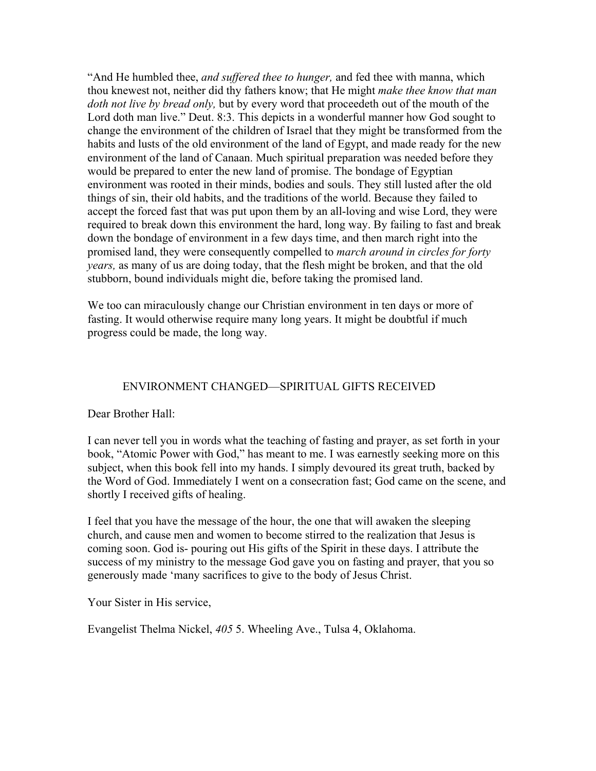“And He humbled thee, *and suffered thee to hunger,* and fed thee with manna, which thou knewest not, neither did thy fathers know; that He might *make thee know that man doth not live by bread only,* but by every word that proceedeth out of the mouth of the Lord doth man live.” Deut. 8:3. This depicts in a wonderful manner how God sought to change the environment of the children of Israel that they might be transformed from the habits and lusts of the old environment of the land of Egypt, and made ready for the new environment of the land of Canaan. Much spiritual preparation was needed before they would be prepared to enter the new land of promise. The bondage of Egyptian environment was rooted in their minds, bodies and souls. They still lusted after the old things of sin, their old habits, and the traditions of the world. Because they failed to accept the forced fast that was put upon them by an all-loving and wise Lord, they were required to break down this environment the hard, long way. By failing to fast and break down the bondage of environment in a few days time, and then march right into the promised land, they were consequently compelled to *march around in circles for forty years,* as many of us are doing today, that the flesh might be broken, and that the old stubborn, bound individuals might die, before taking the promised land.

We too can miraculously change our Christian environment in ten days or more of fasting. It would otherwise require many long years. It might be doubtful if much progress could be made, the long way.

## ENVIRONMENT CHANGED—SPIRITUAL GIFTS RECEIVED

Dear Brother Hall:

I can never tell you in words what the teaching of fasting and prayer, as set forth in your book, “Atomic Power with God,” has meant to me. I was earnestly seeking more on this subject, when this book fell into my hands. I simply devoured its great truth, backed by the Word of God. Immediately I went on a consecration fast; God came on the scene, and shortly I received gifts of healing.

I feel that you have the message of the hour, the one that will awaken the sleeping church, and cause men and women to become stirred to the realization that Jesus is coming soon. God is- pouring out His gifts of the Spirit in these days. I attribute the success of my ministry to the message God gave you on fasting and prayer, that you so generously made ‘many sacrifices to give to the body of Jesus Christ.

Your Sister in His service,

Evangelist Thelma Nickel, *405* 5. Wheeling Ave., Tulsa 4, Oklahoma.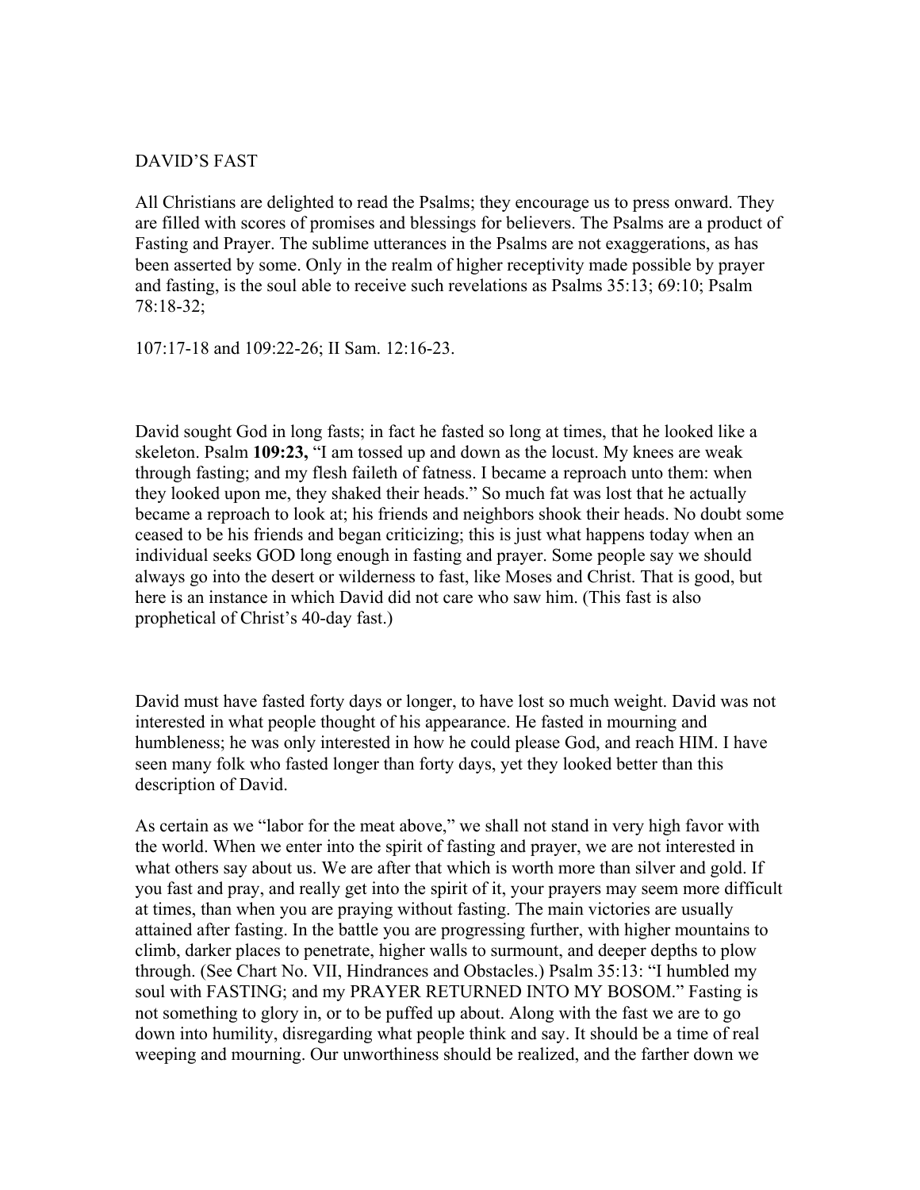DAVID'S FAST

All Christians are delighted to read the Psalms; they encourage us to press onward. They are filled with scores of promises and blessings for believers. The Psalms are a product of Fasting and Prayer. The sublime utterances in the Psalms are not exaggerations, as has been asserted by some. Only in the realm of higher receptivity made possible by prayer and fasting, is the soul able to receive such revelations as Psalms 35:13; 69:10; Psalm 78:18-32;

107:17-18 and 109:22-26; II Sam. 12:16-23.

David sought God in long fasts; in fact he fasted so long at times, that he looked like a skeleton. Psalm **109:23,** "I am tossed up and down as the locust. My knees are weak through fasting; and my flesh faileth of fatness. I became a reproach unto them: when they looked upon me, they shaked their heads." So much fat was lost that he actually became a reproach to look at; his friends and neighbors shook their heads. No doubt some ceased to be his friends and began criticizing; this is just what happens today when an individual seeks GOD long enough in fasting and prayer. Some people say we should always go into the desert or wilderness to fast, like Moses and Christ. That is good, but here is an instance in which David did not care who saw him. (This fast is also prophetical of Christ's 40-day fast.)

David must have fasted forty days or longer, to have lost so much weight. David was not interested in what people thought of his appearance. He fasted in mourning and humbleness; he was only interested in how he could please God, and reach HIM. I have seen many folk who fasted longer than forty days, yet they looked better than this description of David.

As certain as we "labor for the meat above," we shall not stand in very high favor with the world. When we enter into the spirit of fasting and prayer, we are not interested in what others say about us. We are after that which is worth more than silver and gold. If you fast and pray, and really get into the spirit of it, your prayers may seem more difficult at times, than when you are praying without fasting. The main victories are usually attained after fasting. In the battle you are progressing further, with higher mountains to climb, darker places to penetrate, higher walls to surmount, and deeper depths to plow through. (See Chart No. VII, Hindrances and Obstacles.) Psalm 35:13: "I humbled my soul with FASTING; and my PRAYER RETURNED INTO MY BOSOM." Fasting is not something to glory in, or to be puffed up about. Along with the fast we are to go down into humility, disregarding what people think and say. It should be a time of real weeping and mourning. Our unworthiness should be realized, and the farther down we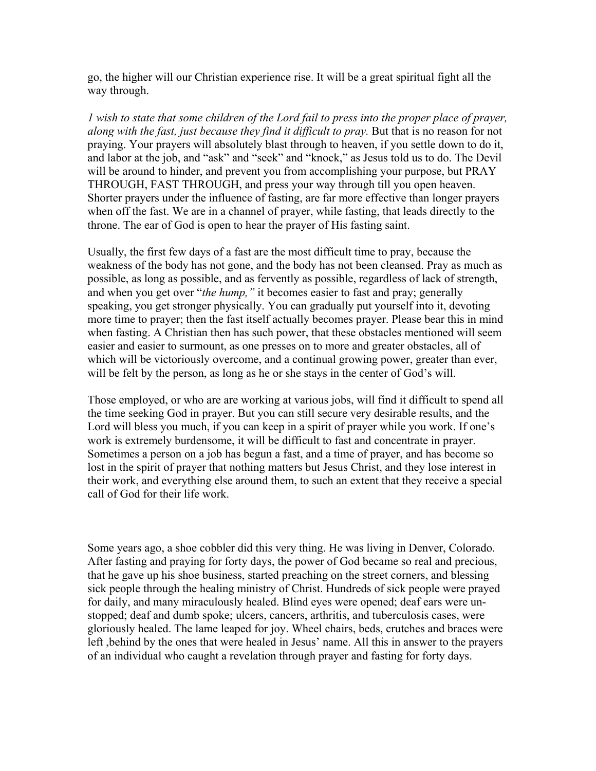go, the higher will our Christian experience rise. It will be a great spiritual fight all the way through.

*1 wish to state that some children of the Lord fail to press into the proper place of prayer, along with the fast, just because they find it difficult to pray.* But that is no reason for not praying. Your prayers will absolutely blast through to heaven, if you settle down to do it, and labor at the job, and "ask" and "seek" and "knock," as Jesus told us to do. The Devil will be around to hinder, and prevent you from accomplishing your purpose, but PRAY THROUGH, FAST THROUGH, and press your way through till you open heaven. Shorter prayers under the influence of fasting, are far more effective than longer prayers when off the fast. We are in a channel of prayer, while fasting, that leads directly to the throne. The ear of God is open to hear the prayer of His fasting saint.

Usually, the first few days of a fast are the most difficult time to pray, because the weakness of the body has not gone, and the body has not been cleansed. Pray as much as possible, as long as possible, and as fervently as possible, regardless of lack of strength, and when you get over "*the hump,"* it becomes easier to fast and pray; generally speaking, you get stronger physically. You can gradually put yourself into it, devoting more time to prayer; then the fast itself actually becomes prayer. Please bear this in mind when fasting. A Christian then has such power, that these obstacles mentioned will seem easier and easier to surmount, as one presses on to more and greater obstacles, all of which will be victoriously overcome, and a continual growing power, greater than ever, will be felt by the person, as long as he or she stays in the center of God's will.

Those employed, or who are are working at various jobs, will find it difficult to spend all the time seeking God in prayer. But you can still secure very desirable results, and the Lord will bless you much, if you can keep in a spirit of prayer while you work. If one's work is extremely burdensome, it will be difficult to fast and concentrate in prayer. Sometimes a person on a job has begun a fast, and a time of prayer, and has become so lost in the spirit of prayer that nothing matters but Jesus Christ, and they lose interest in their work, and everything else around them, to such an extent that they receive a special call of God for their life work.

Some years ago, a shoe cobbler did this very thing. He was living in Denver, Colorado. After fasting and praying for forty days, the power of God became so real and precious, that he gave up his shoe business, started preaching on the street corners, and blessing sick people through the healing ministry of Christ. Hundreds of sick people were prayed for daily, and many miraculously healed. Blind eyes were opened; deaf ears were un-stopped; deaf and dumb spoke; ulcers, cancers, arthritis, and tuberculosis cases, were gloriously healed. The lame leaped for joy. Wheel chairs, beds, crutches and braces were left ,behind by the ones that were healed in Jesus' name. All this in answer to the prayers of an individual who caught a revelation through prayer and fasting for forty days.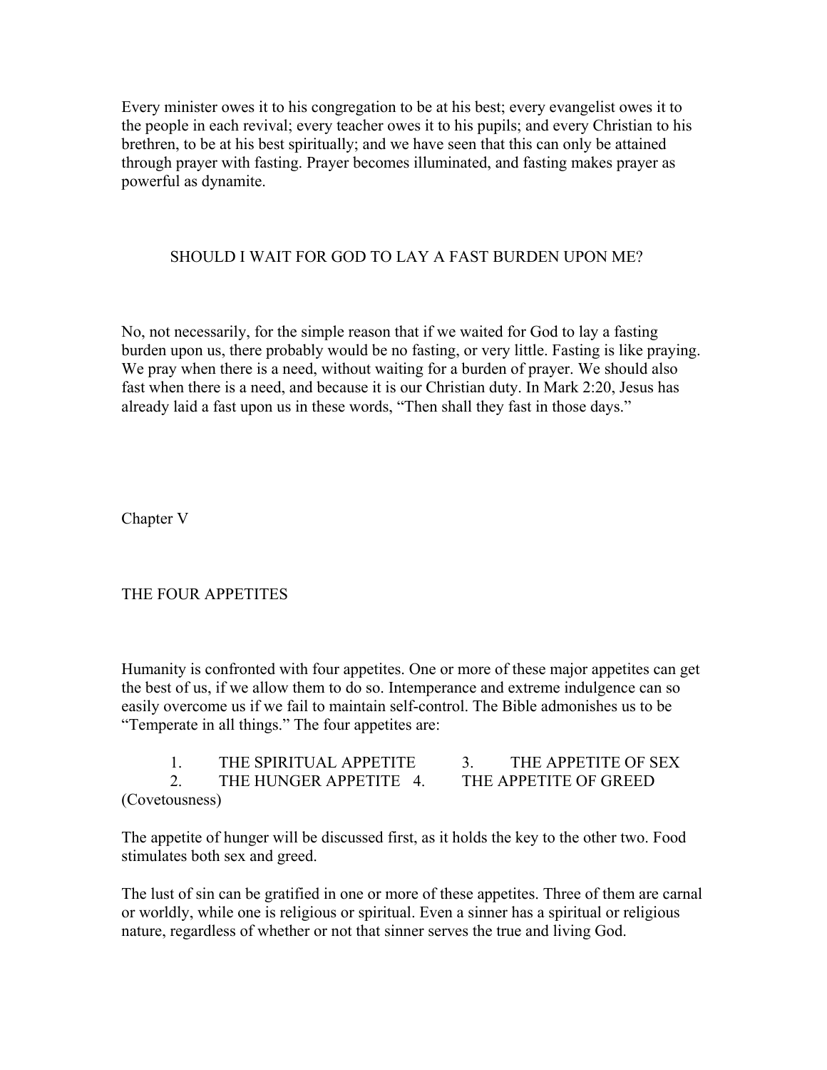Every minister owes it to his congregation to be at his best; every evangelist owes it to the people in each revival; every teacher owes it to his pupils; and every Christian to his brethren, to be at his best spiritually; and we have seen that this can only be attained through prayer with fasting. Prayer becomes illuminated, and fasting makes prayer as powerful as dynamite.

### SHOULD I WAIT FOR GOD TO LAY A FAST BURDEN UPON ME?

No, not necessarily, for the simple reason that if we waited for God to lay a fasting burden upon us, there probably would be no fasting, or very little. Fasting is like praying. We pray when there is a need, without waiting for a burden of prayer. We should also fast when there is a need, and because it is our Christian duty. In Mark 2:20, Jesus has already laid a fast upon us in these words, "Then shall they fast in those days."

## Chapter V

## THE FOUR APPETITES

Humanity is confronted with four appetites. One or more of these major appetites can get the best of us, if we allow them to do so. Intemperance and extreme indulgence can so easily overcome us if we fail to maintain self-control. The Bible admonishes us to be "Temperate in all things." The four appetites are:

1. THE SPIRITUAL APPETITE
2. THE HUNGER APPETITE
3. THE APPETITE OF SEX
4. THE APPETITE OF GREED (Covetousness)

The appetite of hunger will be discussed first, as it holds the key to the other two. Food stimulates both sex and greed.

The lust of sin can be gratified in one or more of these appetites. Three of them are carnal or worldly, while one is religious or spiritual. Even a sinner has a spiritual or religious nature, regardless of whether or not that sinner serves the true and living God.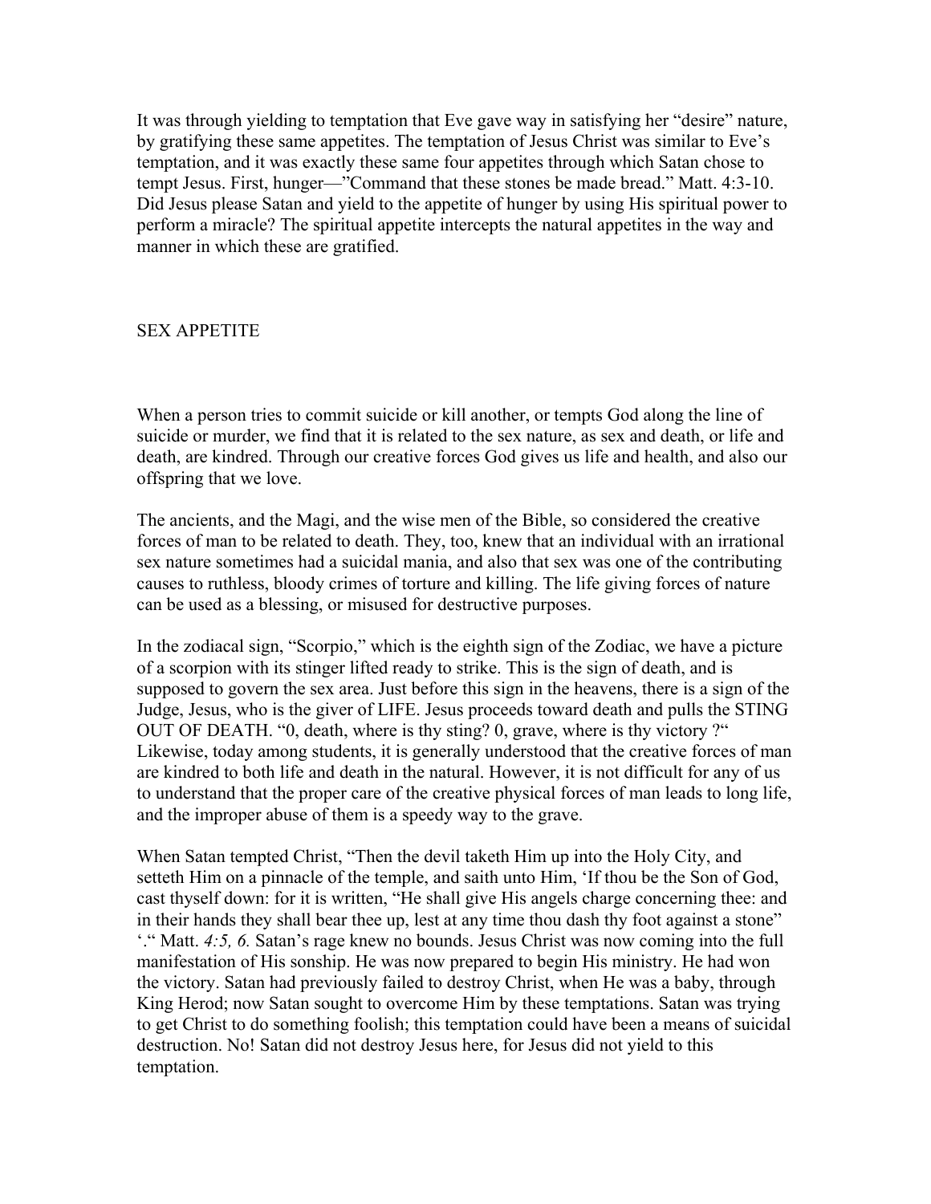It was through yielding to temptation that Eve gave way in satisfying her "desire" nature, by gratifying these same appetites. The temptation of Jesus Christ was similar to Eve's temptation, and it was exactly these same four appetites through which Satan chose to tempt Jesus. First, hunger—"Command that these stones be made bread." Matt. 4:3-10. Did Jesus please Satan and yield to the appetite of hunger by using His spiritual power to perform a miracle? The spiritual appetite intercepts the natural appetites in the way and manner in which these are gratified.

## SEX APPETITE

When a person tries to commit suicide or kill another, or tempts God along the line of suicide or murder, we find that it is related to the sex nature, as sex and death, or life and death, are kindred. Through our creative forces God gives us life and health, and also our offspring that we love.

The ancients, and the Magi, and the wise men of the Bible, so considered the creative forces of man to be related to death. They, too, knew that an individual with an irrational sex nature sometimes had a suicidal mania, and also that sex was one of the contributing causes to ruthless, bloody crimes of torture and killing. The life giving forces of nature can be used as a blessing, or misused for destructive purposes.

In the zodiacal sign, "Scorpio," which is the eighth sign of the Zodiac, we have a picture of a scorpion with its stinger lifted ready to strike. This is the sign of death, and is supposed to govern the sex area. Just before this sign in the heavens, there is a sign of the Judge, Jesus, who is the giver of LIFE. Jesus proceeds toward death and pulls the STING OUT OF DEATH. "0, death, where is thy sting? 0, grave, where is thy victory ?" Likewise, today among students, it is generally understood that the creative forces of man are kindred to both life and death in the natural. However, it is not difficult for any of us to understand that the proper care of the creative physical forces of man leads to long life, and the improper abuse of them is a speedy way to the grave.

When Satan tempted Christ, "Then the devil taketh Him up into the Holy City, and setteth Him on a pinnacle of the temple, and saith unto Him, 'If thou be the Son of God, cast thyself down: for it is written, "He shall give His angels charge concerning thee: and in their hands they shall bear thee up, lest at any time thou dash thy foot against a stone" '." Matt. *4:5, 6.* Satan's rage knew no bounds. Jesus Christ was now coming into the full manifestation of His sonship. He was now prepared to begin His ministry. He had won the victory. Satan had previously failed to destroy Christ, when He was a baby, through King Herod; now Satan sought to overcome Him by these temptations. Satan was trying to get Christ to do something foolish; this temptation could have been a means of suicidal destruction. No! Satan did not destroy Jesus here, for Jesus did not yield to this temptation.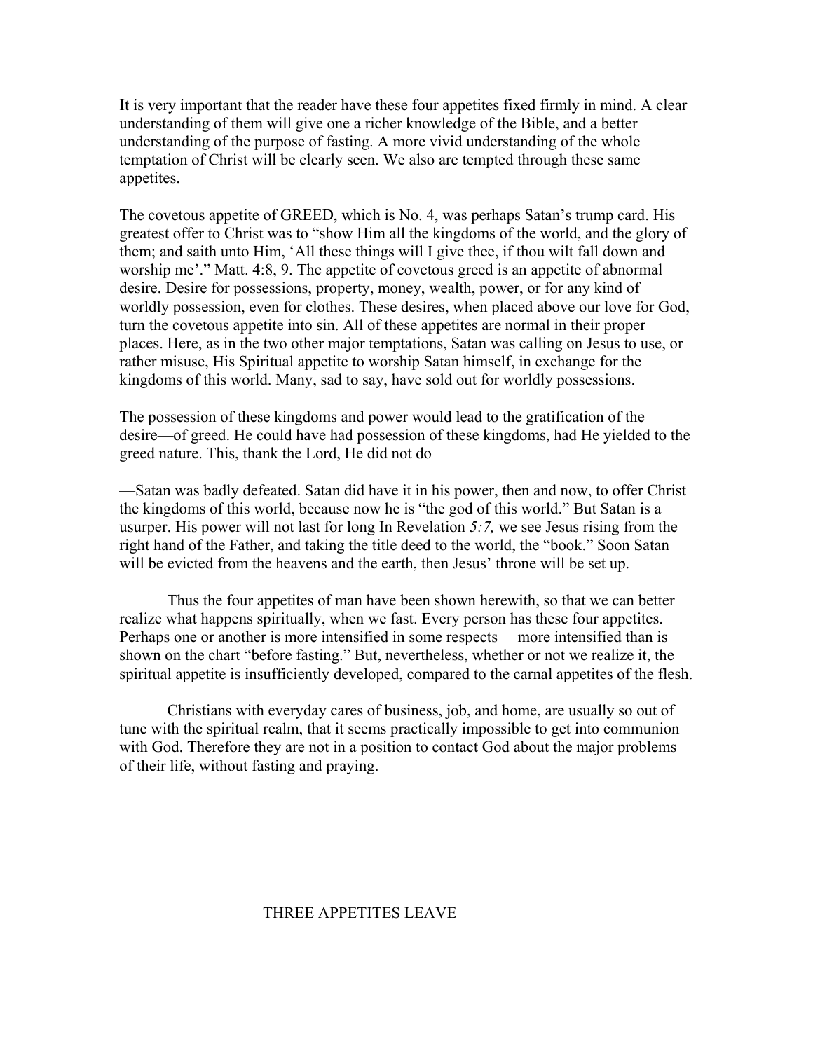It is very important that the reader have these four appetites fixed firmly in mind. A clear understanding of them will give one a richer knowledge of the Bible, and a better understanding of the purpose of fasting. A more vivid understanding of the whole temptation of Christ will be clearly seen. We also are tempted through these same appetites.

The covetous appetite of GREED, which is No. 4, was perhaps Satan's trump card. His greatest offer to Christ was to "show Him all the kingdoms of the world, and the glory of them; and saith unto Him, 'All these things will I give thee, if thou wilt fall down and worship me'." Matt. 4:8, 9. The appetite of covetous greed is an appetite of abnormal desire. Desire for possessions, property, money, wealth, power, or for any kind of worldly possession, even for clothes. These desires, when placed above our love for God, turn the covetous appetite into sin. All of these appetites are normal in their proper places. Here, as in the two other major temptations, Satan was calling on Jesus to use, or rather misuse, His Spiritual appetite to worship Satan himself, in exchange for the kingdoms of this world. Many, sad to say, have sold out for worldly possessions.

The possession of these kingdoms and power would lead to the gratification of the desire—of greed. He could have had possession of these kingdoms, had He yielded to the greed nature. This, thank the Lord, He did not do

—Satan was badly defeated. Satan did have it in his power, then and now, to offer Christ the kingdoms of this world, because now he is "the god of this world." But Satan is a usurper. His power will not last for long In Revelation *5:7,* we see Jesus rising from the right hand of the Father, and taking the title deed to the world, the "book." Soon Satan will be evicted from the heavens and the earth, then Jesus' throne will be set up.

Thus the four appetites of man have been shown herewith, so that we can better realize what happens spiritually, when we fast. Every person has these four appetites. Perhaps one or another is more intensified in some respects —more intensified than is shown on the chart "before fasting." But, nevertheless, whether or not we realize it, the spiritual appetite is insufficiently developed, compared to the carnal appetites of the flesh.

Christians with everyday cares of business, job, and home, are usually so out of tune with the spiritual realm, that it seems practically impossible to get into communion with God. Therefore they are not in a position to contact God about the major problems of their life, without fasting and praying.

## THREE APPETITES LEAVE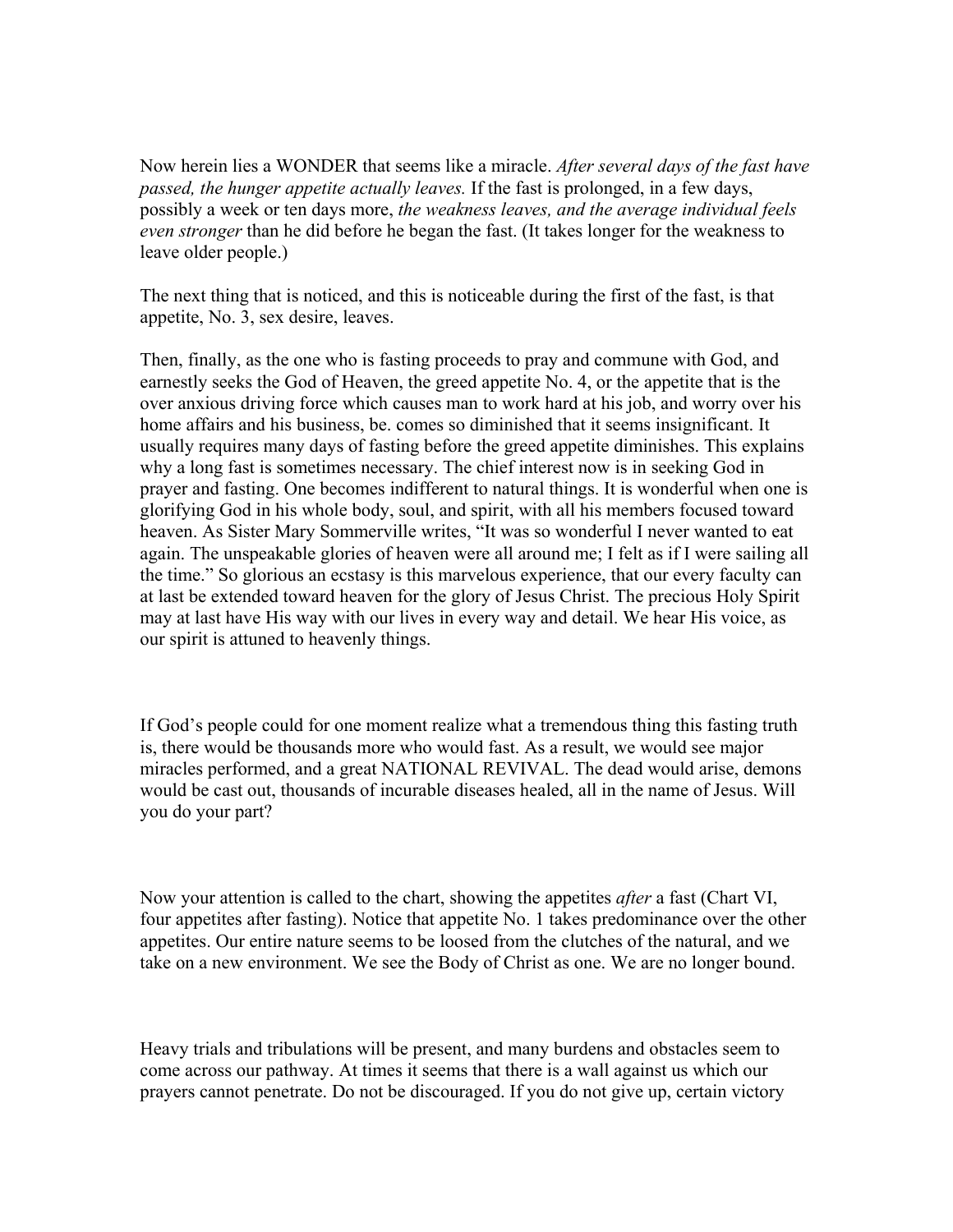Now herein lies a WONDER that seems like a miracle. *After several days of the fast have passed, the hunger appetite actually leaves.* If the fast is prolonged, in a few days, possibly a week or ten days more, *the weakness leaves, and the average individual feels even stronger* than he did before he began the fast. (It takes longer for the weakness to leave older people.)

The next thing that is noticed, and this is noticeable during the first of the fast, is that appetite, No. 3, sex desire, leaves.

Then, finally, as the one who is fasting proceeds to pray and commune with God, and earnestly seeks the God of Heaven, the greed appetite No. 4, or the appetite that is the over anxious driving force which causes man to work hard at his job, and worry over his home affairs and his business, be. comes so diminished that it seems insignificant. It usually requires many days of fasting before the greed appetite diminishes. This explains why a long fast is sometimes necessary. The chief interest now is in seeking God in prayer and fasting. One becomes indifferent to natural things. It is wonderful when one is glorifying God in his whole body, soul, and spirit, with all his members focused toward heaven. As Sister Mary Sommerville writes, "It was so wonderful I never wanted to eat again. The unspeakable glories of heaven were all around me; I felt as if I were sailing all the time." So glorious an ecstasy is this marvelous experience, that our every faculty can at last be extended toward heaven for the glory of Jesus Christ. The precious Holy Spirit may at last have His way with our lives in every way and detail. We hear His voice, as our spirit is attuned to heavenly things.

If God's people could for one moment realize what a tremendous thing this fasting truth is, there would be thousands more who would fast. As a result, we would see major miracles performed, and a great NATIONAL REVIVAL. The dead would arise, demons would be cast out, thousands of incurable diseases healed, all in the name of Jesus. Will you do your part?

Now your attention is called to the chart, showing the appetites *after* a fast (Chart VI, four appetites after fasting). Notice that appetite No. 1 takes predominance over the other appetites. Our entire nature seems to be loosed from the clutches of the natural, and we take on a new environment. We see the Body of Christ as one. We are no longer bound.

Heavy trials and tribulations will be present, and many burdens and obstacles seem to come across our pathway. At times it seems that there is a wall against us which our prayers cannot penetrate. Do not be discouraged. If you do not give up, certain victory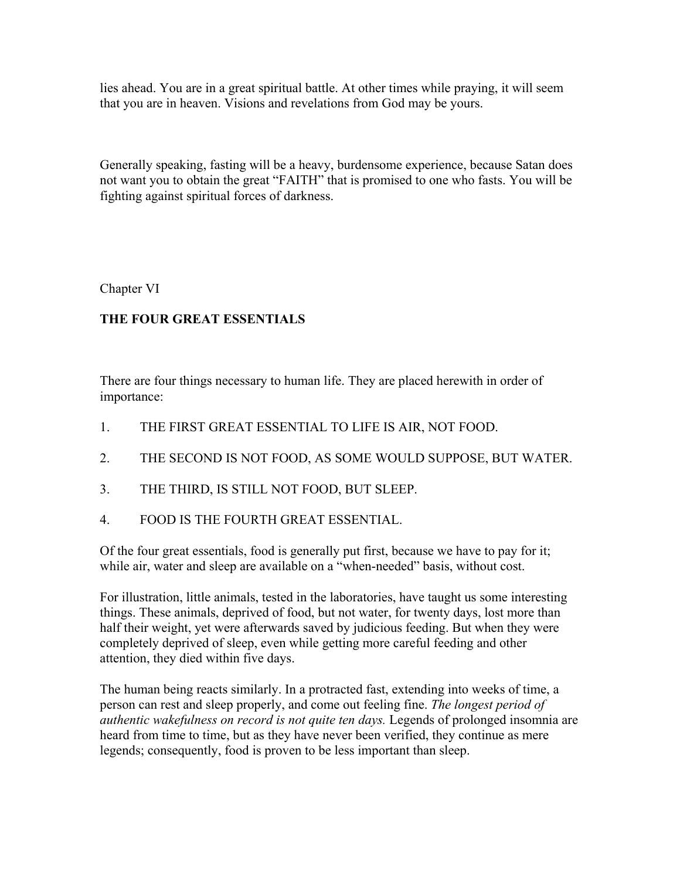lies ahead. You are in a great spiritual battle. At other times while praying, it will seem that you are in heaven. Visions and revelations from God may be yours.

Generally speaking, fasting will be a heavy, burdensome experience, because Satan does not want you to obtain the great "FAITH" that is promised to one who fasts. You will be fighting against spiritual forces of darkness.

Chapter VI

## THE FOUR GREAT ESSENTIALS

There are four things necessary to human life. They are placed herewith in order of importance:

1. THE FIRST GREAT ESSENTIAL TO LIFE IS AIR, NOT FOOD.
2. THE SECOND IS NOT FOOD, AS SOME WOULD SUPPOSE, BUT WATER.
3. THE THIRD, IS STILL NOT FOOD, BUT SLEEP.
4. FOOD IS THE FOURTH GREAT ESSENTIAL.

Of the four great essentials, food is generally put first, because we have to pay for it; while air, water and sleep are available on a "when-needed" basis, without cost.

For illustration, little animals, tested in the laboratories, have taught us some interesting things. These animals, deprived of food, but not water, for twenty days, lost more than half their weight, yet were afterwards saved by judicious feeding. But when they were completely deprived of sleep, even while getting more careful feeding and other attention, they died within five days.

The human being reacts similarly. In a protracted fast, extending into weeks of time, a person can rest and sleep properly, and come out feeling fine. *The longest period of authentic wakefulness on record is not quite ten days.* Legends of prolonged insomnia are heard from time to time, but as they have never been verified, they continue as mere legends; consequently, food is proven to be less important than sleep.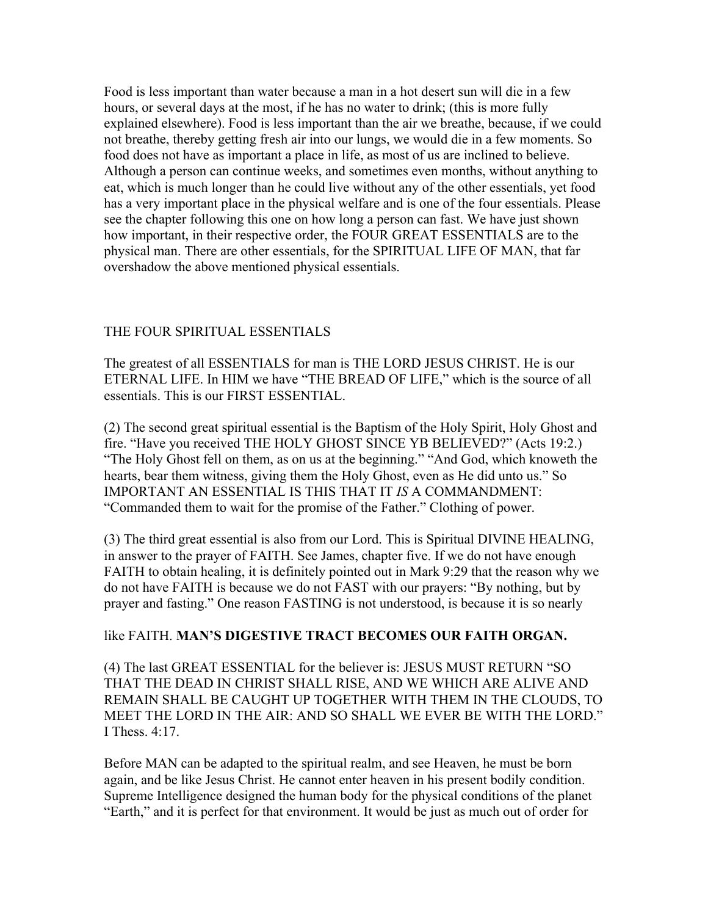Food is less important than water because a man in a hot desert sun will die in a few hours, or several days at the most, if he has no water to drink; (this is more fully explained elsewhere). Food is less important than the air we breathe, because, if we could not breathe, thereby getting fresh air into our lungs, we would die in a few moments. So food does not have as important a place in life, as most of us are inclined to believe. Although a person can continue weeks, and sometimes even months, without anything to eat, which is much longer than he could live without any of the other essentials, yet food has a very important place in the physical welfare and is one of the four essentials. Please see the chapter following this one on how long a person can fast. We have just shown how important, in their respective order, the FOUR GREAT ESSENTIALS are to the physical man. There are other essentials, for the SPIRITUAL LIFE OF MAN, that far overshadow the above mentioned physical essentials.

## THE FOUR SPIRITUAL ESSENTIALS

The greatest of all ESSENTIALS for man is THE LORD JESUS CHRIST. He is our ETERNAL LIFE. In HIM we have "THE BREAD OF LIFE," which is the source of all essentials. This is our FIRST ESSENTIAL.

(2) The second great spiritual essential is the Baptism of the Holy Spirit, Holy Ghost and fire. "Have you received THE HOLY GHOST SINCE YB BELIEVED?" (Acts 19:2.) "The Holy Ghost fell on them, as on us at the beginning." "And God, which knoweth the hearts, bear them witness, giving them the Holy Ghost, even as He did unto us." So IMPORTANT AN ESSENTIAL IS THIS THAT IT *IS* A COMMANDMENT: "Commanded them to wait for the promise of the Father." Clothing of power.

(3) The third great essential is also from our Lord. This is Spiritual DIVINE HEALING, in answer to the prayer of FAITH. See James, chapter five. If we do not have enough FAITH to obtain healing, it is definitely pointed out in Mark 9:29 that the reason why we do not have FAITH is because we do not FAST with our prayers: "By nothing, but by prayer and fasting." One reason FASTING is not understood, is because it is so nearly like FAITH. **MAN'S DIGESTIVE TRACT BECOMES OUR FAITH ORGAN.**

(4) The last GREAT ESSENTIAL for the believer is: JESUS MUST RETURN "SO THAT THE DEAD IN CHRIST SHALL RISE, AND WE WHICH ARE ALIVE AND REMAIN SHALL BE CAUGHT UP TOGETHER WITH THEM IN THE CLOUDS, TO MEET THE LORD IN THE AIR: AND SO SHALL WE EVER BE WITH THE LORD." I Thess. 4:17.

Before MAN can be adapted to the spiritual realm, and see Heaven, he must be born again, and be like Jesus Christ. He cannot enter heaven in his present bodily condition. Supreme Intelligence designed the human body for the physical conditions of the planet "Earth," and it is perfect for that environment. It would be just as much out of order for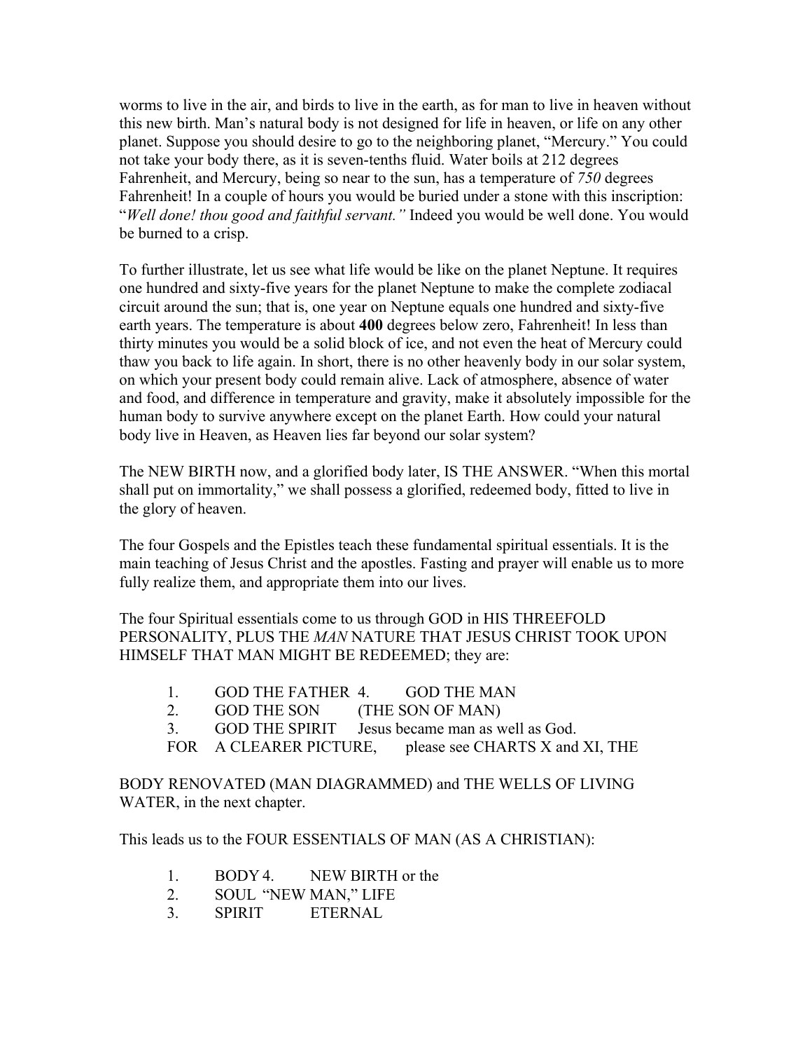worms to live in the air, and birds to live in the earth, as for man to live in heaven without this new birth. Man's natural body is not designed for life in heaven, or life on any other planet. Suppose you should desire to go to the neighboring planet, "Mercury." You could not take your body there, as it is seven-tenths fluid. Water boils at 212 degrees Fahrenheit, and Mercury, being so near to the sun, has a temperature of *750* degrees Fahrenheit! In a couple of hours you would be buried under a stone with this inscription: "*Well done! thou good and faithful servant."* Indeed you would be well done. You would be burned to a crisp.

To further illustrate, let us see what life would be like on the planet Neptune. It requires one hundred and sixty-five years for the planet Neptune to make the complete zodiacal circuit around the sun; that is, one year on Neptune equals one hundred and sixty-five earth years. The temperature is about **400** degrees below zero, Fahrenheit! In less than thirty minutes you would be a solid block of ice, and not even the heat of Mercury could thaw you back to life again. In short, there is no other heavenly body in our solar system, on which your present body could remain alive. Lack of atmosphere, absence of water and food, and difference in temperature and gravity, make it absolutely impossible for the human body to survive anywhere except on the planet Earth. How could your natural body live in Heaven, as Heaven lies far beyond our solar system?

The NEW BIRTH now, and a glorified body later, IS THE ANSWER. "When this mortal shall put on immortality," we shall possess a glorified, redeemed body, fitted to live in the glory of heaven.

The four Gospels and the Epistles teach these fundamental spiritual essentials. It is the main teaching of Jesus Christ and the apostles. Fasting and prayer will enable us to more fully realize them, and appropriate them into our lives.

The four Spiritual essentials come to us through GOD in HIS THREEFOLD PERSONALITY, PLUS THE *MAN* NATURE THAT JESUS CHRIST TOOK UPON HIMSELF THAT MAN MIGHT BE REDEEMED; they are:

1. GOD THE FATHER
2. GOD THE SON
3. GOD THE SPIRIT
4. GOD THE MAN (THE SON OF MAN) Jesus became man as well as God.

FOR A CLEARER PICTURE, please see CHARTS X and XI, THE BODY RENOVATED (MAN DIAGRAMMED) and THE WELLS OF LIVING WATER, in the next chapter.

This leads us to the FOUR ESSENTIALS OF MAN (AS A CHRISTIAN):

1. BODY
2. SOUL
3. SPIRIT
4. NEW BIRTH or the "NEW MAN," LIFE ETERNAL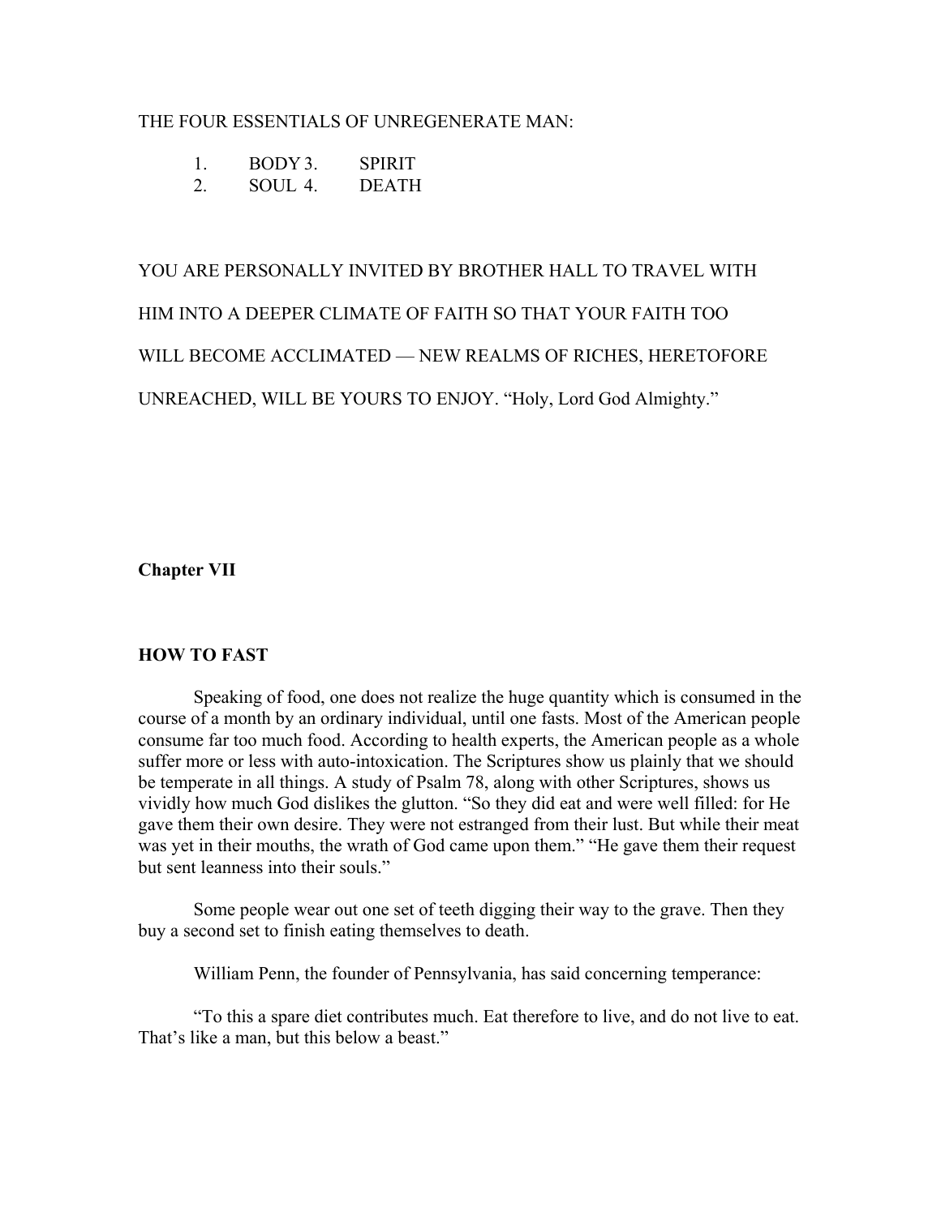THE FOUR ESSENTIALS OF UNREGENERATE MAN:

1. BODY
2. SOUL
3. SPIRIT
4. DEATH

YOU ARE PERSONALLY INVITED BY BROTHER HALL TO TRAVEL WITH HIM INTO A DEEPER CLIMATE OF FAITH SO THAT YOUR FAITH TOO WILL BECOME ACCLIMATED — NEW REALMS OF RICHES, HERETOFORE UNREACHED, WILL BE YOURS TO ENJOY. "Holy, Lord God Almighty."

## Chapter VII

## HOW TO FAST

Speaking of food, one does not realize the huge quantity which is consumed in the course of a month by an ordinary individual, until one fasts. Most of the American people consume far too much food. According to health experts, the American people as a whole suffer more or less with auto-intoxication. The Scriptures show us plainly that we should be temperate in all things. A study of Psalm 78, along with other Scriptures, shows us vividly how much God dislikes the glutton. "So they did eat and were well filled: for He gave them their own desire. They were not estranged from their lust. But while their meat was yet in their mouths, the wrath of God came upon them." "He gave them their request but sent leanness into their souls."

Some people wear out one set of teeth digging their way to the grave. Then they buy a second set to finish eating themselves to death.

William Penn, the founder of Pennsylvania, has said concerning temperance:

"To this a spare diet contributes much. Eat therefore to live, and do not live to eat. That's like a man, but this below a beast."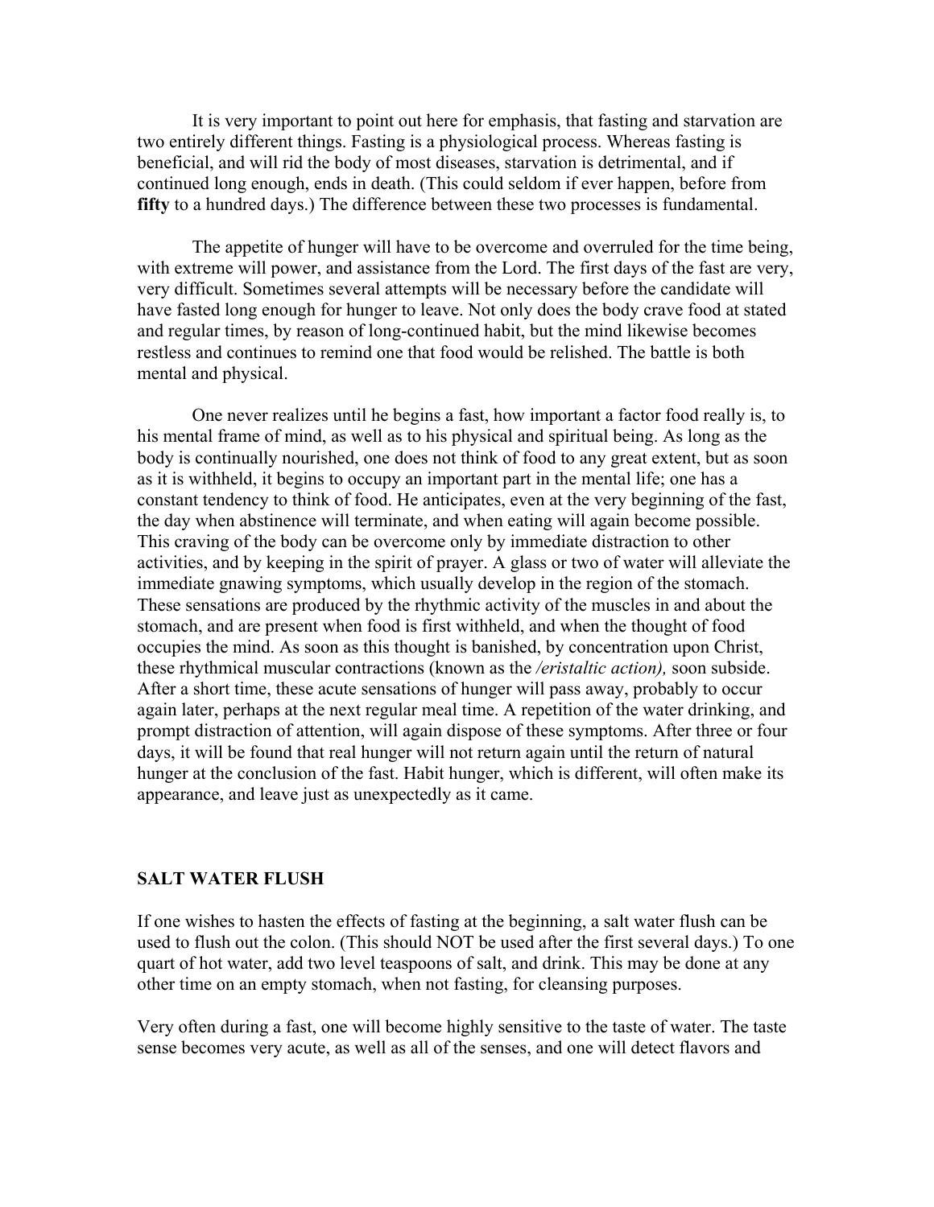It is very important to point out here for emphasis, that fasting and starvation are two entirely different things. Fasting is a physiological process. Whereas fasting is beneficial, and will rid the body of most diseases, starvation is detrimental, and if continued long enough, ends in death. (This could seldom if ever happen, before from **fifty** to a hundred days.) The difference between these two processes is fundamental.

The appetite of hunger will have to be overcome and overruled for the time being, with extreme will power, and assistance from the Lord. The first days of the fast are very, very difficult. Sometimes several attempts will be necessary before the candidate will have fasted long enough for hunger to leave. Not only does the body crave food at stated and regular times, by reason of long-continued habit, but the mind likewise becomes restless and continues to remind one that food would be relished. The battle is both mental and physical.

One never realizes until he begins a fast, how important a factor food really is, to his mental frame of mind, as well as to his physical and spiritual being. As long as the body is continually nourished, one does not think of food to any great extent, but as soon as it is withheld, it begins to occupy an important part in the mental life; one has a constant tendency to think of food. He anticipates, even at the very beginning of the fast, the day when abstinence will terminate, and when eating will again become possible. This craving of the body can be overcome only by immediate distraction to other activities, and by keeping in the spirit of prayer. A glass or two of water will alleviate the immediate gnawing symptoms, which usually develop in the region of the stomach. These sensations are produced by the rhythmic activity of the muscles in and about the stomach, and are present when food is first withheld, and when the thought of food occupies the mind. As soon as this thought is banished, by concentration upon Christ, these rhythmical muscular contractions (known as the */eristaltic action),* soon subside. After a short time, these acute sensations of hunger will pass away, probably to occur again later, perhaps at the next regular meal time. A repetition of the water drinking, and prompt distraction of attention, will again dispose of these symptoms. After three or four days, it will be found that real hunger will not return again until the return of natural hunger at the conclusion of the fast. Habit hunger, which is different, will often make its appearance, and leave just as unexpectedly as it came.

**SALT WATER FLUSH**

If one wishes to hasten the effects of fasting at the beginning, a salt water flush can be used to flush out the colon. (This should NOT be used after the first several days.) To one quart of hot water, add two level teaspoons of salt, and drink. This may be done at any other time on an empty stomach, when not fasting, for cleansing purposes.

Very often during a fast, one will become highly sensitive to the taste of water. The taste sense becomes very acute, as well as all of the senses, and one will detect flavors and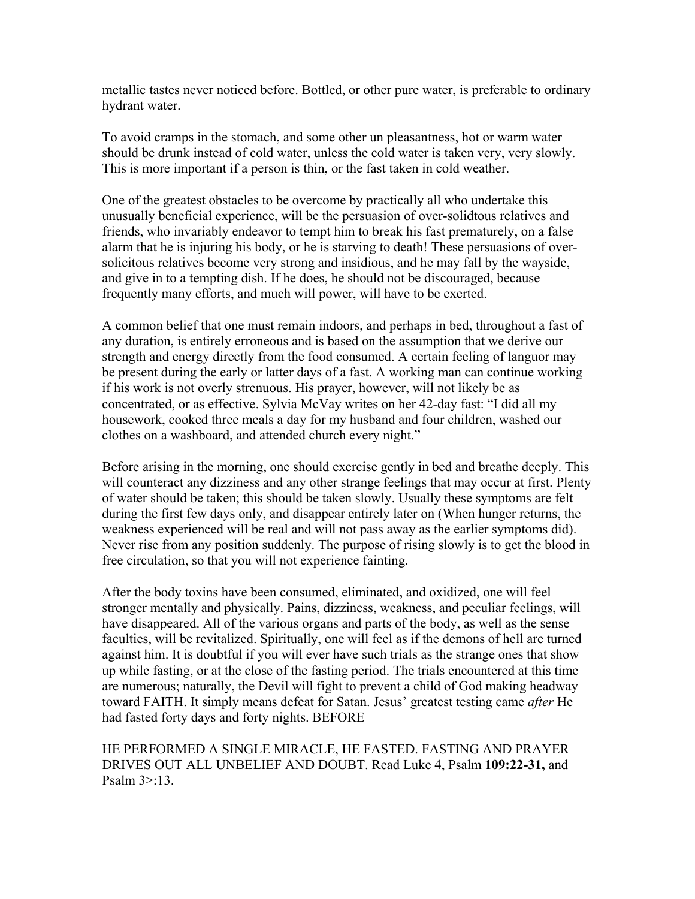metallic tastes never noticed before. Bottled, or other pure water, is preferable to ordinary hydrant water.

To avoid cramps in the stomach, and some other un pleasantness, hot or warm water should be drunk instead of cold water, unless the cold water is taken very, very slowly. This is more important if a person is thin, or the fast taken in cold weather.

One of the greatest obstacles to be overcome by practically all who undertake this unusually beneficial experience, will be the persuasion of over-solidtous relatives and friends, who invariably endeavor to tempt him to break his fast prematurely, on a false alarm that he is injuring his body, or he is starving to death! These persuasions of over-solicitous relatives become very strong and insidious, and he may fall by the wayside, and give in to a tempting dish. If he does, he should not be discouraged, because frequently many efforts, and much will power, will have to be exerted.

A common belief that one must remain indoors, and perhaps in bed, throughout a fast of any duration, is entirely erroneous and is based on the assumption that we derive our strength and energy directly from the food consumed. A certain feeling of languor may be present during the early or latter days of a fast. A working man can continue working if his work is not overly strenuous. His prayer, however, will not likely be as concentrated, or as effective. Sylvia McVay writes on her 42-day fast: "I did all my housework, cooked three meals a day for my husband and four children, washed our clothes on a washboard, and attended church every night."

Before arising in the morning, one should exercise gently in bed and breathe deeply. This will counteract any dizziness and any other strange feelings that may occur at first. Plenty of water should be taken; this should be taken slowly. Usually these symptoms are felt during the first few days only, and disappear entirely later on (When hunger returns, the weakness experienced will be real and will not pass away as the earlier symptoms did). Never rise from any position suddenly. The purpose of rising slowly is to get the blood in free circulation, so that you will not experience fainting.

After the body toxins have been consumed, eliminated, and oxidized, one will feel stronger mentally and physically. Pains, dizziness, weakness, and peculiar feelings, will have disappeared. All of the various organs and parts of the body, as well as the sense faculties, will be revitalized. Spiritually, one will feel as if the demons of hell are turned against him. It is doubtful if you will ever have such trials as the strange ones that show up while fasting, or at the close of the fasting period. The trials encountered at this time are numerous; naturally, the Devil will fight to prevent a child of God making headway toward FAITH. It simply means defeat for Satan. Jesus' greatest testing came *after* He had fasted forty days and forty nights. BEFORE

HE PERFORMED A SINGLE MIRACLE, HE FASTED. FASTING AND PRAYER DRIVES OUT ALL UNBELIEF AND DOUBT. Read Luke 4, Psalm **109:22-31,** and Psalm 3>:13.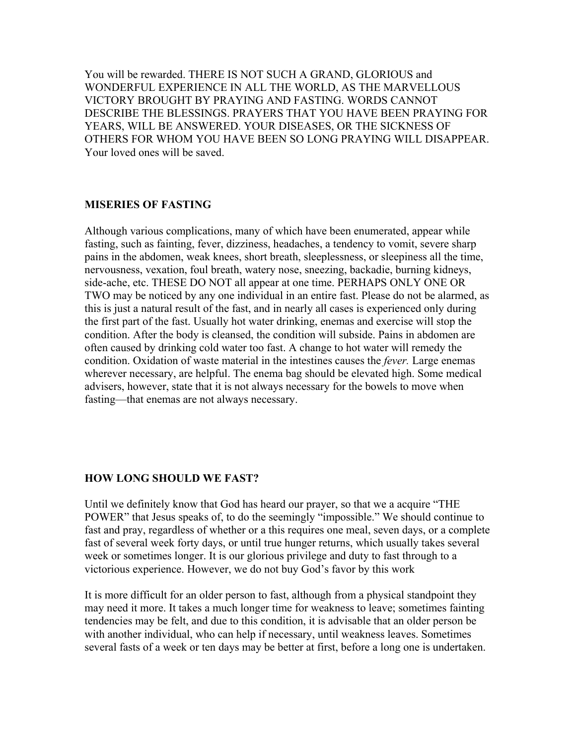You will be rewarded. THERE IS NOT SUCH A GRAND, GLORIOUS and WONDERFUL EXPERIENCE IN ALL THE WORLD, AS THE MARVELLOUS VICTORY BROUGHT BY PRAYING AND FASTING. WORDS CANNOT DESCRIBE THE BLESSINGS. PRAYERS THAT YOU HAVE BEEN PRAYING FOR YEARS, WILL BE ANSWERED. YOUR DISEASES, OR THE SICKNESS OF OTHERS FOR WHOM YOU HAVE BEEN SO LONG PRAYING WILL DISAPPEAR. Your loved ones will be saved.

**MISERIES OF FASTING**

Although various complications, many of which have been enumerated, appear while fasting, such as fainting, fever, dizziness, headaches, a tendency to vomit, severe sharp pains in the abdomen, weak knees, short breath, sleeplessness, or sleepiness all the time, nervousness, vexation, foul breath, watery nose, sneezing, backadie, burning kidneys, side-ache, etc. THESE DO NOT all appear at one time. PERHAPS ONLY ONE OR TWO may be noticed by any one individual in an entire fast. Please do not be alarmed, as this is just a natural result of the fast, and in nearly all cases is experienced only during the first part of the fast. Usually hot water drinking, enemas and exercise will stop the condition. After the body is cleansed, the condition will subside. Pains in abdomen are often caused by drinking cold water too fast. A change to hot water will remedy the condition. Oxidation of waste material in the intestines causes the *fever.* Large enemas wherever necessary, are helpful. The enema bag should be elevated high. Some medical advisers, however, state that it is not always necessary for the bowels to move when fasting—that enemas are not always necessary.

**HOW LONG SHOULD WE FAST?**

Until we definitely know that God has heard our prayer, so that we a acquire "THE POWER" that Jesus speaks of, to do the seemingly "impossible." We should continue to fast and pray, regardless of whether or a this requires one meal, seven days, or a complete fast of several week forty days, or until true hunger returns, which usually takes several week or sometimes longer. It is our glorious privilege and duty to fast through to a victorious experience. However, we do not buy God's favor by this work

It is more difficult for an older person to fast, although from a physical standpoint they may need it more. It takes a much longer time for weakness to leave; sometimes fainting tendencies may be felt, and due to this condition, it is advisable that an older person be with another individual, who can help if necessary, until weakness leaves. Sometimes several fasts of a week or ten days may be better at first, before a long one is undertaken.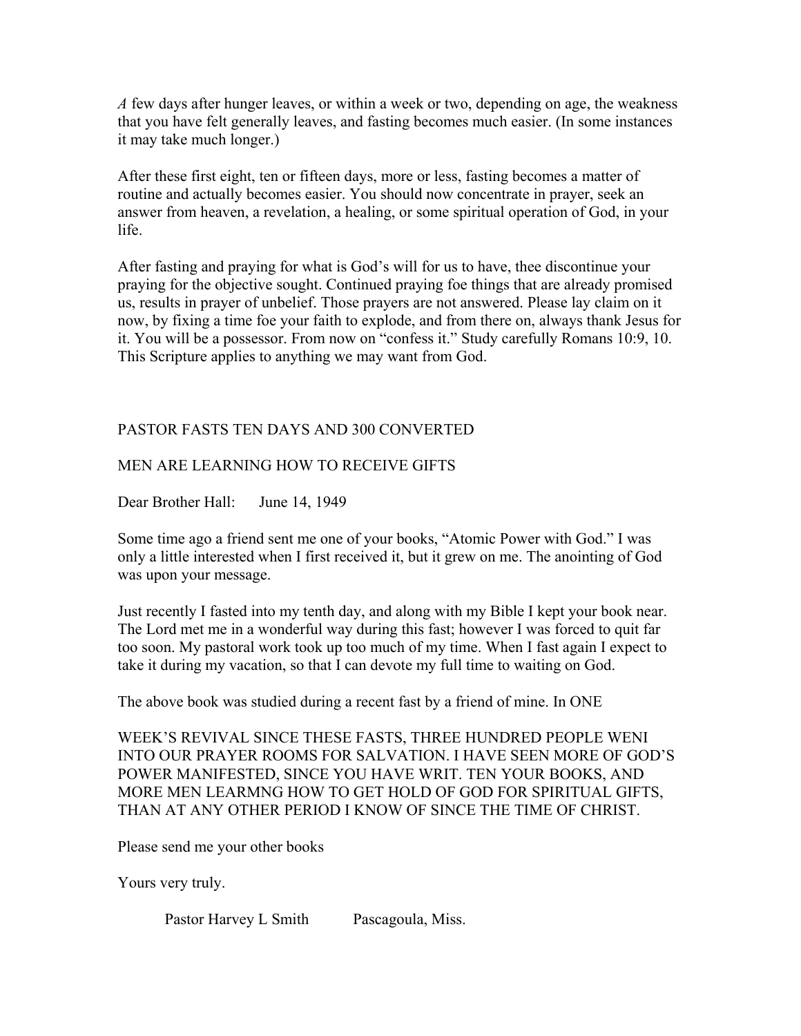*A* few days after hunger leaves, or within a week or two, depending on age, the weakness that you have felt generally leaves, and fasting becomes much easier. (In some instances it may take much longer.)

After these first eight, ten or fifteen days, more or less, fasting becomes a matter of routine and actually becomes easier. You should now concentrate in prayer, seek an answer from heaven, a revelation, a healing, or some spiritual operation of God, in your life.

After fasting and praying for what is God's will for us to have, thee discontinue your praying for the objective sought. Continued praying foe things that are already promised us, results in prayer of unbelief. Those prayers are not answered. Please lay claim on it now, by fixing a time foe your faith to explode, and from there on, always thank Jesus for it. You will be a possessor. From now on "confess it." Study carefully Romans 10:9, 10. This Scripture applies to anything we may want from God.

PASTOR FASTS TEN DAYS AND 300 CONVERTED

MEN ARE LEARNING HOW TO RECEIVE GIFTS

Dear Brother Hall: June 14, 1949

Some time ago a friend sent me one of your books, "Atomic Power with God." I was only a little interested when I first received it, but it grew on me. The anointing of God was upon your message.

Just recently I fasted into my tenth day, and along with my Bible I kept your book near. The Lord met me in a wonderful way during this fast; however I was forced to quit far too soon. My pastoral work took up too much of my time. When I fast again I expect to take it during my vacation, so that I can devote my full time to waiting on God.

The above book was studied during a recent fast by a friend of mine. In ONE

WEEK'S REVIVAL SINCE THESE FASTS, THREE HUNDRED PEOPLE WENI INTO OUR PRAYER ROOMS FOR SALVATION. I HAVE SEEN MORE OF GOD'S POWER MANIFESTED, SINCE YOU HAVE WRIT. TEN YOUR BOOKS, AND MORE MEN LEARMNG HOW TO GET HOLD OF GOD FOR SPIRITUAL GIFTS, THAN AT ANY OTHER PERIOD I KNOW OF SINCE THE TIME OF CHRIST.

Please send me your other books

Yours very truly.

Pastor Harvey L Smith Pascagoula, Miss.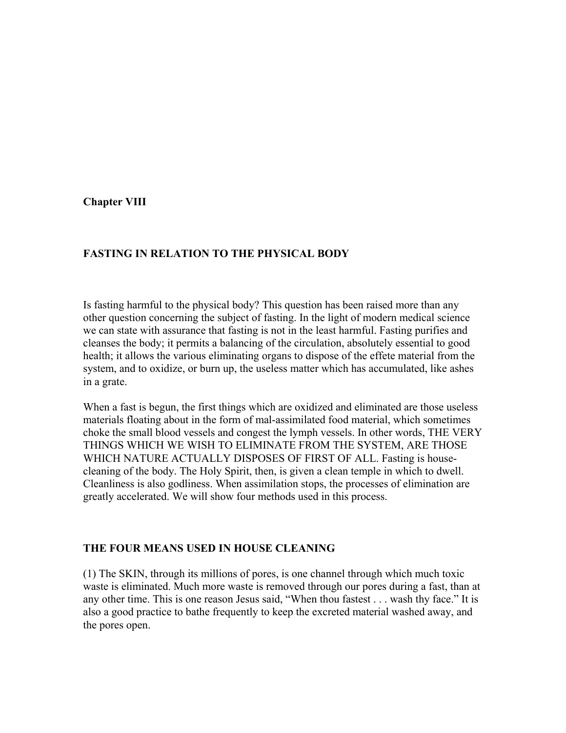## Chapter VIII

## FASTING IN RELATION TO THE PHYSICAL BODY

Is fasting harmful to the physical body? This question has been raised more than any other question concerning the subject of fasting. In the light of modern medical science we can state with assurance that fasting is not in the least harmful. Fasting purifies and cleanses the body; it permits a balancing of the circulation, absolutely essential to good health; it allows the various eliminating organs to dispose of the effete material from the system, and to oxidize, or burn up, the useless matter which has accumulated, like ashes in a grate.

When a fast is begun, the first things which are oxidized and eliminated are those useless materials floating about in the form of mal-assimilated food material, which sometimes choke the small blood vessels and congest the lymph vessels. In other words, THE VERY THINGS WHICH WE WISH TO ELIMINATE FROM THE SYSTEM, ARE THOSE WHICH NATURE ACTUALLY DISPOSES OF FIRST OF ALL. Fasting is house-cleaning of the body. The Holy Spirit, then, is given a clean temple in which to dwell. Cleanliness is also godliness. When assimilation stops, the processes of elimination are greatly accelerated. We will show four methods used in this process.

### THE FOUR MEANS USED IN HOUSE CLEANING

(1) The SKIN, through its millions of pores, is one channel through which much toxic waste is eliminated. Much more waste is removed through our pores during a fast, than at any other time. This is one reason Jesus said, "When thou fastest . . . wash thy face." It is also a good practice to bathe frequently to keep the excreted material washed away, and the pores open.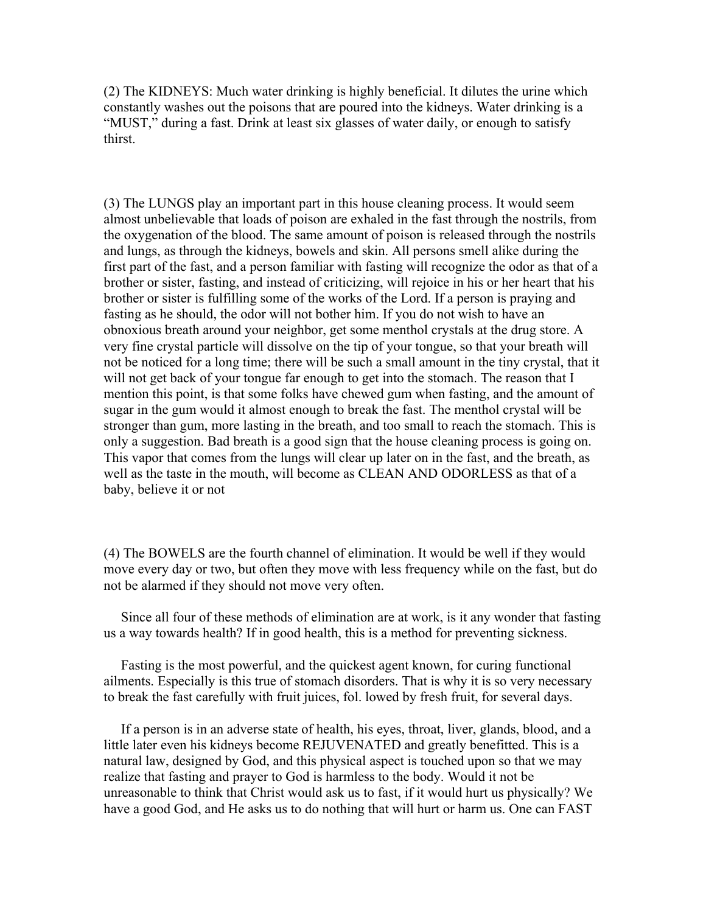(2) The KIDNEYS: Much water drinking is highly beneficial. It dilutes the urine which constantly washes out the poisons that are poured into the kidneys. Water drinking is a "MUST," during a fast. Drink at least six glasses of water daily, or enough to satisfy thirst.

(3) The LUNGS play an important part in this house cleaning process. It would seem almost unbelievable that loads of poison are exhaled in the fast through the nostrils, from the oxygenation of the blood. The same amount of poison is released through the nostrils and lungs, as through the kidneys, bowels and skin. All persons smell alike during the first part of the fast, and a person familiar with fasting will recognize the odor as that of a brother or sister, fasting, and instead of criticizing, will rejoice in his or her heart that his brother or sister is fulfilling some of the works of the Lord. If a person is praying and fasting as he should, the odor will not bother him. If you do not wish to have an obnoxious breath around your neighbor, get some menthol crystals at the drug store. A very fine crystal particle will dissolve on the tip of your tongue, so that your breath will not be noticed for a long time; there will be such a small amount in the tiny crystal, that it will not get back of your tongue far enough to get into the stomach. The reason that I mention this point, is that some folks have chewed gum when fasting, and the amount of sugar in the gum would it almost enough to break the fast. The menthol crystal will be stronger than gum, more lasting in the breath, and too small to reach the stomach. This is only a suggestion. Bad breath is a good sign that the house cleaning process is going on. This vapor that comes from the lungs will clear up later on in the fast, and the breath, as well as the taste in the mouth, will become as CLEAN AND ODORLESS as that of a baby, believe it or not

(4) The BOWELS are the fourth channel of elimination. It would be well if they would move every day or two, but often they move with less frequency while on the fast, but do not be alarmed if they should not move very often.

Since all four of these methods of elimination are at work, is it any wonder that fasting us a way towards health? If in good health, this is a method for preventing sickness.

Fasting is the most powerful, and the quickest agent known, for curing functional ailments. Especially is this true of stomach disorders. That is why it is so very necessary to break the fast carefully with fruit juices, fol. lowed by fresh fruit, for several days.

If a person is in an adverse state of health, his eyes, throat, liver, glands, blood, and a little later even his kidneys become REJUVENATED and greatly benefitted. This is a natural law, designed by God, and this physical aspect is touched upon so that we may realize that fasting and prayer to God is harmless to the body. Would it not be unreasonable to think that Christ would ask us to fast, if it would hurt us physically? We have a good God, and He asks us to do nothing that will hurt or harm us. One can FAST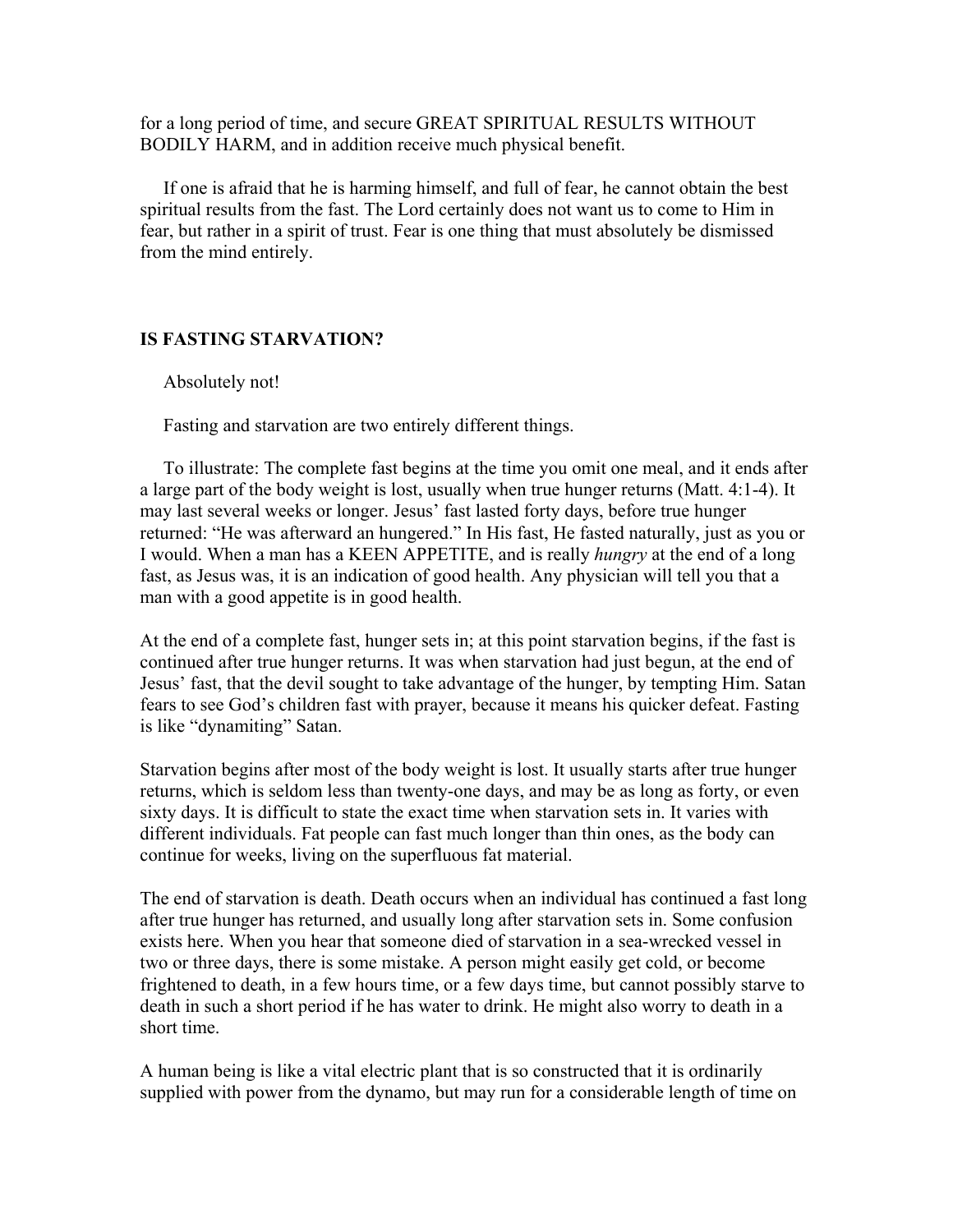for a long period of time, and secure GREAT SPIRITUAL RESULTS WITHOUT BODILY HARM, and in addition receive much physical benefit.

If one is afraid that he is harming himself, and full of fear, he cannot obtain the best spiritual results from the fast. The Lord certainly does not want us to come to Him in fear, but rather in a spirit of trust. Fear is one thing that must absolutely be dismissed from the mind entirely.

## IS FASTING STARVATION?

Absolutely not!

Fasting and starvation are two entirely different things.

To illustrate: The complete fast begins at the time you omit one meal, and it ends after a large part of the body weight is lost, usually when true hunger returns (Matt. 4:1-4). It may last several weeks or longer. Jesus' fast lasted forty days, before true hunger returned: "He was afterward an hungered." In His fast, He fasted naturally, just as you or I would. When a man has a KEEN APPETITE, and is really *hungry* at the end of a long fast, as Jesus was, it is an indication of good health. Any physician will tell you that a man with a good appetite is in good health.

At the end of a complete fast, hunger sets in; at this point starvation begins, if the fast is continued after true hunger returns. It was when starvation had just begun, at the end of Jesus' fast, that the devil sought to take advantage of the hunger, by tempting Him. Satan fears to see God's children fast with prayer, because it means his quicker defeat. Fasting is like "dynamiting" Satan.

Starvation begins after most of the body weight is lost. It usually starts after true hunger returns, which is seldom less than twenty-one days, and may be as long as forty, or even sixty days. It is difficult to state the exact time when starvation sets in. It varies with different individuals. Fat people can fast much longer than thin ones, as the body can continue for weeks, living on the superfluous fat material.

The end of starvation is death. Death occurs when an individual has continued a fast long after true hunger has returned, and usually long after starvation sets in. Some confusion exists here. When you hear that someone died of starvation in a sea-wrecked vessel in two or three days, there is some mistake. A person might easily get cold, or become frightened to death, in a few hours time, or a few days time, but cannot possibly starve to death in such a short period if he has water to drink. He might also worry to death in a short time.

A human being is like a vital electric plant that is so constructed that it is ordinarily supplied with power from the dynamo, but may run for a considerable length of time on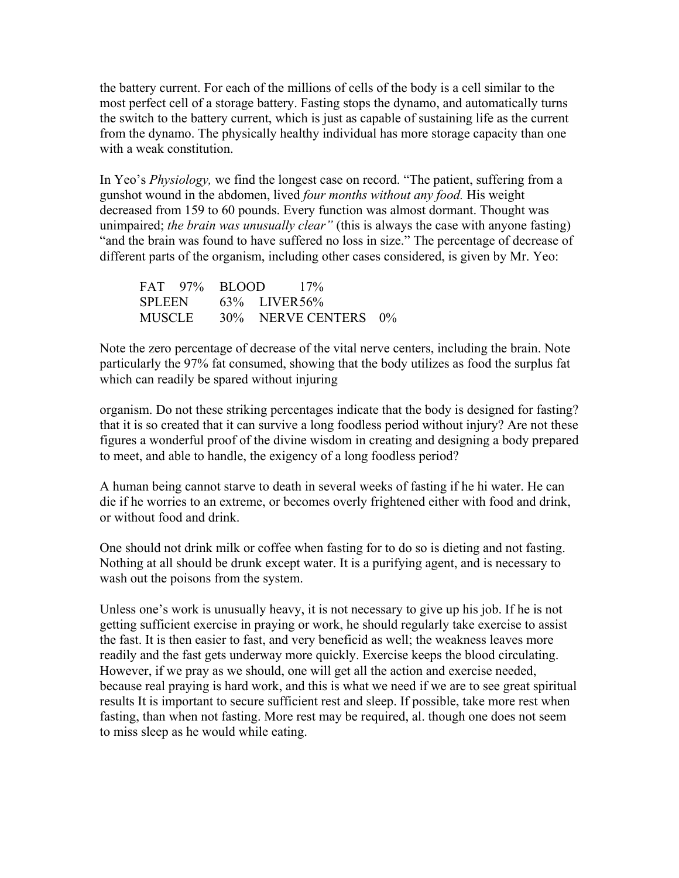the battery current. For each of the millions of cells of the body is a cell similar to the most perfect cell of a storage battery. Fasting stops the dynamo, and automatically turns the switch to the battery current, which is just as capable of sustaining life as the current from the dynamo. The physically healthy individual has more storage capacity than one with a weak constitution.

In Yeo's *Physiology,* we find the longest case on record. "The patient, suffering from a gunshot wound in the abdomen, lived *four months without any food.* His weight decreased from 159 to 60 pounds. Every function was almost dormant. Thought was unimpaired; *the brain was unusually clear"* (this is always the case with anyone fasting) "and the brain was found to have suffered no loss in size." The percentage of decrease of different parts of the organism, including other cases considered, is given by Mr. Yeo:

| | | | |
|---|---|---|---|
| FAT | 97% | BLOOD | 17% |
| SPLEEN | 63% | LIVER | 56% |
| MUSCLE | 30% | NERVE CENTERS | 0% |

Note the zero percentage of decrease of the vital nerve centers, including the brain. Note particularly the 97% fat consumed, showing that the body utilizes as food the surplus fat which can readily be spared without injuring

organism. Do not these striking percentages indicate that the body is designed for fasting? that it is so created that it can survive a long foodless period without injury? Are not these figures a wonderful proof of the divine wisdom in creating and designing a body prepared to meet, and able to handle, the exigency of a long foodless period?

A human being cannot starve to death in several weeks of fasting if he hi water. He can die if he worries to an extreme, or becomes overly frightened either with food and drink, or without food and drink.

One should not drink milk or coffee when fasting for to do so is dieting and not fasting. Nothing at all should be drunk except water. It is a purifying agent, and is necessary to wash out the poisons from the system.

Unless one's work is unusually heavy, it is not necessary to give up his job. If he is not getting sufficient exercise in praying or work, he should regularly take exercise to assist the fast. It is then easier to fast, and very beneficid as well; the weakness leaves more readily and the fast gets underway more quickly. Exercise keeps the blood circulating. However, if we pray as we should, one will get all the action and exercise needed, because real praying is hard work, and this is what we need if we are to see great spiritual results It is important to secure sufficient rest and sleep. If possible, take more rest when fasting, than when not fasting. More rest may be required, al. though one does not seem to miss sleep as he would while eating.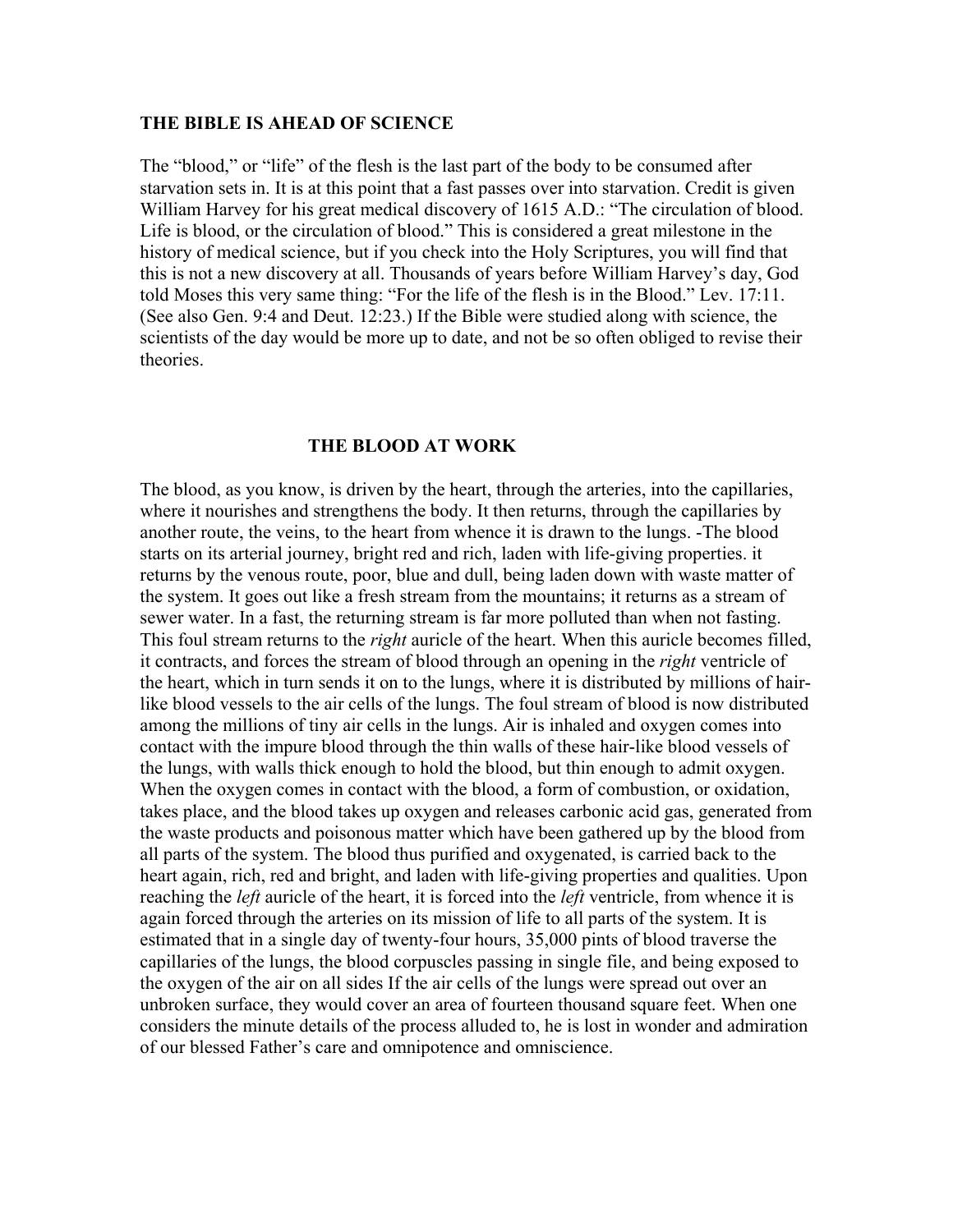**THE BIBLE IS AHEAD OF SCIENCE**

The "blood," or "life" of the flesh is the last part of the body to be consumed after starvation sets in. It is at this point that a fast passes over into starvation. Credit is given William Harvey for his great medical discovery of 1615 A.D.: "The circulation of blood. Life is blood, or the circulation of blood." This is considered a great milestone in the history of medical science, but if you check into the Holy Scriptures, you will find that this is not a new discovery at all. Thousands of years before William Harvey's day, God told Moses this very same thing: "For the life of the flesh is in the Blood." Lev. 17:11. (See also Gen. 9:4 and Deut. 12:23.) If the Bible were studied along with science, the scientists of the day would be more up to date, and not be so often obliged to revise their theories.

**THE BLOOD AT WORK**

The blood, as you know, is driven by the heart, through the arteries, into the capillaries, where it nourishes and strengthens the body. It then returns, through the capillaries by another route, the veins, to the heart from whence it is drawn to the lungs. -The blood starts on its arterial journey, bright red and rich, laden with life-giving properties. it returns by the venous route, poor, blue and dull, being laden down with waste matter of the system. It goes out like a fresh stream from the mountains; it returns as a stream of sewer water. In a fast, the returning stream is far more polluted than when not fasting. This foul stream returns to the *right* auricle of the heart. When this auricle becomes filled, it contracts, and forces the stream of blood through an opening in the *right* ventricle of the heart, which in turn sends it on to the lungs, where it is distributed by millions of hair-like blood vessels to the air cells of the lungs. The foul stream of blood is now distributed among the millions of tiny air cells in the lungs. Air is inhaled and oxygen comes into contact with the impure blood through the thin walls of these hair-like blood vessels of the lungs, with walls thick enough to hold the blood, but thin enough to admit oxygen. When the oxygen comes in contact with the blood, a form of combustion, or oxidation, takes place, and the blood takes up oxygen and releases carbonic acid gas, generated from the waste products and poisonous matter which have been gathered up by the blood from all parts of the system. The blood thus purified and oxygenated, is carried back to the heart again, rich, red and bright, and laden with life-giving properties and qualities. Upon reaching the *left* auricle of the heart, it is forced into the *left* ventricle, from whence it is again forced through the arteries on its mission of life to all parts of the system. It is estimated that in a single day of twenty-four hours, 35,000 pints of blood traverse the capillaries of the lungs, the blood corpuscles passing in single file, and being exposed to the oxygen of the air on all sides If the air cells of the lungs were spread out over an unbroken surface, they would cover an area of fourteen thousand square feet. When one considers the minute details of the process alluded to, he is lost in wonder and admiration of our blessed Father's care and omnipotence and omniscience.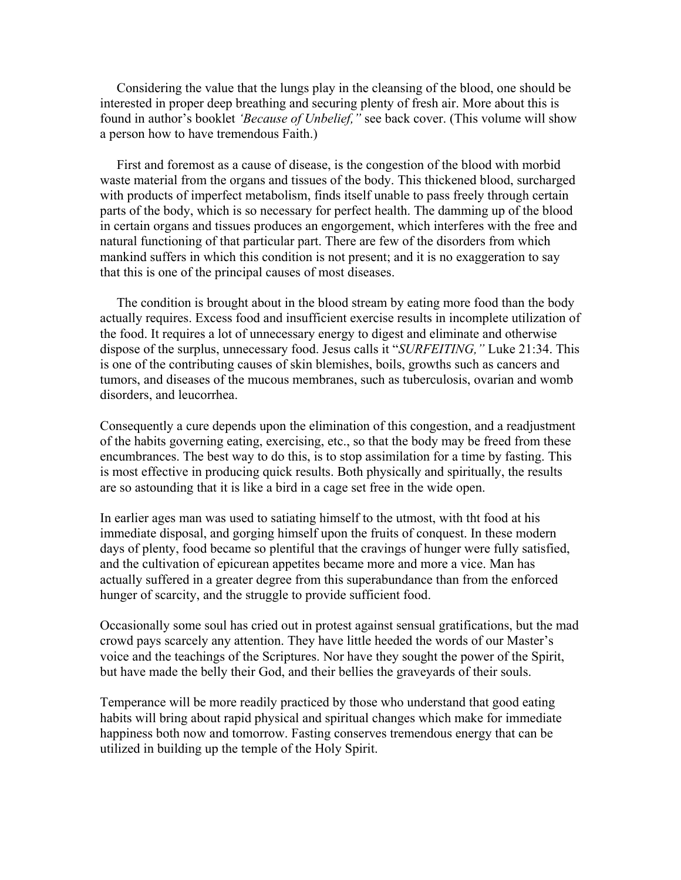Considering the value that the lungs play in the cleansing of the blood, one should be interested in proper deep breathing and securing plenty of fresh air. More about this is found in author's booklet *'Because of Unbelief,"* see back cover. (This volume will show a person how to have tremendous Faith.)

First and foremost as a cause of disease, is the congestion of the blood with morbid waste material from the organs and tissues of the body. This thickened blood, surcharged with products of imperfect metabolism, finds itself unable to pass freely through certain parts of the body, which is so necessary for perfect health. The damming up of the blood in certain organs and tissues produces an engorgement, which interferes with the free and natural functioning of that particular part. There are few of the disorders from which mankind suffers in which this condition is not present; and it is no exaggeration to say that this is one of the principal causes of most diseases.

The condition is brought about in the blood stream by eating more food than the body actually requires. Excess food and insufficient exercise results in incomplete utilization of the food. It requires a lot of unnecessary energy to digest and eliminate and otherwise dispose of the surplus, unnecessary food. Jesus calls it "*SURFEITING,"* Luke 21:34. This is one of the contributing causes of skin blemishes, boils, growths such as cancers and tumors, and diseases of the mucous membranes, such as tuberculosis, ovarian and womb disorders, and leucorrhea.

Consequently a cure depends upon the elimination of this congestion, and a readjustment of the habits governing eating, exercising, etc., so that the body may be freed from these encumbrances. The best way to do this, is to stop assimilation for a time by fasting. This is most effective in producing quick results. Both physically and spiritually, the results are so astounding that it is like a bird in a cage set free in the wide open.

In earlier ages man was used to satiating himself to the utmost, with tht food at his immediate disposal, and gorging himself upon the fruits of conquest. In these modern days of plenty, food became so plentiful that the cravings of hunger were fully satisfied, and the cultivation of epicurean appetites became more and more a vice. Man has actually suffered in a greater degree from this superabundance than from the enforced hunger of scarcity, and the struggle to provide sufficient food.

Occasionally some soul has cried out in protest against sensual gratifications, but the mad crowd pays scarcely any attention. They have little heeded the words of our Master's voice and the teachings of the Scriptures. Nor have they sought the power of the Spirit, but have made the belly their God, and their bellies the graveyards of their souls.

Temperance will be more readily practiced by those who understand that good eating habits will bring about rapid physical and spiritual changes which make for immediate happiness both now and tomorrow. Fasting conserves tremendous energy that can be utilized in building up the temple of the Holy Spirit.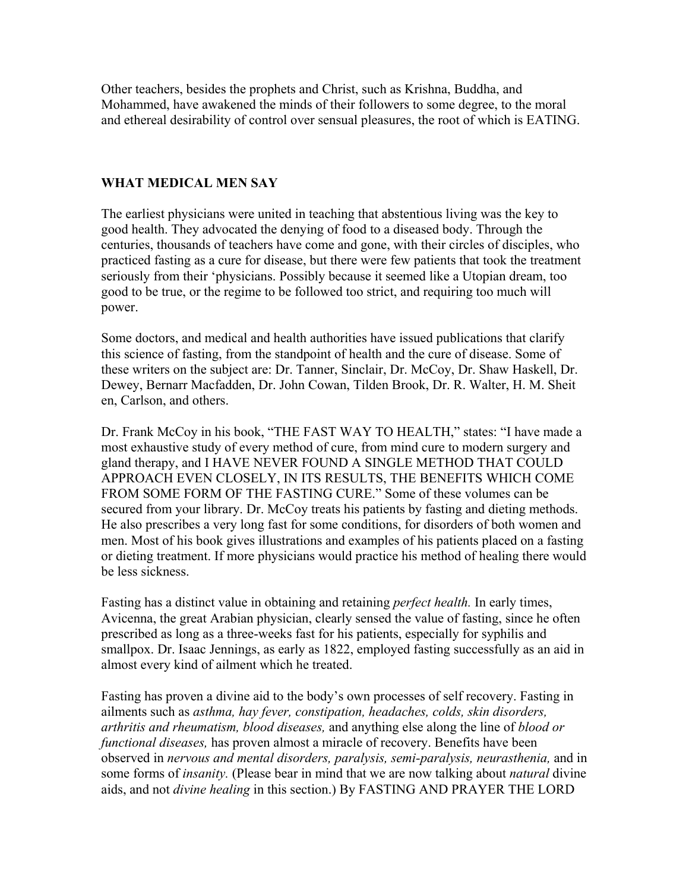Other teachers, besides the prophets and Christ, such as Krishna, Buddha, and Mohammed, have awakened the minds of their followers to some degree, to the moral and ethereal desirability of control over sensual pleasures, the root of which is EATING.

## WHAT MEDICAL MEN SAY

The earliest physicians were united in teaching that abstentious living was the key to good health. They advocated the denying of food to a diseased body. Through the centuries, thousands of teachers have come and gone, with their circles of disciples, who practiced fasting as a cure for disease, but there were few patients that took the treatment seriously from their 'physicians. Possibly because it seemed like a Utopian dream, too good to be true, or the regime to be followed too strict, and requiring too much will power.

Some doctors, and medical and health authorities have issued publications that clarify this science of fasting, from the standpoint of health and the cure of disease. Some of these writers on the subject are: Dr. Tanner, Sinclair, Dr. McCoy, Dr. Shaw Haskell, Dr. Dewey, Bernarr Macfadden, Dr. John Cowan, Tilden Brook, Dr. R. Walter, H. M. Sheit en, Carlson, and others.

Dr. Frank McCoy in his book, "THE FAST WAY TO HEALTH," states: "I have made a most exhaustive study of every method of cure, from mind cure to modern surgery and gland therapy, and I HAVE NEVER FOUND A SINGLE METHOD THAT COULD APPROACH EVEN CLOSELY, IN ITS RESULTS, THE BENEFITS WHICH COME FROM SOME FORM OF THE FASTING CURE." Some of these volumes can be secured from your library. Dr. McCoy treats his patients by fasting and dieting methods. He also prescribes a very long fast for some conditions, for disorders of both women and men. Most of his book gives illustrations and examples of his patients placed on a fasting or dieting treatment. If more physicians would practice his method of healing there would be less sickness.

Fasting has a distinct value in obtaining and retaining *perfect health.* In early times, Avicenna, the great Arabian physician, clearly sensed the value of fasting, since he often prescribed as long as a three-weeks fast for his patients, especially for syphilis and smallpox. Dr. Isaac Jennings, as early as 1822, employed fasting successfully as an aid in almost every kind of ailment which he treated.

Fasting has proven a divine aid to the body's own processes of self recovery. Fasting in ailments such as *asthma, hay fever, constipation, headaches, colds, skin disorders, arthritis and rheumatism, blood diseases,* and anything else along the line of *blood or functional diseases,* has proven almost a miracle of recovery. Benefits have been observed in *nervous and mental disorders, paralysis, semi-paralysis, neurasthenia,* and in some forms of *insanity.* (Please bear in mind that we are now talking about *natural* divine aids, and not *divine healing* in this section.) By FASTING AND PRAYER THE LORD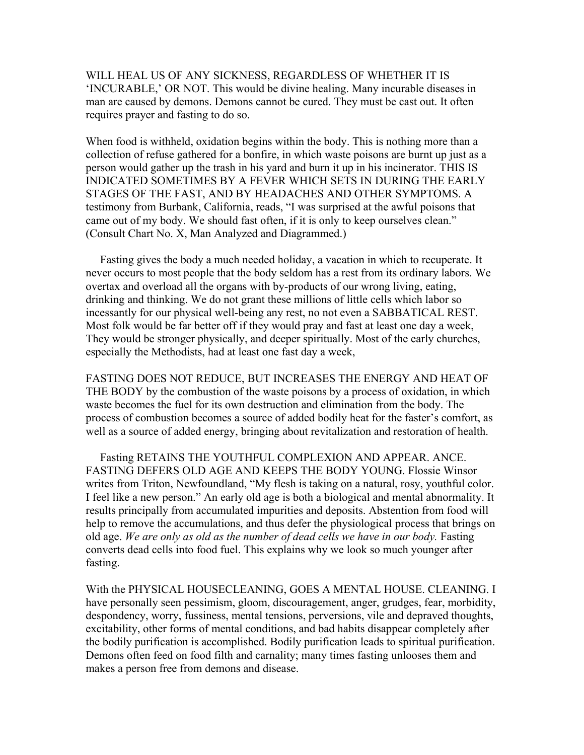WILL HEAL US OF ANY SICKNESS, REGARDLESS OF WHETHER IT IS 'INCURABLE,' OR NOT. This would be divine healing. Many incurable diseases in man are caused by demons. Demons cannot be cured. They must be cast out. It often requires prayer and fasting to do so.

When food is withheld, oxidation begins within the body. This is nothing more than a collection of refuse gathered for a bonfire, in which waste poisons are burnt up just as a person would gather up the trash in his yard and burn it up in his incinerator. THIS IS INDICATED SOMETIMES BY A FEVER WHICH SETS IN DURING THE EARLY STAGES OF THE FAST, AND BY HEADACHES AND OTHER SYMPTOMS. A testimony from Burbank, California, reads, "I was surprised at the awful poisons that came out of my body. We should fast often, if it is only to keep ourselves clean." (Consult Chart No. X, Man Analyzed and Diagrammed.)

Fasting gives the body a much needed holiday, a vacation in which to recuperate. It never occurs to most people that the body seldom has a rest from its ordinary labors. We overtax and overload all the organs with by-products of our wrong living, eating, drinking and thinking. We do not grant these millions of little cells which labor so incessantly for our physical well-being any rest, no not even a SABBATICAL REST. Most folk would be far better off if they would pray and fast at least one day a week, They would be stronger physically, and deeper spiritually. Most of the early churches, especially the Methodists, had at least one fast day a week,

FASTING DOES NOT REDUCE, BUT INCREASES THE ENERGY AND HEAT OF THE BODY by the combustion of the waste poisons by a process of oxidation, in which waste becomes the fuel for its own destruction and elimination from the body. The process of combustion becomes a source of added bodily heat for the faster's comfort, as well as a source of added energy, bringing about revitalization and restoration of health.

Fasting RETAINS THE YOUTHFUL COMPLEXION AND APPEAR. ANCE. FASTING DEFERS OLD AGE AND KEEPS THE BODY YOUNG. Flossie Winsor writes from Triton, Newfoundland, "My flesh is taking on a natural, rosy, youthful color. I feel like a new person." An early old age is both a biological and mental abnormality. It results principally from accumulated impurities and deposits. Abstention from food will help to remove the accumulations, and thus defer the physiological process that brings on old age. *We are only as old as the number of dead cells we have in our body.* Fasting converts dead cells into food fuel. This explains why we look so much younger after fasting.

With the PHYSICAL HOUSECLEANING, GOES A MENTAL HOUSE. CLEANING. I have personally seen pessimism, gloom, discouragement, anger, grudges, fear, morbidity, despondency, worry, fussiness, mental tensions, perversions, vile and depraved thoughts, excitability, other forms of mental conditions, and bad habits disappear completely after the bodily purification is accomplished. Bodily purification leads to spiritual purification. Demons often feed on food filth and carnality; many times fasting unlooses them and makes a person free from demons and disease.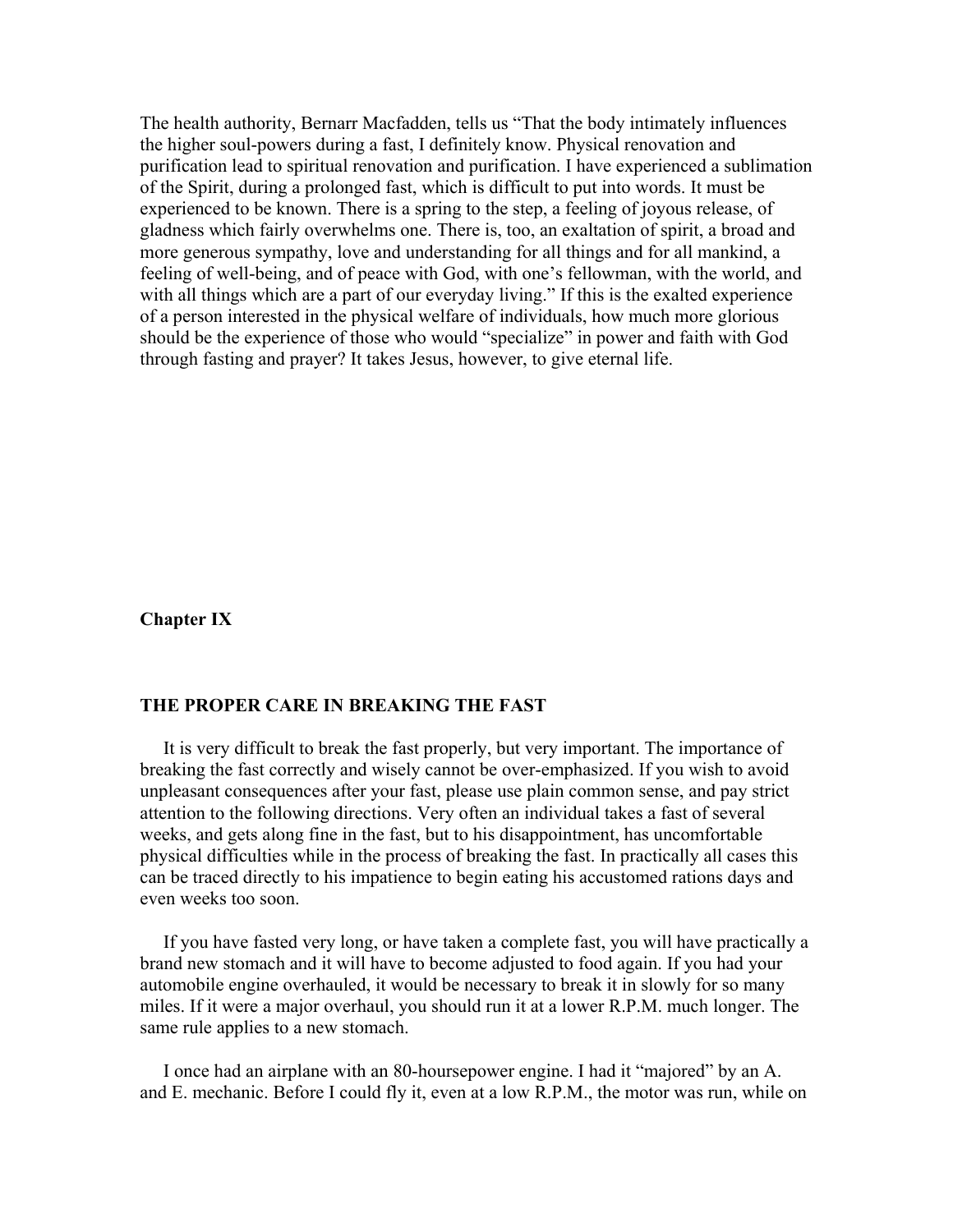The health authority, Bernarr Macfadden, tells us "That the body intimately influences the higher soul-powers during a fast, I definitely know. Physical renovation and purification lead to spiritual renovation and purification. I have experienced a sublimation of the Spirit, during a prolonged fast, which is difficult to put into words. It must be experienced to be known. There is a spring to the step, a feeling of joyous release, of gladness which fairly overwhelms one. There is, too, an exaltation of spirit, a broad and more generous sympathy, love and understanding for all things and for all mankind, a feeling of well-being, and of peace with God, with one's fellowman, with the world, and with all things which are a part of our everyday living." If this is the exalted experience of a person interested in the physical welfare of individuals, how much more glorious should be the experience of those who would "specialize" in power and faith with God through fasting and prayer? It takes Jesus, however, to give eternal life.

## Chapter IX

## THE PROPER CARE IN BREAKING THE FAST

It is very difficult to break the fast properly, but very important. The importance of breaking the fast correctly and wisely cannot be over-emphasized. If you wish to avoid unpleasant consequences after your fast, please use plain common sense, and pay strict attention to the following directions. Very often an individual takes a fast of several weeks, and gets along fine in the fast, but to his disappointment, has uncomfortable physical difficulties while in the process of breaking the fast. In practically all cases this can be traced directly to his impatience to begin eating his accustomed rations days and even weeks too soon.

If you have fasted very long, or have taken a complete fast, you will have practically a brand new stomach and it will have to become adjusted to food again. If you had your automobile engine overhauled, it would be necessary to break it in slowly for so many miles. If it were a major overhaul, you should run it at a lower R.P.M. much longer. The same rule applies to a new stomach.

I once had an airplane with an 80-hoursepower engine. I had it "majored" by an A. and E. mechanic. Before I could fly it, even at a low R.P.M., the motor was run, while on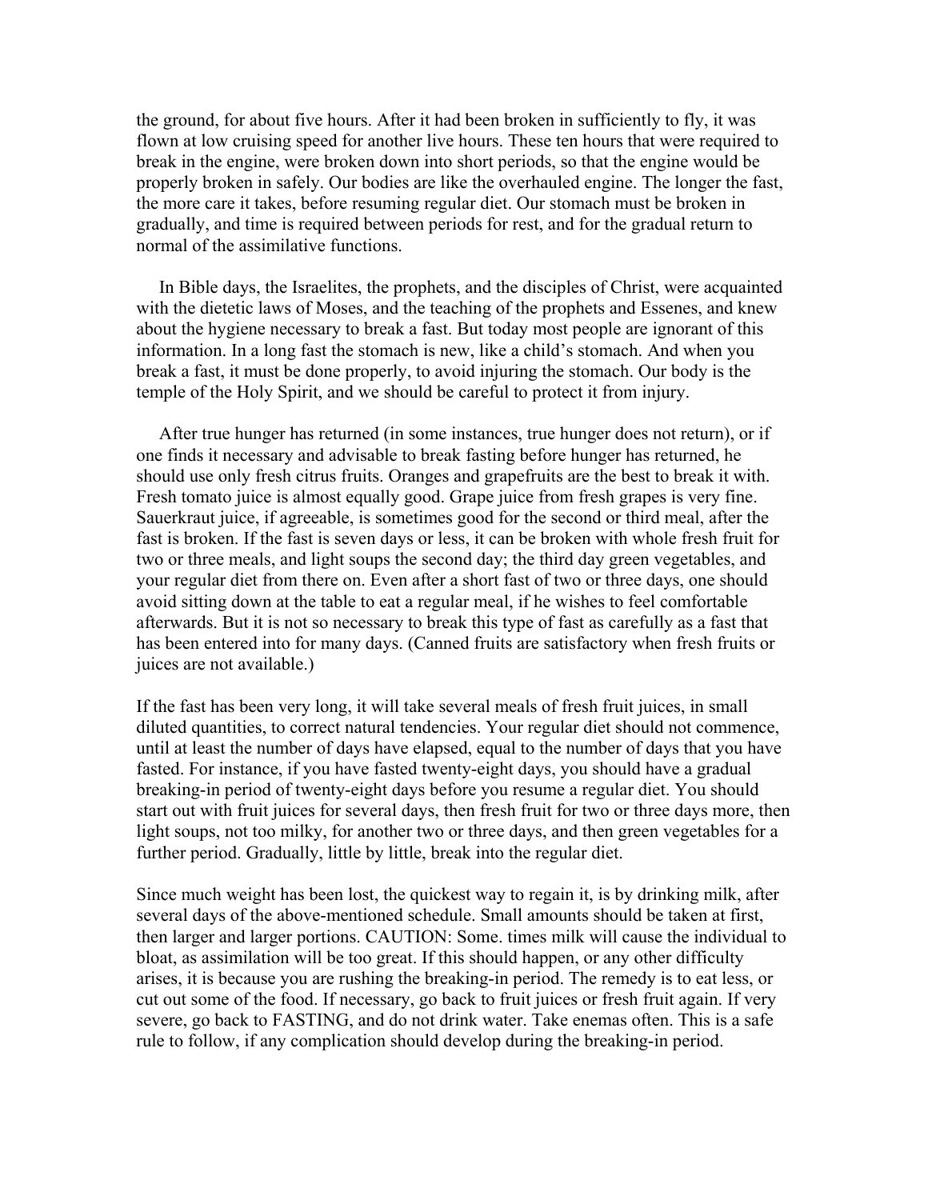the ground, for about five hours. After it had been broken in sufficiently to fly, it was flown at low cruising speed for another live hours. These ten hours that were required to break in the engine, were broken down into short periods, so that the engine would be properly broken in safely. Our bodies are like the overhauled engine. The longer the fast, the more care it takes, before resuming regular diet. Our stomach must be broken in gradually, and time is required between periods for rest, and for the gradual return to normal of the assimilative functions.

In Bible days, the Israelites, the prophets, and the disciples of Christ, were acquainted with the dietetic laws of Moses, and the teaching of the prophets and Essenes, and knew about the hygiene necessary to break a fast. But today most people are ignorant of this information. In a long fast the stomach is new, like a child's stomach. And when you break a fast, it must be done properly, to avoid injuring the stomach. Our body is the temple of the Holy Spirit, and we should be careful to protect it from injury.

After true hunger has returned (in some instances, true hunger does not return), or if one finds it necessary and advisable to break fasting before hunger has returned, he should use only fresh citrus fruits. Oranges and grapefruits are the best to break it with. Fresh tomato juice is almost equally good. Grape juice from fresh grapes is very fine. Sauerkraut juice, if agreeable, is sometimes good for the second or third meal, after the fast is broken. If the fast is seven days or less, it can be broken with whole fresh fruit for two or three meals, and light soups the second day; the third day green vegetables, and your regular diet from there on. Even after a short fast of two or three days, one should avoid sitting down at the table to eat a regular meal, if he wishes to feel comfortable afterwards. But it is not so necessary to break this type of fast as carefully as a fast that has been entered into for many days. (Canned fruits are satisfactory when fresh fruits or juices are not available.)

If the fast has been very long, it will take several meals of fresh fruit juices, in small diluted quantities, to correct natural tendencies. Your regular diet should not commence, until at least the number of days have elapsed, equal to the number of days that you have fasted. For instance, if you have fasted twenty-eight days, you should have a gradual breaking-in period of twenty-eight days before you resume a regular diet. You should start out with fruit juices for several days, then fresh fruit for two or three days more, then light soups, not too milky, for another two or three days, and then green vegetables for a further period. Gradually, little by little, break into the regular diet.

Since much weight has been lost, the quickest way to regain it, is by drinking milk, after several days of the above-mentioned schedule. Small amounts should be taken at first, then larger and larger portions. CAUTION: Some. times milk will cause the individual to bloat, as assimilation will be too great. If this should happen, or any other difficulty arises, it is because you are rushing the breaking-in period. The remedy is to eat less, or cut out some of the food. If necessary, go back to fruit juices or fresh fruit again. If very severe, go back to FASTING, and do not drink water. Take enemas often. This is a safe rule to follow, if any complication should develop during the breaking-in period.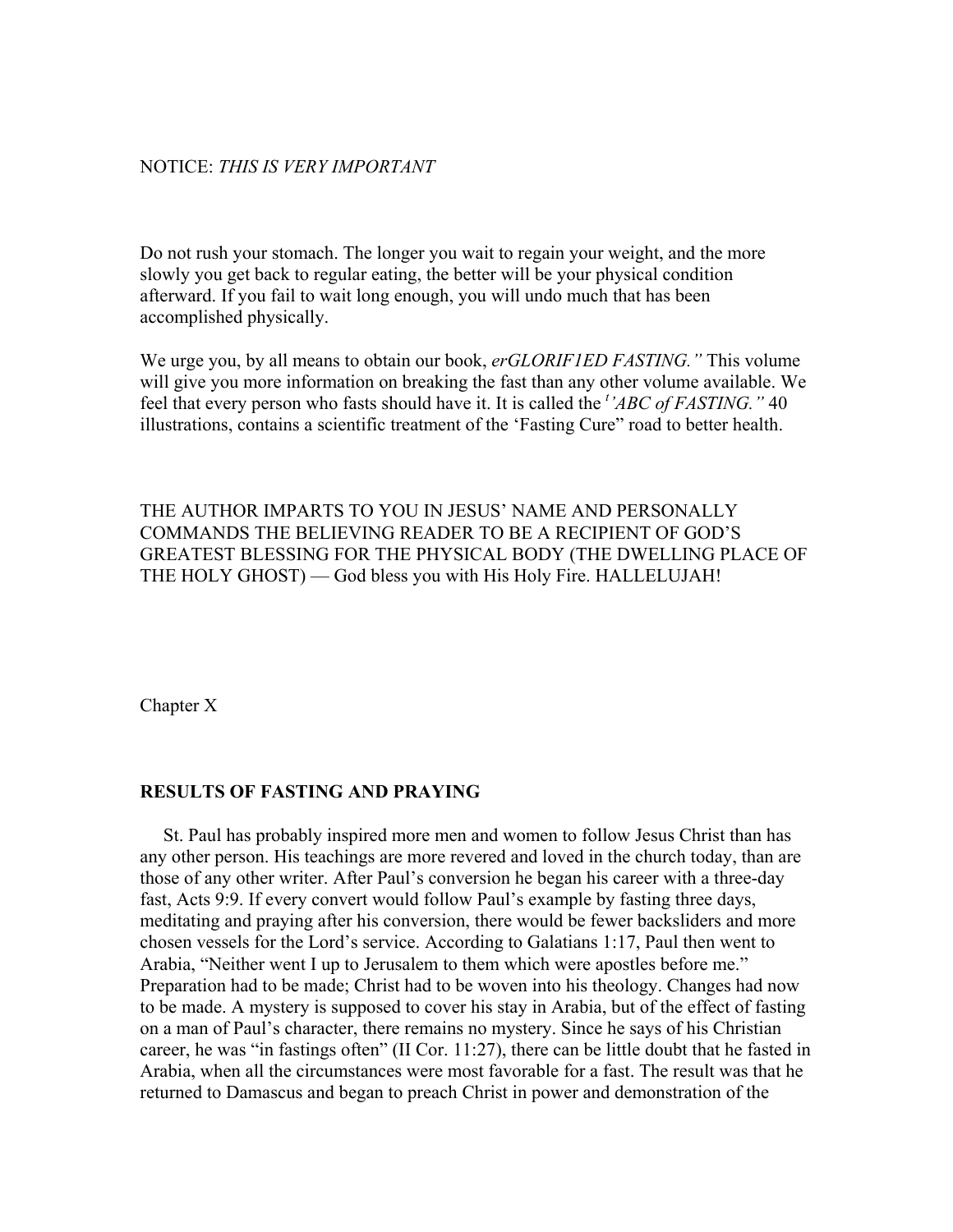NOTICE: *THIS IS VERY IMPORTANT*

Do not rush your stomach. The longer you wait to regain your weight, and the more slowly you get back to regular eating, the better will be your physical condition afterward. If you fail to wait long enough, you will undo much that has been accomplished physically.

We urge you, by all means to obtain our book, *erGLORIF1ED FASTING."* This volume will give you more information on breaking the fast than any other volume available. We feel that every person who fasts should have it. It is called the *'"ABC of FASTING."* 40 illustrations, contains a scientific treatment of the 'Fasting Cure" road to better health.

THE AUTHOR IMPARTS TO YOU IN JESUS' NAME AND PERSONALLY COMMANDS THE BELIEVING READER TO BE A RECIPIENT OF GOD'S GREATEST BLESSING FOR THE PHYSICAL BODY (THE DWELLING PLACE OF THE HOLY GHOST) — God bless you with His Holy Fire. HALLELUJAH!

Chapter X

## RESULTS OF FASTING AND PRAYING

St. Paul has probably inspired more men and women to follow Jesus Christ than has any other person. His teachings are more revered and loved in the church today, than are those of any other writer. After Paul's conversion he began his career with a three-day fast, Acts 9:9. If every convert would follow Paul's example by fasting three days, meditating and praying after his conversion, there would be fewer backsliders and more chosen vessels for the Lord's service. According to Galatians 1:17, Paul then went to Arabia, "Neither went I up to Jerusalem to them which were apostles before me." Preparation had to be made; Christ had to be woven into his theology. Changes had now to be made. A mystery is supposed to cover his stay in Arabia, but of the effect of fasting on a man of Paul's character, there remains no mystery. Since he says of his Christian career, he was "in fastings often" (II Cor. 11:27), there can be little doubt that he fasted in Arabia, when all the circumstances were most favorable for a fast. The result was that he returned to Damascus and began to preach Christ in power and demonstration of the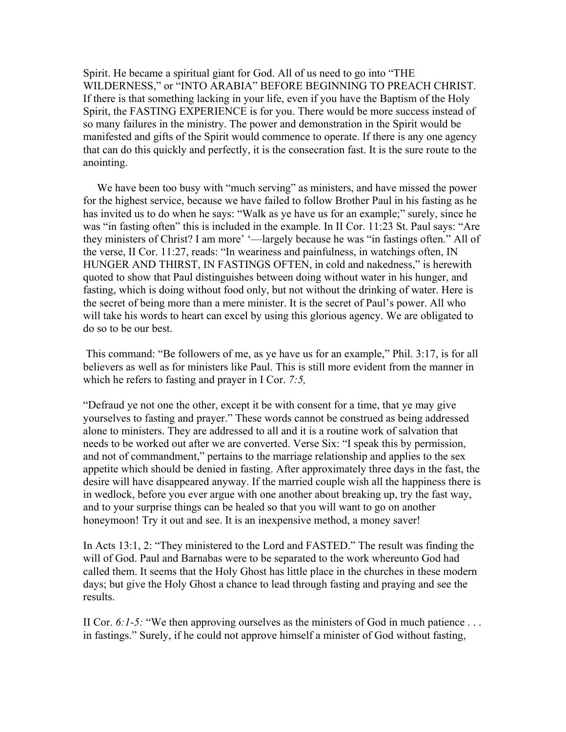Spirit. He became a spiritual giant for God. All of us need to go into "THE WILDERNESS," or "INTO ARABIA" BEFORE BEGINNING TO PREACH CHRIST. If there is that something lacking in your life, even if you have the Baptism of the Holy Spirit, the FASTING EXPERIENCE is for you. There would be more success instead of so many failures in the ministry. The power and demonstration in the Spirit would be manifested and gifts of the Spirit would commence to operate. If there is any one agency that can do this quickly and perfectly, it is the consecration fast. It is the sure route to the anointing.

We have been too busy with "much serving" as ministers, and have missed the power for the highest service, because we have failed to follow Brother Paul in his fasting as he has invited us to do when he says: "Walk as ye have us for an example;" surely, since he was "in fasting often" this is included in the example. In II Cor. 11:23 St. Paul says: "Are they ministers of Christ? I am more' '—largely because he was "in fastings often." All of the verse, II Cor. 11:27, reads: "In weariness and painfulness, in watchings often, IN HUNGER AND THIRST, IN FASTINGS OFTEN, in cold and nakedness," is herewith quoted to show that Paul distinguishes between doing without water in his hunger, and fasting, which is doing without food only, but not without the drinking of water. Here is the secret of being more than a mere minister. It is the secret of Paul's power. All who will take his words to heart can excel by using this glorious agency. We are obligated to do so to be our best.

This command: "Be followers of me, as ye have us for an example," Phil. 3:17, is for all believers as well as for ministers like Paul. This is still more evident from the manner in which he refers to fasting and prayer in I Cor. *7:5,*

"Defraud ye not one the other, except it be with consent for a time, that ye may give yourselves to fasting and prayer." These words cannot be construed as being addressed alone to ministers. They are addressed to all and it is a routine work of salvation that needs to be worked out after we are converted. Verse Six: "I speak this by permission, and not of commandment," pertains to the marriage relationship and applies to the sex appetite which should be denied in fasting. After approximately three days in the fast, the desire will have disappeared anyway. If the married couple wish all the happiness there is in wedlock, before you ever argue with one another about breaking up, try the fast way, and to your surprise things can be healed so that you will want to go on another honeymoon! Try it out and see. It is an inexpensive method, a money saver!

In Acts 13:1, 2: "They ministered to the Lord and FASTED." The result was finding the will of God. Paul and Barnabas were to be separated to the work whereunto God had called them. It seems that the Holy Ghost has little place in the churches in these modern days; but give the Holy Ghost a chance to lead through fasting and praying and see the results.

II Cor. *6:1-5:* "We then approving ourselves as the ministers of God in much patience . . . in fastings." Surely, if he could not approve himself a minister of God without fasting,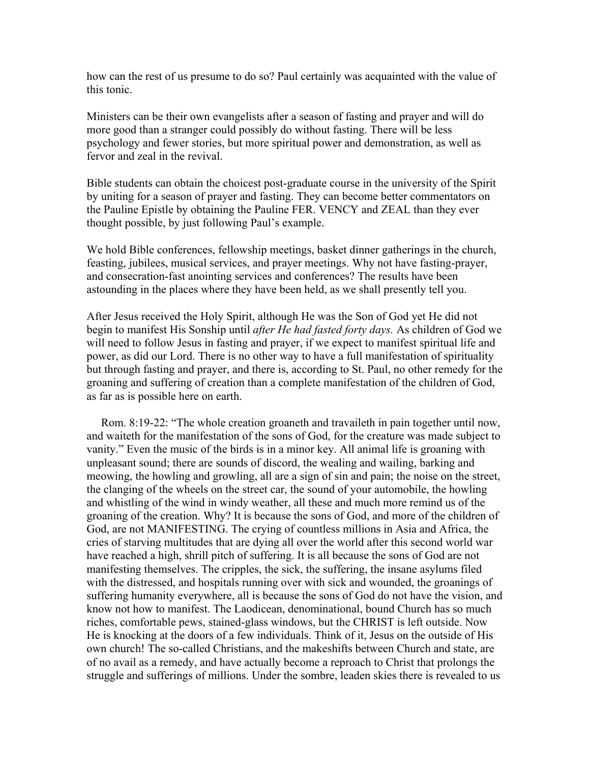how can the rest of us presume to do so? Paul certainly was acquainted with the value of this tonic.

Ministers can be their own evangelists after a season of fasting and prayer and will do more good than a stranger could possibly do without fasting. There will be less psychology and fewer stories, but more spiritual power and demonstration, as well as fervor and zeal in the revival.

Bible students can obtain the choicest post-graduate course in the university of the Spirit by uniting for a season of prayer and fasting. They can become better commentators on the Pauline Epistle by obtaining the Pauline FER. VENCY and ZEAL than they ever thought possible, by just following Paul's example.

We hold Bible conferences, fellowship meetings, basket dinner gatherings in the church, feasting, jubilees, musical services, and prayer meetings. Why not have fasting-prayer, and consecration-fast anointing services and conferences? The results have been astounding in the places where they have been held, as we shall presently tell you.

After Jesus received the Holy Spirit, although He was the Son of God yet He did not begin to manifest His Sonship until *after He had fasted forty days.* As children of God we will need to follow Jesus in fasting and prayer, if we expect to manifest spiritual life and power, as did our Lord. There is no other way to have a full manifestation of spirituality but through fasting and prayer, and there is, according to St. Paul, no other remedy for the groaning and suffering of creation than a complete manifestation of the children of God, as far as is possible here on earth.

Rom. 8:19-22: "The whole creation groaneth and travaileth in pain together until now, and waiteth for the manifestation of the sons of God, for the creature was made subject to vanity." Even the music of the birds is in a minor key. All animal life is groaning with unpleasant sound; there are sounds of discord, the wealing and wailing, barking and meowing, the howling and growling, all are a sign of sin and pain; the noise on the street, the clanging of the wheels on the street car, the sound of your automobile, the howling and whistling of the wind in windy weather, all these and much more remind us of the groaning of the creation. Why? It is because the sons of God, and more of the children of God, are not MANIFESTING. The crying of countless millions in Asia and Africa, the cries of starving multitudes that are dying all over the world after this second world war have reached a high, shrill pitch of suffering. It is all because the sons of God are not manifesting themselves. The cripples, the sick, the suffering, the insane asylums filed with the distressed, and hospitals running over with sick and wounded, the groanings of suffering humanity everywhere, all is because the sons of God do not have the vision, and know not how to manifest. The Laodicean, denominational, bound Church has so much riches, comfortable pews, stained-glass windows, but the CHRIST is left outside. Now He is knocking at the doors of a few individuals. Think of it, Jesus on the outside of His own church! The so-called Christians, and the makeshifts between Church and state, are of no avail as a remedy, and have actually become a reproach to Christ that prolongs the struggle and sufferings of millions. Under the sombre, leaden skies there is revealed to us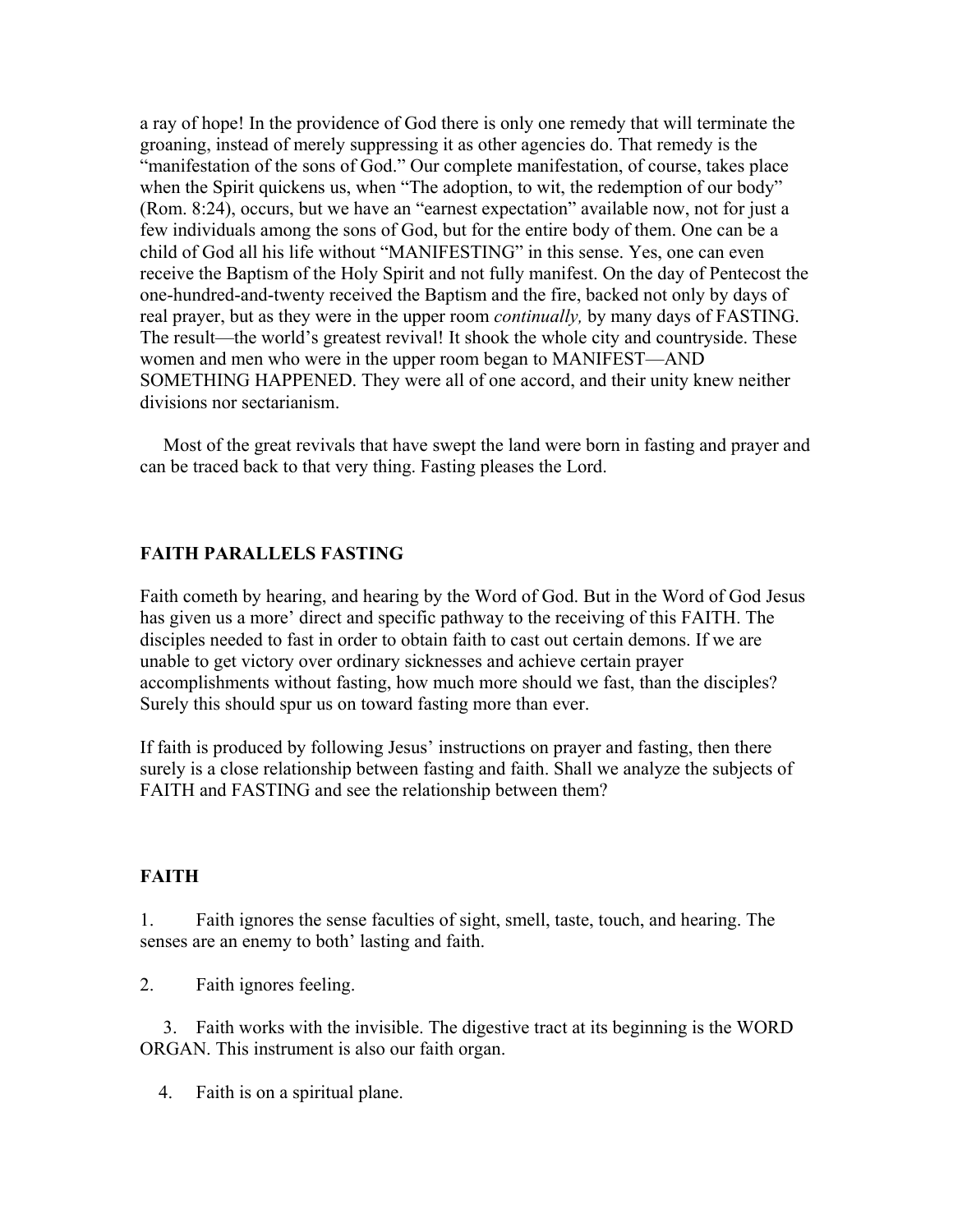a ray of hope! In the providence of God there is only one remedy that will terminate the groaning, instead of merely suppressing it as other agencies do. That remedy is the "manifestation of the sons of God." Our complete manifestation, of course, takes place when the Spirit quickens us, when "The adoption, to wit, the redemption of our body" (Rom. 8:24), occurs, but we have an "earnest expectation" available now, not for just a few individuals among the sons of God, but for the entire body of them. One can be a child of God all his life without "MANIFESTING" in this sense. Yes, one can even receive the Baptism of the Holy Spirit and not fully manifest. On the day of Pentecost the one-hundred-and-twenty received the Baptism and the fire, backed not only by days of real prayer, but as they were in the upper room *continually,* by many days of FASTING. The result—the world's greatest revival! It shook the whole city and countryside. These women and men who were in the upper room began to MANIFEST—AND SOMETHING HAPPENED. They were all of one accord, and their unity knew neither divisions nor sectarianism.

Most of the great revivals that have swept the land were born in fasting and prayer and can be traced back to that very thing. Fasting pleases the Lord.

## FAITH PARALLELS FASTING

Faith cometh by hearing, and hearing by the Word of God. But in the Word of God Jesus has given us a more' direct and specific pathway to the receiving of this FAITH. The disciples needed to fast in order to obtain faith to cast out certain demons. If we are unable to get victory over ordinary sicknesses and achieve certain prayer accomplishments without fasting, how much more should we fast, than the disciples? Surely this should spur us on toward fasting more than ever.

If faith is produced by following Jesus' instructions on prayer and fasting, then there surely is a close relationship between fasting and faith. Shall we analyze the subjects of FAITH and FASTING and see the relationship between them?

## FAITH

1. Faith ignores the sense faculties of sight, smell, taste, touch, and hearing. The senses are an enemy to both' lasting and faith.

2. Faith ignores feeling.

3. Faith works with the invisible. The digestive tract at its beginning is the WORD ORGAN. This instrument is also our faith organ.

4. Faith is on a spiritual plane.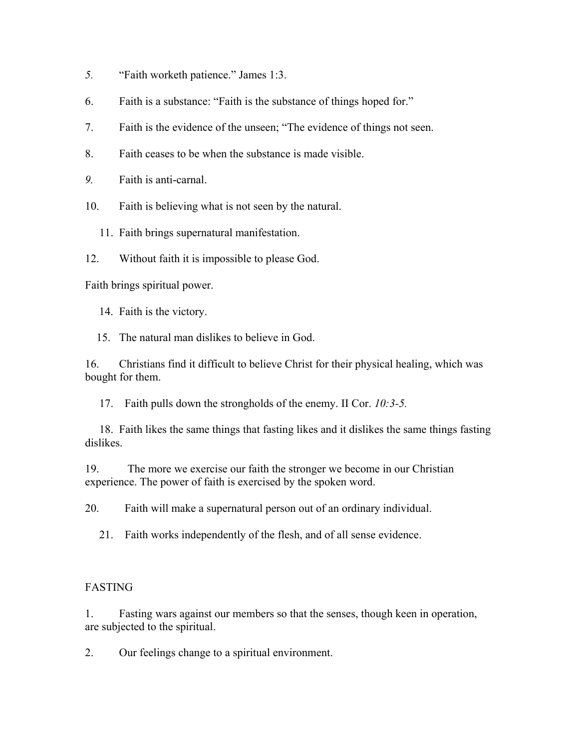5. "Faith worketh patience." James 1:3.

6. Faith is a substance: "Faith is the substance of things hoped for."

7. Faith is the evidence of the unseen; "The evidence of things not seen.

8. Faith ceases to be when the substance is made visible.

9. Faith is anti-carnal.

10. Faith is believing what is not seen by the natural.

11. Faith brings supernatural manifestation.

12. Without faith it is impossible to please God.

Faith brings spiritual power.

14. Faith is the victory.

15. The natural man dislikes to believe in God.

16. Christians find it difficult to believe Christ for their physical healing, which was bought for them.

17. Faith pulls down the strongholds of the enemy. II Cor. *10:3-5.*

18. Faith likes the same things that fasting likes and it dislikes the same things fasting dislikes.

19. The more we exercise our faith the stronger we become in our Christian experience. The power of faith is exercised by the spoken word.

20. Faith will make a supernatural person out of an ordinary individual.

21. Faith works independently of the flesh, and of all sense evidence.

FASTING

1. Fasting wars against our members so that the senses, though keen in operation, are subjected to the spiritual.

2. Our feelings change to a spiritual environment.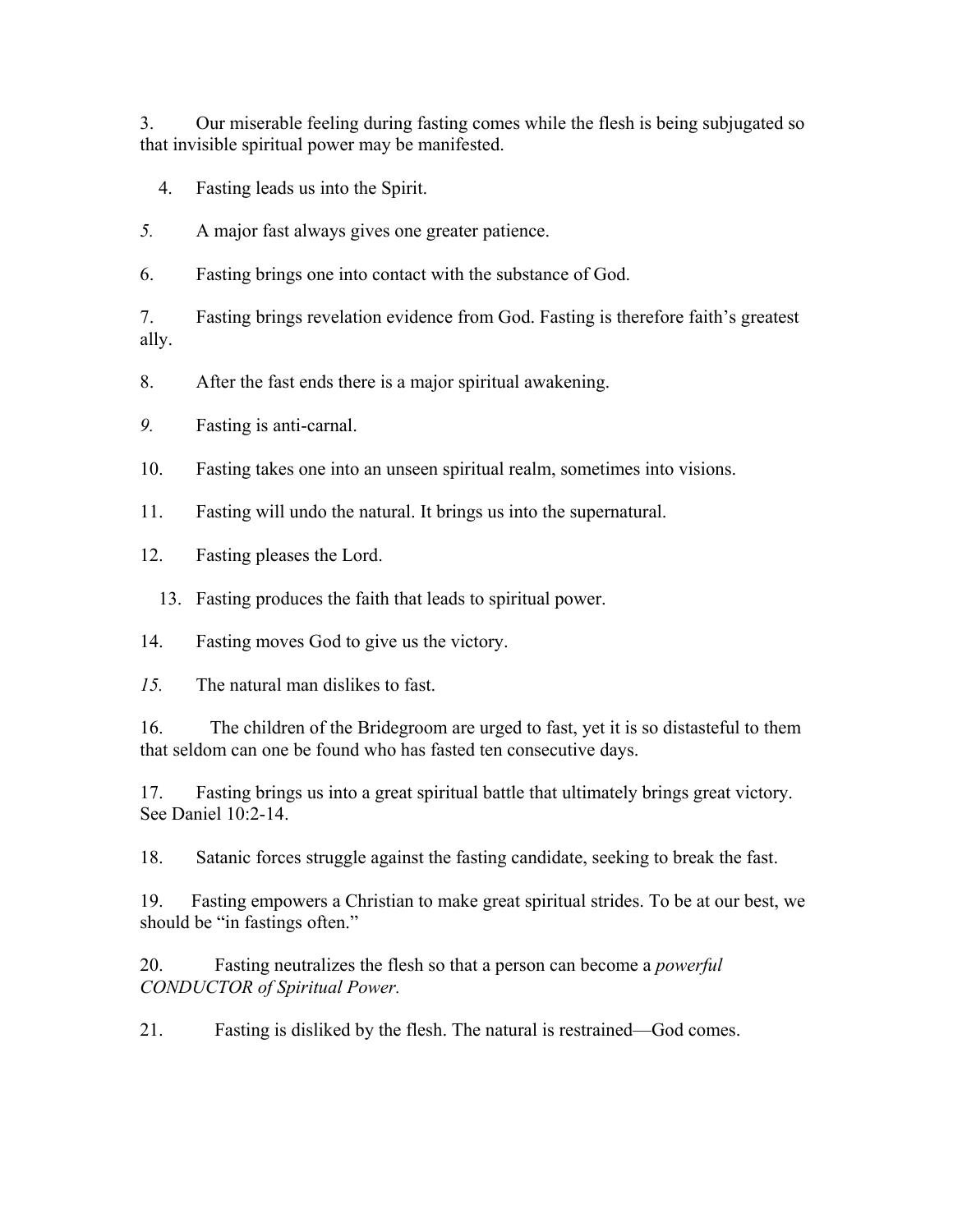3. Our miserable feeling during fasting comes while the flesh is being subjugated so that invisible spiritual power may be manifested.

4. Fasting leads us into the Spirit.

5. A major fast always gives one greater patience.

6. Fasting brings one into contact with the substance of God.

7. Fasting brings revelation evidence from God. Fasting is therefore faith's greatest ally.

8. After the fast ends there is a major spiritual awakening.

9. Fasting is anti-carnal.

10. Fasting takes one into an unseen spiritual realm, sometimes into visions.

11. Fasting will undo the natural. It brings us into the supernatural.

12. Fasting pleases the Lord.

13. Fasting produces the faith that leads to spiritual power.

14. Fasting moves God to give us the victory.

15. The natural man dislikes to fast.

16. The children of the Bridegroom are urged to fast, yet it is so distasteful to them that seldom can one be found who has fasted ten consecutive days.

17. Fasting brings us into a great spiritual battle that ultimately brings great victory. See Daniel 10:2-14.

18. Satanic forces struggle against the fasting candidate, seeking to break the fast.

19. Fasting empowers a Christian to make great spiritual strides. To be at our best, we should be "in fastings often."

20. Fasting neutralizes the flesh so that a person can become a *powerful CONDUCTOR of Spiritual Power.*

21. Fasting is disliked by the flesh. The natural is restrained—God comes.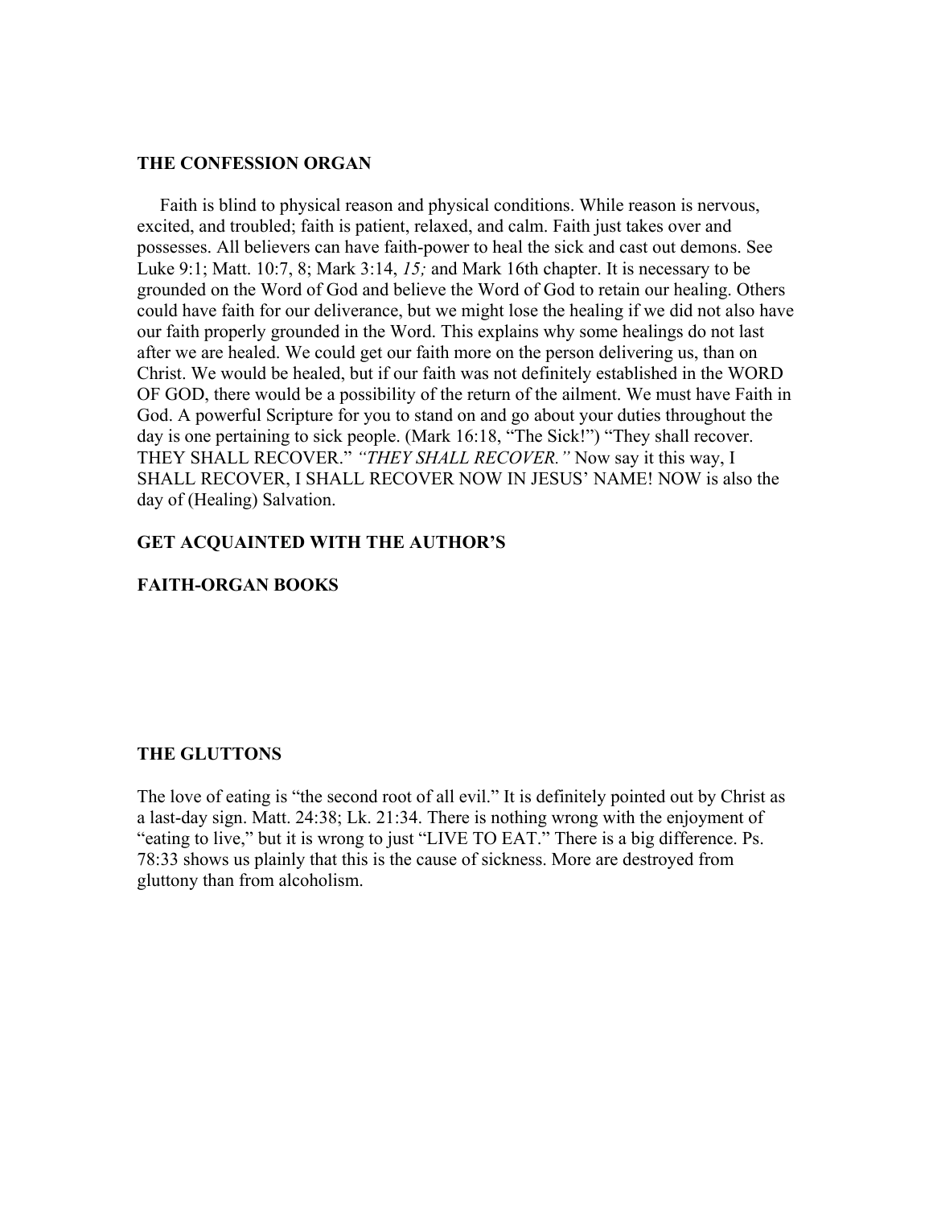## THE CONFESSION ORGAN

Faith is blind to physical reason and physical conditions. While reason is nervous, excited, and troubled; faith is patient, relaxed, and calm. Faith just takes over and possesses. All believers can have faith-power to heal the sick and cast out demons. See Luke 9:1; Matt. 10:7, 8; Mark 3:14, *15;* and Mark 16th chapter. It is necessary to be grounded on the Word of God and believe the Word of God to retain our healing. Others could have faith for our deliverance, but we might lose the healing if we did not also have our faith properly grounded in the Word. This explains why some healings do not last after we are healed. We could get our faith more on the person delivering us, than on Christ. We would be healed, but if our faith was not definitely established in the WORD OF GOD, there would be a possibility of the return of the ailment. We must have Faith in God. A powerful Scripture for you to stand on and go about your duties throughout the day is one pertaining to sick people. (Mark 16:18, "The Sick!") "They shall recover. THEY SHALL RECOVER." *"THEY SHALL RECOVER."* Now say it this way, I SHALL RECOVER, I SHALL RECOVER NOW IN JESUS' NAME! NOW is also the day of (Healing) Salvation.

## GET ACQUAINTED WITH THE AUTHOR'S

## FAITH-ORGAN BOOKS

## THE GLUTTONS

The love of eating is "the second root of all evil." It is definitely pointed out by Christ as a last-day sign. Matt. 24:38; Lk. 21:34. There is nothing wrong with the enjoyment of "eating to live," but it is wrong to just "LIVE TO EAT." There is a big difference. Ps. 78:33 shows us plainly that this is the cause of sickness. More are destroyed from gluttony than from alcoholism.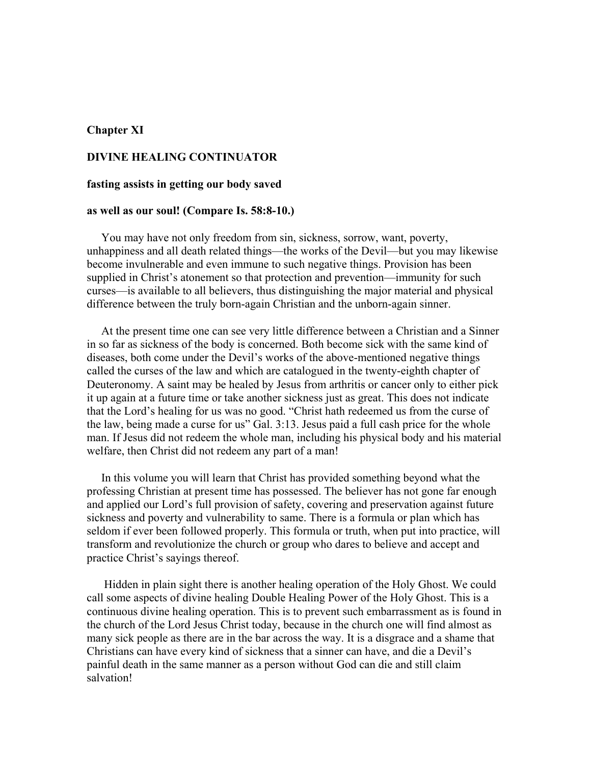**Chapter XI**

**DIVINE HEALING CONTINUATOR**

**fasting assists in getting our body saved**

**as well as our soul! (Compare Is. 58:8-10.)**

You may have not only freedom from sin, sickness, sorrow, want, poverty, unhappiness and all death related things—the works of the Devil—but you may likewise become invulnerable and even immune to such negative things. Provision has been supplied in Christ's atonement so that protection and prevention—immunity for such curses—is available to all believers, thus distinguishing the major material and physical difference between the truly born-again Christian and the unborn-again sinner.

At the present time one can see very little difference between a Christian and a Sinner in so far as sickness of the body is concerned. Both become sick with the same kind of diseases, both come under the Devil's works of the above-mentioned negative things called the curses of the law and which are catalogued in the twenty-eighth chapter of Deuteronomy. A saint may be healed by Jesus from arthritis or cancer only to either pick it up again at a future time or take another sickness just as great. This does not indicate that the Lord's healing for us was no good. "Christ hath redeemed us from the curse of the law, being made a curse for us" Gal. 3:13. Jesus paid a full cash price for the whole man. If Jesus did not redeem the whole man, including his physical body and his material welfare, then Christ did not redeem any part of a man!

In this volume you will learn that Christ has provided something beyond what the professing Christian at present time has possessed. The believer has not gone far enough and applied our Lord's full provision of safety, covering and preservation against future sickness and poverty and vulnerability to same. There is a formula or plan which has seldom if ever been followed properly. This formula or truth, when put into practice, will transform and revolutionize the church or group who dares to believe and accept and practice Christ's sayings thereof.

Hidden in plain sight there is another healing operation of the Holy Ghost. We could call some aspects of divine healing Double Healing Power of the Holy Ghost. This is a continuous divine healing operation. This is to prevent such embarrassment as is found in the church of the Lord Jesus Christ today, because in the church one will find almost as many sick people as there are in the bar across the way. It is a disgrace and a shame that Christians can have every kind of sickness that a sinner can have, and die a Devil's painful death in the same manner as a person without God can die and still claim salvation!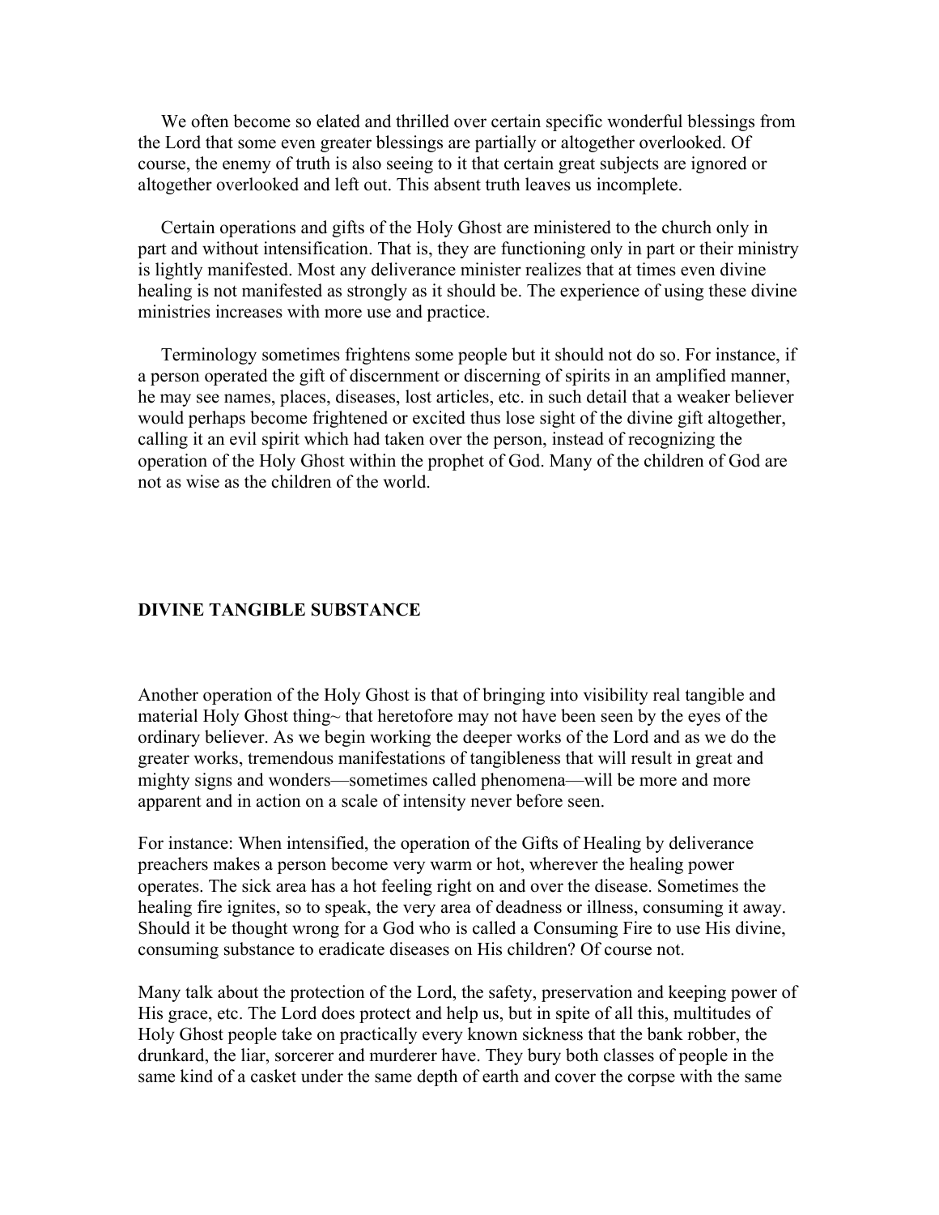We often become so elated and thrilled over certain specific wonderful blessings from the Lord that some even greater blessings are partially or altogether overlooked. Of course, the enemy of truth is also seeing to it that certain great subjects are ignored or altogether overlooked and left out. This absent truth leaves us incomplete.

Certain operations and gifts of the Holy Ghost are ministered to the church only in part and without intensification. That is, they are functioning only in part or their ministry is lightly manifested. Most any deliverance minister realizes that at times even divine healing is not manifested as strongly as it should be. The experience of using these divine ministries increases with more use and practice.

Terminology sometimes frightens some people but it should not do so. For instance, if a person operated the gift of discernment or discerning of spirits in an amplified manner, he may see names, places, diseases, lost articles, etc. in such detail that a weaker believer would perhaps become frightened or excited thus lose sight of the divine gift altogether, calling it an evil spirit which had taken over the person, instead of recognizing the operation of the Holy Ghost within the prophet of God. Many of the children of God are not as wise as the children of the world.

**DIVINE TANGIBLE SUBSTANCE**

Another operation of the Holy Ghost is that of bringing into visibility real tangible and material Holy Ghost thing~ that heretofore may not have been seen by the eyes of the ordinary believer. As we begin working the deeper works of the Lord and as we do the greater works, tremendous manifestations of tangibleness that will result in great and mighty signs and wonders—sometimes called phenomena—will be more and more apparent and in action on a scale of intensity never before seen.

For instance: When intensified, the operation of the Gifts of Healing by deliverance preachers makes a person become very warm or hot, wherever the healing power operates. The sick area has a hot feeling right on and over the disease. Sometimes the healing fire ignites, so to speak, the very area of deadness or illness, consuming it away. Should it be thought wrong for a God who is called a Consuming Fire to use His divine, consuming substance to eradicate diseases on His children? Of course not.

Many talk about the protection of the Lord, the safety, preservation and keeping power of His grace, etc. The Lord does protect and help us, but in spite of all this, multitudes of Holy Ghost people take on practically every known sickness that the bank robber, the drunkard, the liar, sorcerer and murderer have. They bury both classes of people in the same kind of a casket under the same depth of earth and cover the corpse with the same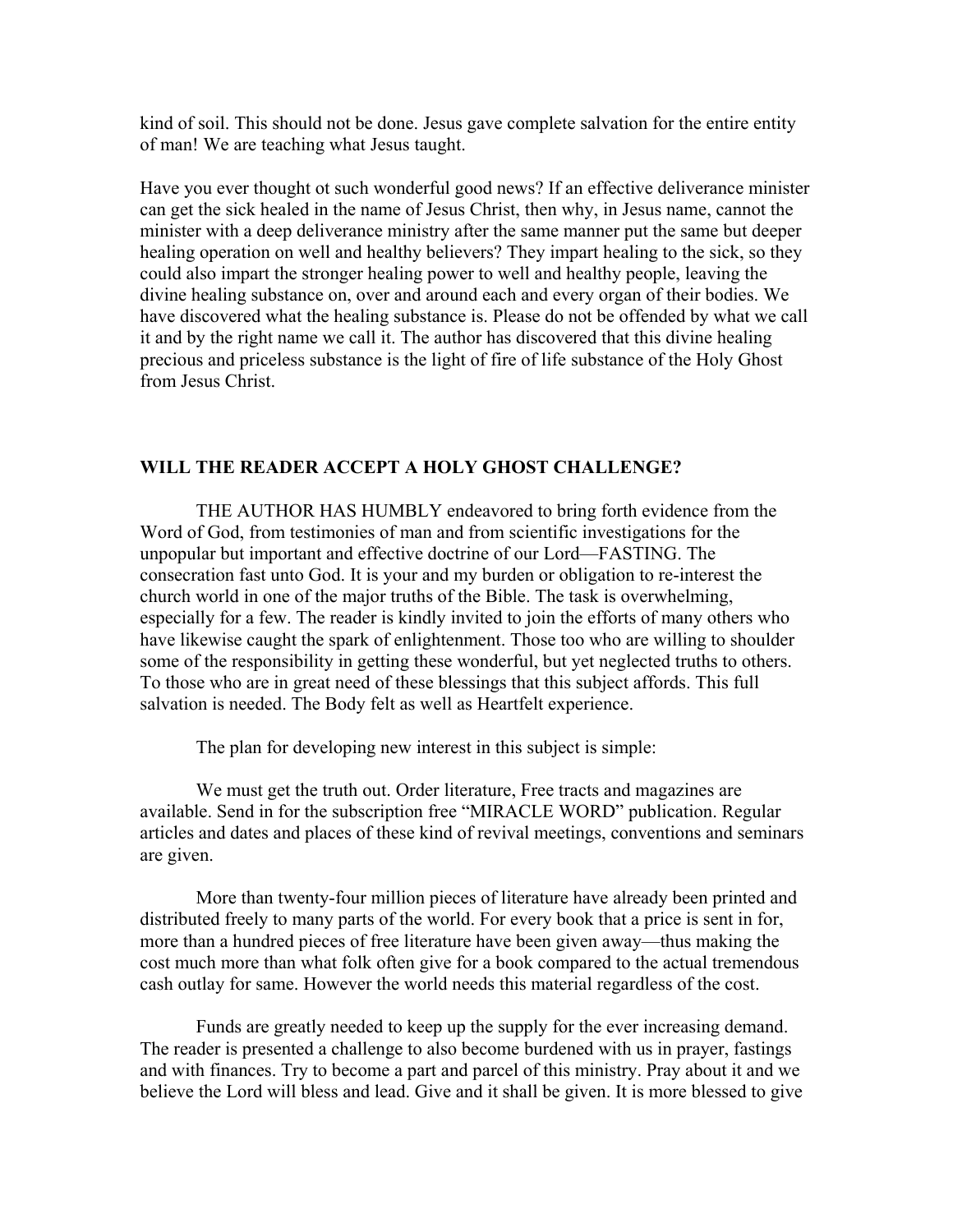kind of soil. This should not be done. Jesus gave complete salvation for the entire entity of man! We are teaching what Jesus taught.

Have you ever thought ot such wonderful good news? If an effective deliverance minister can get the sick healed in the name of Jesus Christ, then why, in Jesus name, cannot the minister with a deep deliverance ministry after the same manner put the same but deeper healing operation on well and healthy believers? They impart healing to the sick, so they could also impart the stronger healing power to well and healthy people, leaving the divine healing substance on, over and around each and every organ of their bodies. We have discovered what the healing substance is. Please do not be offended by what we call it and by the right name we call it. The author has discovered that this divine healing precious and priceless substance is the light of fire of life substance of the Holy Ghost from Jesus Christ.

## WILL THE READER ACCEPT A HOLY GHOST CHALLENGE?

THE AUTHOR HAS HUMBLY endeavored to bring forth evidence from the Word of God, from testimonies of man and from scientific investigations for the unpopular but important and effective doctrine of our Lord—FASTING. The consecration fast unto God. It is your and my burden or obligation to re-interest the church world in one of the major truths of the Bible. The task is overwhelming, especially for a few. The reader is kindly invited to join the efforts of many others who have likewise caught the spark of enlightenment. Those too who are willing to shoulder some of the responsibility in getting these wonderful, but yet neglected truths to others. To those who are in great need of these blessings that this subject affords. This full salvation is needed. The Body felt as well as Heartfelt experience.

The plan for developing new interest in this subject is simple:

We must get the truth out. Order literature, Free tracts and magazines are available. Send in for the subscription free "MIRACLE WORD" publication. Regular articles and dates and places of these kind of revival meetings, conventions and seminars are given.

More than twenty-four million pieces of literature have already been printed and distributed freely to many parts of the world. For every book that a price is sent in for, more than a hundred pieces of free literature have been given away—thus making the cost much more than what folk often give for a book compared to the actual tremendous cash outlay for same. However the world needs this material regardless of the cost.

Funds are greatly needed to keep up the supply for the ever increasing demand. The reader is presented a challenge to also become burdened with us in prayer, fastings and with finances. Try to become a part and parcel of this ministry. Pray about it and we believe the Lord will bless and lead. Give and it shall be given. It is more blessed to give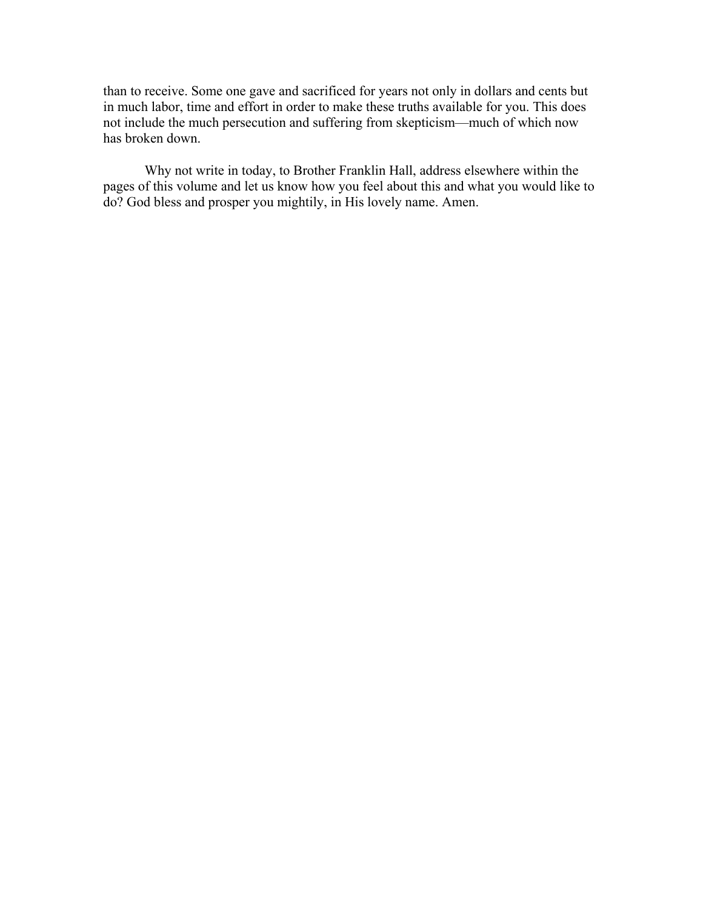than to receive. Some one gave and sacrificed for years not only in dollars and cents but in much labor, time and effort in order to make these truths available for you. This does not include the much persecution and suffering from skepticism—much of which now has broken down.

Why not write in today, to Brother Franklin Hall, address elsewhere within the pages of this volume and let us know how you feel about this and what you would like to do? God bless and prosper you mightily, in His lovely name. Amen.